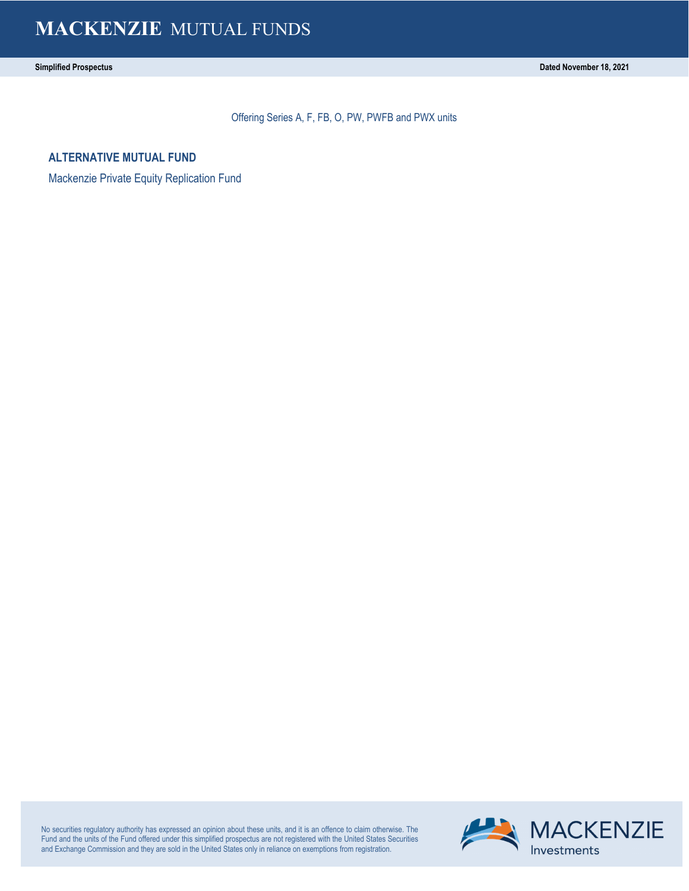# MACKENZIE MUTUAL FUNDS

**Simplified Prospectus** — **Dated November 18, 2021**

Offering Series A, F, FB, O, PW, PWFB and PWX units

## ALTERNATIVE MUTUAL FUND

Mackenzie Private Equity Replication Fund

No securities regulatory authority has expressed an opinion about these units, and it is an offence to claim otherwise. The Fund and the units of the Fund offered under this simplified prospectus are not registered with the United States Securities and Exchange Commission and they are sold in the United States only in reliance on exemptions from registration.

MACKENZIE Investments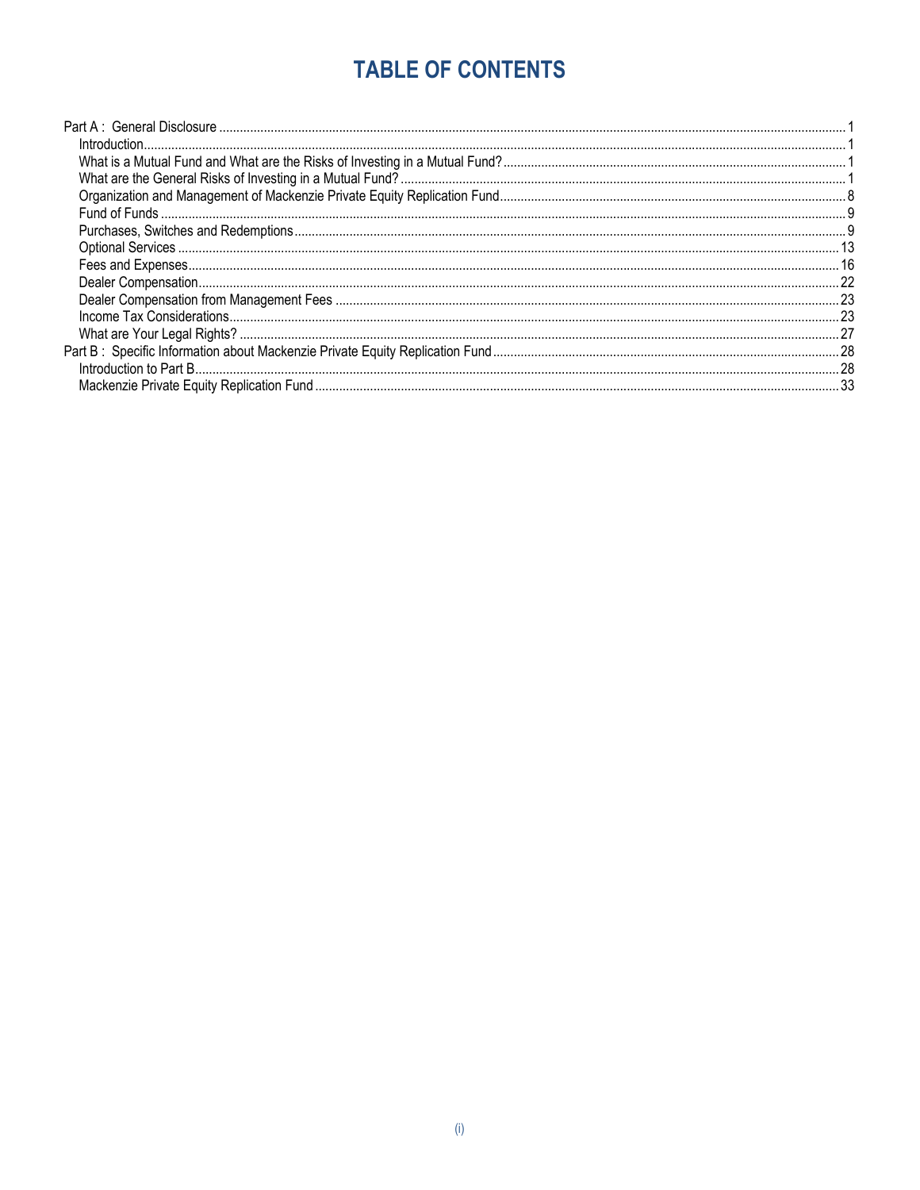# TABLE OF CONTENTS

- Part A : General Disclosure ........ 1
  - Introduction ........ 1
  - What is a Mutual Fund and What are the Risks of Investing in a Mutual Fund? ........ 1
  - What are the General Risks of Investing in a Mutual Fund? ........ 1
  - Organization and Management of Mackenzie Private Equity Replication Fund ........ 8
  - Fund of Funds ........ 9
  - Purchases, Switches and Redemptions ........ 9
  - Optional Services ........ 13
  - Fees and Expenses ........ 16
  - Dealer Compensation ........ 22
  - Dealer Compensation from Management Fees ........ 23
  - Income Tax Considerations ........ 23
  - What are Your Legal Rights? ........ 27
- Part B : Specific Information about Mackenzie Private Equity Replication Fund ........ 28
  - Introduction to Part B ........ 28
  - Mackenzie Private Equity Replication Fund ........ 33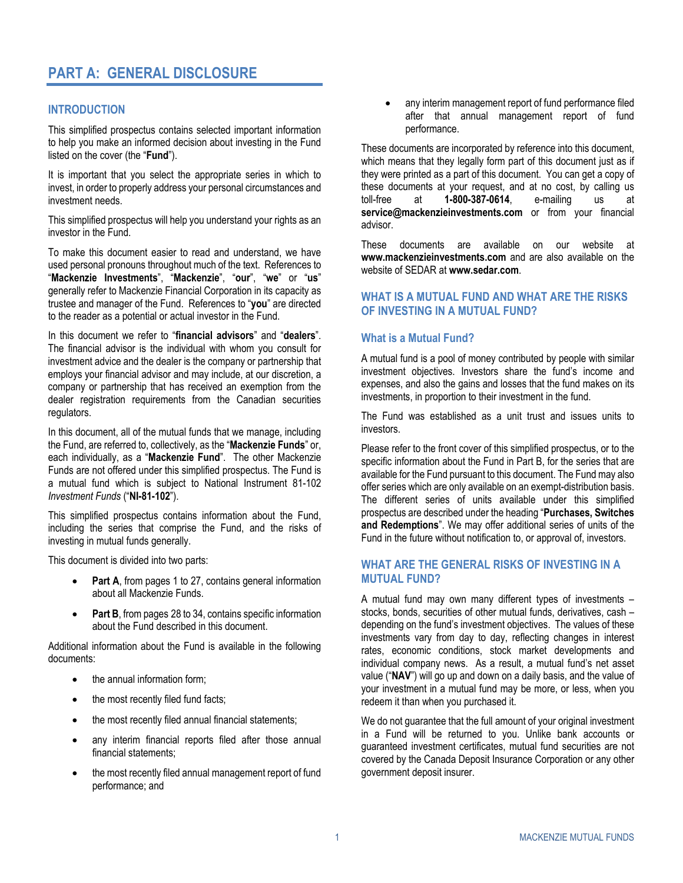# PART A: GENERAL DISCLOSURE

## INTRODUCTION

This simplified prospectus contains selected important information to help you make an informed decision about investing in the Fund listed on the cover (the "**Fund**").

It is important that you select the appropriate series in which to invest, in order to properly address your personal circumstances and investment needs.

This simplified prospectus will help you understand your rights as an investor in the Fund.

To make this document easier to read and understand, we have used personal pronouns throughout much of the text. References to "**Mackenzie Investments**", "**Mackenzie**", "**our**", "**we**" or "**us**" generally refer to Mackenzie Financial Corporation in its capacity as trustee and manager of the Fund. References to "**you**" are directed to the reader as a potential or actual investor in the Fund.

In this document we refer to "**financial advisors**" and "**dealers**". The financial advisor is the individual with whom you consult for investment advice and the dealer is the company or partnership that employs your financial advisor and may include, at our discretion, a company or partnership that has received an exemption from the dealer registration requirements from the Canadian securities regulators.

In this document, all of the mutual funds that we manage, including the Fund, are referred to, collectively, as the "**Mackenzie Funds**" or, each individually, as a "**Mackenzie Fund**". The other Mackenzie Funds are not offered under this simplified prospectus. The Fund is a mutual fund which is subject to National Instrument 81-102 *Investment Funds* ("**NI-81-102**").

This simplified prospectus contains information about the Fund, including the series that comprise the Fund, and the risks of investing in mutual funds generally.

This document is divided into two parts:

- **Part A**, from pages 1 to 27, contains general information about all Mackenzie Funds.
- **Part B**, from pages 28 to 34, contains specific information about the Fund described in this document.

Additional information about the Fund is available in the following documents:

- the annual information form;
- the most recently filed fund facts;
- the most recently filed annual financial statements;
- any interim financial reports filed after those annual financial statements;
- the most recently filed annual management report of fund performance; and
- any interim management report of fund performance filed after that annual management report of fund performance.

These documents are incorporated by reference into this document, which means that they legally form part of this document just as if they were printed as a part of this document. You can get a copy of these documents at your request, and at no cost, by calling us toll-free at **1-800-387-0614**, e-mailing us at **service@mackenzieinvestments.com** or from your financial advisor.

These documents are available on our website at **www.mackenzieinvestments.com** and are also available on the website of SEDAR at **www.sedar.com**.

## WHAT IS A MUTUAL FUND AND WHAT ARE THE RISKS OF INVESTING IN A MUTUAL FUND?

### What is a Mutual Fund?

A mutual fund is a pool of money contributed by people with similar investment objectives. Investors share the fund's income and expenses, and also the gains and losses that the fund makes on its investments, in proportion to their investment in the fund.

The Fund was established as a unit trust and issues units to investors.

Please refer to the front cover of this simplified prospectus, or to the specific information about the Fund in Part B, for the series that are available for the Fund pursuant to this document. The Fund may also offer series which are only available on an exempt-distribution basis. The different series of units available under this simplified prospectus are described under the heading "**Purchases, Switches and Redemptions**". We may offer additional series of units of the Fund in the future without notification to, or approval of, investors.

## WHAT ARE THE GENERAL RISKS OF INVESTING IN A MUTUAL FUND?

A mutual fund may own many different types of investments – stocks, bonds, securities of other mutual funds, derivatives, cash – depending on the fund's investment objectives. The values of these investments vary from day to day, reflecting changes in interest rates, economic conditions, stock market developments and individual company news. As a result, a mutual fund's net asset value ("**NAV**") will go up and down on a daily basis, and the value of your investment in a mutual fund may be more, or less, when you redeem it than when you purchased it.

We do not guarantee that the full amount of your original investment in a Fund will be returned to you. Unlike bank accounts or guaranteed investment certificates, mutual fund securities are not covered by the Canada Deposit Insurance Corporation or any other government deposit insurer.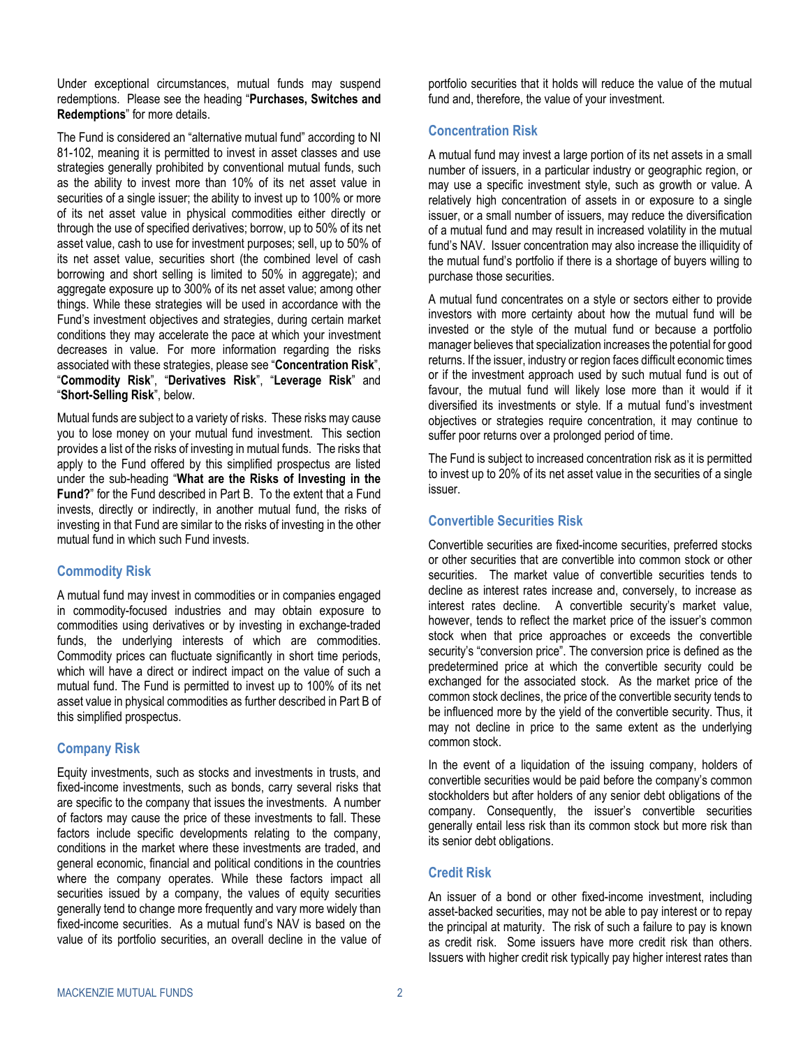Under exceptional circumstances, mutual funds may suspend redemptions. Please see the heading "**Purchases, Switches and Redemptions**" for more details.

The Fund is considered an "alternative mutual fund" according to NI 81-102, meaning it is permitted to invest in asset classes and use strategies generally prohibited by conventional mutual funds, such as the ability to invest more than 10% of its net asset value in securities of a single issuer; the ability to invest up to 100% or more of its net asset value in physical commodities either directly or through the use of specified derivatives; borrow, up to 50% of its net asset value, cash to use for investment purposes; sell, up to 50% of its net asset value, securities short (the combined level of cash borrowing and short selling is limited to 50% in aggregate); and aggregate exposure up to 300% of its net asset value; among other things. While these strategies will be used in accordance with the Fund's investment objectives and strategies, during certain market conditions they may accelerate the pace at which your investment decreases in value. For more information regarding the risks associated with these strategies, please see "**Concentration Risk**", "**Commodity Risk**", "**Derivatives Risk**", "**Leverage Risk**" and "**Short-Selling Risk**", below.

Mutual funds are subject to a variety of risks. These risks may cause you to lose money on your mutual fund investment. This section provides a list of the risks of investing in mutual funds. The risks that apply to the Fund offered by this simplified prospectus are listed under the sub-heading "**What are the Risks of Investing in the Fund?**" for the Fund described in Part B. To the extent that a Fund invests, directly or indirectly, in another mutual fund, the risks of investing in that Fund are similar to the risks of investing in the other mutual fund in which such Fund invests.

### Commodity Risk

A mutual fund may invest in commodities or in companies engaged in commodity-focused industries and may obtain exposure to commodities using derivatives or by investing in exchange-traded funds, the underlying interests of which are commodities. Commodity prices can fluctuate significantly in short time periods, which will have a direct or indirect impact on the value of such a mutual fund. The Fund is permitted to invest up to 100% of its net asset value in physical commodities as further described in Part B of this simplified prospectus.

### Company Risk

Equity investments, such as stocks and investments in trusts, and fixed-income investments, such as bonds, carry several risks that are specific to the company that issues the investments. A number of factors may cause the price of these investments to fall. These factors include specific developments relating to the company, conditions in the market where these investments are traded, and general economic, financial and political conditions in the countries where the company operates. While these factors impact all securities issued by a company, the values of equity securities generally tend to change more frequently and vary more widely than fixed-income securities. As a mutual fund's NAV is based on the value of its portfolio securities, an overall decline in the value of portfolio securities that it holds will reduce the value of the mutual fund and, therefore, the value of your investment.

### Concentration Risk

A mutual fund may invest a large portion of its net assets in a small number of issuers, in a particular industry or geographic region, or may use a specific investment style, such as growth or value. A relatively high concentration of assets in or exposure to a single issuer, or a small number of issuers, may reduce the diversification of a mutual fund and may result in increased volatility in the mutual fund's NAV. Issuer concentration may also increase the illiquidity of the mutual fund's portfolio if there is a shortage of buyers willing to purchase those securities.

A mutual fund concentrates on a style or sectors either to provide investors with more certainty about how the mutual fund will be invested or the style of the mutual fund or because a portfolio manager believes that specialization increases the potential for good returns. If the issuer, industry or region faces difficult economic times or if the investment approach used by such mutual fund is out of favour, the mutual fund will likely lose more than it would if it diversified its investments or style. If a mutual fund's investment objectives or strategies require concentration, it may continue to suffer poor returns over a prolonged period of time.

The Fund is subject to increased concentration risk as it is permitted to invest up to 20% of its net asset value in the securities of a single issuer.

### Convertible Securities Risk

Convertible securities are fixed-income securities, preferred stocks or other securities that are convertible into common stock or other securities. The market value of convertible securities tends to decline as interest rates increase and, conversely, to increase as interest rates decline. A convertible security's market value, however, tends to reflect the market price of the issuer's common stock when that price approaches or exceeds the convertible security's "conversion price". The conversion price is defined as the predetermined price at which the convertible security could be exchanged for the associated stock. As the market price of the common stock declines, the price of the convertible security tends to be influenced more by the yield of the convertible security. Thus, it may not decline in price to the same extent as the underlying common stock.

In the event of a liquidation of the issuing company, holders of convertible securities would be paid before the company's common stockholders but after holders of any senior debt obligations of the company. Consequently, the issuer's convertible securities generally entail less risk than its common stock but more risk than its senior debt obligations.

### Credit Risk

An issuer of a bond or other fixed-income investment, including asset-backed securities, may not be able to pay interest or to repay the principal at maturity. The risk of such a failure to pay is known as credit risk. Some issuers have more credit risk than others. Issuers with higher credit risk typically pay higher interest rates than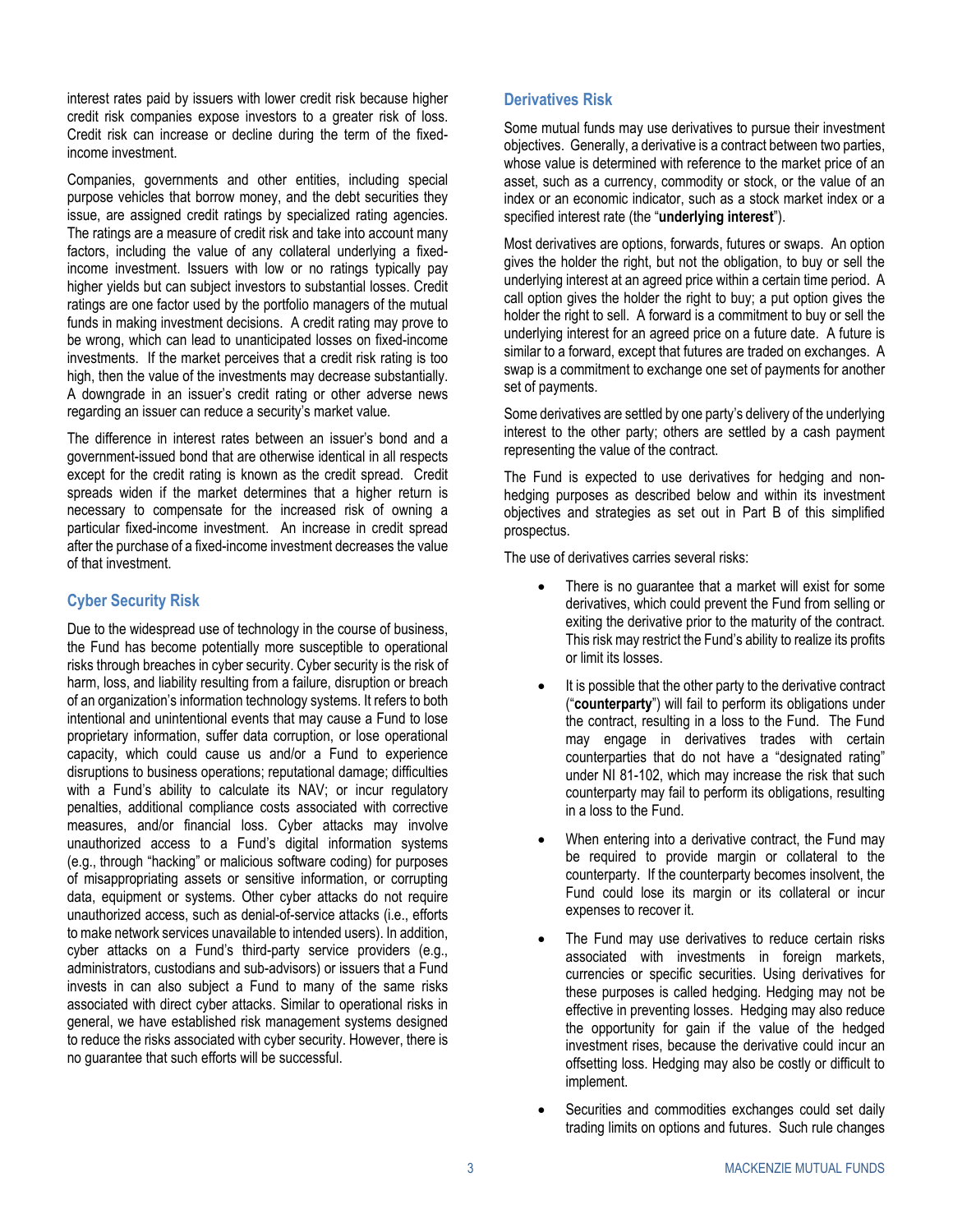interest rates paid by issuers with lower credit risk because higher credit risk companies expose investors to a greater risk of loss. Credit risk can increase or decline during the term of the fixed-income investment.

Companies, governments and other entities, including special purpose vehicles that borrow money, and the debt securities they issue, are assigned credit ratings by specialized rating agencies. The ratings are a measure of credit risk and take into account many factors, including the value of any collateral underlying a fixed-income investment. Issuers with low or no ratings typically pay higher yields but can subject investors to substantial losses. Credit ratings are one factor used by the portfolio managers of the mutual funds in making investment decisions. A credit rating may prove to be wrong, which can lead to unanticipated losses on fixed-income investments. If the market perceives that a credit risk rating is too high, then the value of the investments may decrease substantially. A downgrade in an issuer's credit rating or other adverse news regarding an issuer can reduce a security's market value.

The difference in interest rates between an issuer's bond and a government-issued bond that are otherwise identical in all respects except for the credit rating is known as the credit spread. Credit spreads widen if the market determines that a higher return is necessary to compensate for the increased risk of owning a particular fixed-income investment. An increase in credit spread after the purchase of a fixed-income investment decreases the value of that investment.

### Cyber Security Risk

Due to the widespread use of technology in the course of business, the Fund has become potentially more susceptible to operational risks through breaches in cyber security. Cyber security is the risk of harm, loss, and liability resulting from a failure, disruption or breach of an organization's information technology systems. It refers to both intentional and unintentional events that may cause a Fund to lose proprietary information, suffer data corruption, or lose operational capacity, which could cause us and/or a Fund to experience disruptions to business operations; reputational damage; difficulties with a Fund's ability to calculate its NAV; or incur regulatory penalties, additional compliance costs associated with corrective measures, and/or financial loss. Cyber attacks may involve unauthorized access to a Fund's digital information systems (e.g., through "hacking" or malicious software coding) for purposes of misappropriating assets or sensitive information, or corrupting data, equipment or systems. Other cyber attacks do not require unauthorized access, such as denial-of-service attacks (i.e., efforts to make network services unavailable to intended users). In addition, cyber attacks on a Fund's third-party service providers (e.g., administrators, custodians and sub-advisors) or issuers that a Fund invests in can also subject a Fund to many of the same risks associated with direct cyber attacks. Similar to operational risks in general, we have established risk management systems designed to reduce the risks associated with cyber security. However, there is no guarantee that such efforts will be successful.

### Derivatives Risk

Some mutual funds may use derivatives to pursue their investment objectives. Generally, a derivative is a contract between two parties, whose value is determined with reference to the market price of an asset, such as a currency, commodity or stock, or the value of an index or an economic indicator, such as a stock market index or a specified interest rate (the "**underlying interest**").

Most derivatives are options, forwards, futures or swaps. An option gives the holder the right, but not the obligation, to buy or sell the underlying interest at an agreed price within a certain time period. A call option gives the holder the right to buy; a put option gives the holder the right to sell. A forward is a commitment to buy or sell the underlying interest for an agreed price on a future date. A future is similar to a forward, except that futures are traded on exchanges. A swap is a commitment to exchange one set of payments for another set of payments.

Some derivatives are settled by one party's delivery of the underlying interest to the other party; others are settled by a cash payment representing the value of the contract.

The Fund is expected to use derivatives for hedging and non-hedging purposes as described below and within its investment objectives and strategies as set out in Part B of this simplified prospectus.

The use of derivatives carries several risks:

- There is no guarantee that a market will exist for some derivatives, which could prevent the Fund from selling or exiting the derivative prior to the maturity of the contract. This risk may restrict the Fund's ability to realize its profits or limit its losses.
- It is possible that the other party to the derivative contract ("**counterparty**") will fail to perform its obligations under the contract, resulting in a loss to the Fund. The Fund may engage in derivatives trades with certain counterparties that do not have a "designated rating" under NI 81-102, which may increase the risk that such counterparty may fail to perform its obligations, resulting in a loss to the Fund.
- When entering into a derivative contract, the Fund may be required to provide margin or collateral to the counterparty. If the counterparty becomes insolvent, the Fund could lose its margin or its collateral or incur expenses to recover it.
- The Fund may use derivatives to reduce certain risks associated with investments in foreign markets, currencies or specific securities. Using derivatives for these purposes is called hedging. Hedging may not be effective in preventing losses. Hedging may also reduce the opportunity for gain if the value of the hedged investment rises, because the derivative could incur an offsetting loss. Hedging may also be costly or difficult to implement.
- Securities and commodities exchanges could set daily trading limits on options and futures. Such rule changes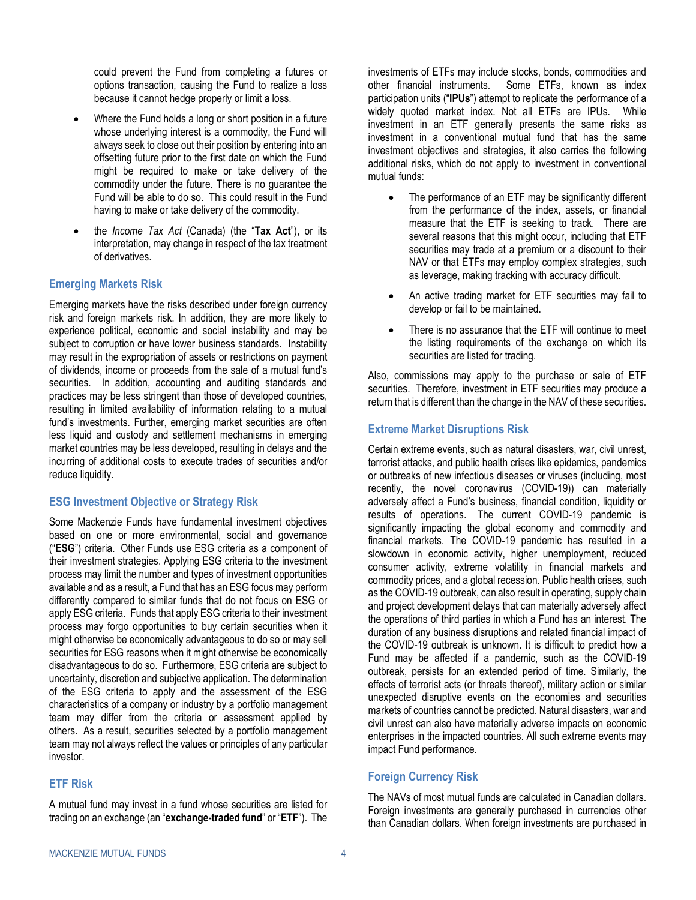could prevent the Fund from completing a futures or options transaction, causing the Fund to realize a loss because it cannot hedge properly or limit a loss.

- Where the Fund holds a long or short position in a future whose underlying interest is a commodity, the Fund will always seek to close out their position by entering into an offsetting future prior to the first date on which the Fund might be required to make or take delivery of the commodity under the future. There is no guarantee the Fund will be able to do so. This could result in the Fund having to make or take delivery of the commodity.
- the *Income Tax Act* (Canada) (the "**Tax Act**"), or its interpretation, may change in respect of the tax treatment of derivatives.

### Emerging Markets Risk

Emerging markets have the risks described under foreign currency risk and foreign markets risk. In addition, they are more likely to experience political, economic and social instability and may be subject to corruption or have lower business standards. Instability may result in the expropriation of assets or restrictions on payment of dividends, income or proceeds from the sale of a mutual fund's securities. In addition, accounting and auditing standards and practices may be less stringent than those of developed countries, resulting in limited availability of information relating to a mutual fund's investments. Further, emerging market securities are often less liquid and custody and settlement mechanisms in emerging market countries may be less developed, resulting in delays and the incurring of additional costs to execute trades of securities and/or reduce liquidity.

### ESG Investment Objective or Strategy Risk

Some Mackenzie Funds have fundamental investment objectives based on one or more environmental, social and governance ("**ESG**") criteria. Other Funds use ESG criteria as a component of their investment strategies. Applying ESG criteria to the investment process may limit the number and types of investment opportunities available and as a result, a Fund that has an ESG focus may perform differently compared to similar funds that do not focus on ESG or apply ESG criteria. Funds that apply ESG criteria to their investment process may forgo opportunities to buy certain securities when it might otherwise be economically advantageous to do so or may sell securities for ESG reasons when it might otherwise be economically disadvantageous to do so. Furthermore, ESG criteria are subject to uncertainty, discretion and subjective application. The determination of the ESG criteria to apply and the assessment of the ESG characteristics of a company or industry by a portfolio management team may differ from the criteria or assessment applied by others. As a result, securities selected by a portfolio management team may not always reflect the values or principles of any particular investor.

### ETF Risk

A mutual fund may invest in a fund whose securities are listed for trading on an exchange (an "**exchange-traded fund**" or "**ETF**"). The investments of ETFs may include stocks, bonds, commodities and other financial instruments. Some ETFs, known as index participation units ("**IPUs**") attempt to replicate the performance of a widely quoted market index. Not all ETFs are IPUs. While investment in an ETF generally presents the same risks as investment in a conventional mutual fund that has the same investment objectives and strategies, it also carries the following additional risks, which do not apply to investment in conventional mutual funds:

- The performance of an ETF may be significantly different from the performance of the index, assets, or financial measure that the ETF is seeking to track. There are several reasons that this might occur, including that ETF securities may trade at a premium or a discount to their NAV or that ETFs may employ complex strategies, such as leverage, making tracking with accuracy difficult.
- An active trading market for ETF securities may fail to develop or fail to be maintained.
- There is no assurance that the ETF will continue to meet the listing requirements of the exchange on which its securities are listed for trading.

Also, commissions may apply to the purchase or sale of ETF securities. Therefore, investment in ETF securities may produce a return that is different than the change in the NAV of these securities.

### Extreme Market Disruptions Risk

Certain extreme events, such as natural disasters, war, civil unrest, terrorist attacks, and public health crises like epidemics, pandemics or outbreaks of new infectious diseases or viruses (including, most recently, the novel coronavirus (COVID-19)) can materially adversely affect a Fund's business, financial condition, liquidity or results of operations. The current COVID-19 pandemic is significantly impacting the global economy and commodity and financial markets. The COVID-19 pandemic has resulted in a slowdown in economic activity, higher unemployment, reduced consumer activity, extreme volatility in financial markets and commodity prices, and a global recession. Public health crises, such as the COVID-19 outbreak, can also result in operating, supply chain and project development delays that can materially adversely affect the operations of third parties in which a Fund has an interest. The duration of any business disruptions and related financial impact of the COVID-19 outbreak is unknown. It is difficult to predict how a Fund may be affected if a pandemic, such as the COVID-19 outbreak, persists for an extended period of time. Similarly, the effects of terrorist acts (or threats thereof), military action or similar unexpected disruptive events on the economies and securities markets of countries cannot be predicted. Natural disasters, war and civil unrest can also have materially adverse impacts on economic enterprises in the impacted countries. All such extreme events may impact Fund performance.

### Foreign Currency Risk

The NAVs of most mutual funds are calculated in Canadian dollars. Foreign investments are generally purchased in currencies other than Canadian dollars. When foreign investments are purchased in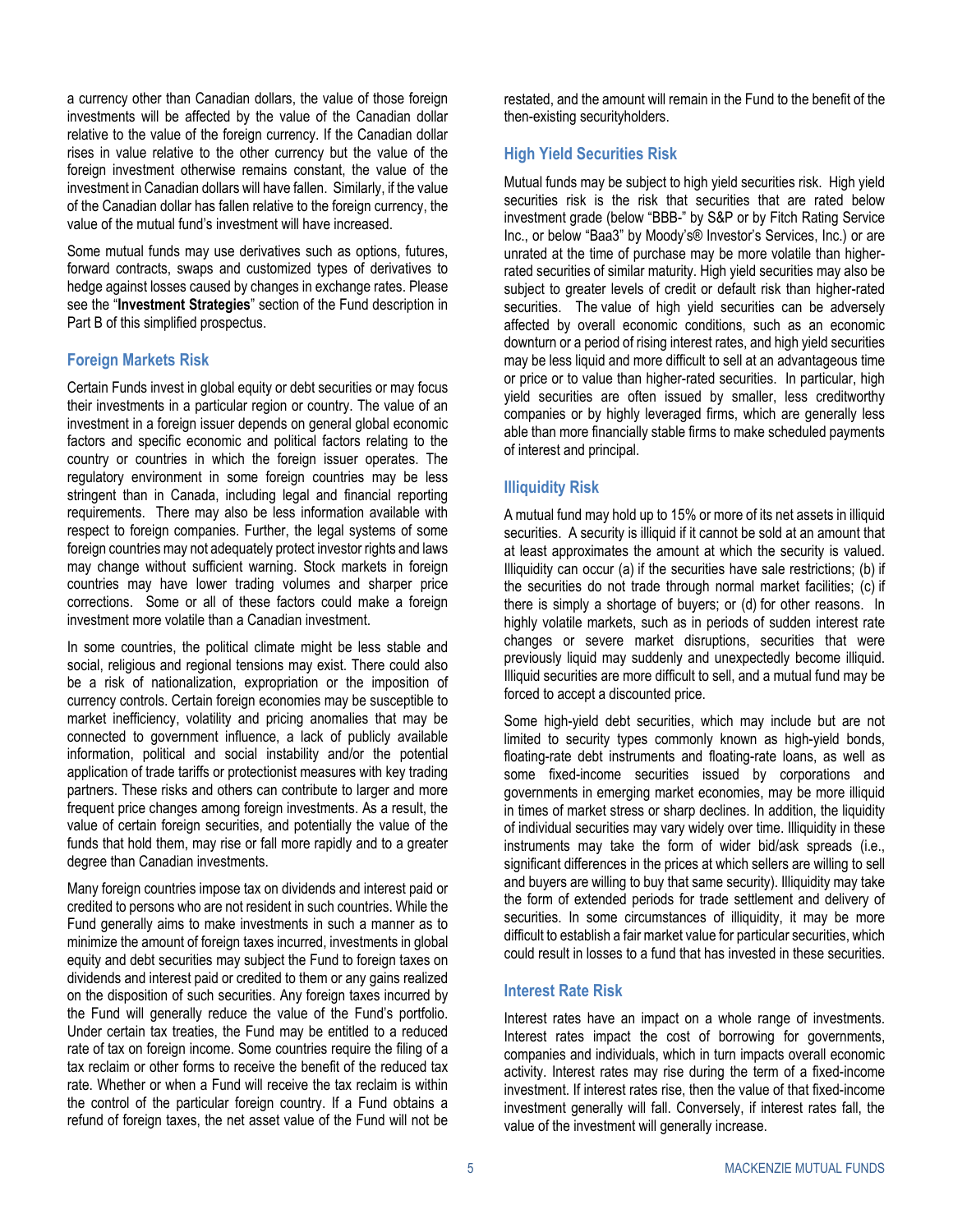a currency other than Canadian dollars, the value of those foreign investments will be affected by the value of the Canadian dollar relative to the value of the foreign currency. If the Canadian dollar rises in value relative to the other currency but the value of the foreign investment otherwise remains constant, the value of the investment in Canadian dollars will have fallen. Similarly, if the value of the Canadian dollar has fallen relative to the foreign currency, the value of the mutual fund's investment will have increased.

Some mutual funds may use derivatives such as options, futures, forward contracts, swaps and customized types of derivatives to hedge against losses caused by changes in exchange rates. Please see the "**Investment Strategies**" section of the Fund description in Part B of this simplified prospectus.

### Foreign Markets Risk

Certain Funds invest in global equity or debt securities or may focus their investments in a particular region or country. The value of an investment in a foreign issuer depends on general global economic factors and specific economic and political factors relating to the country or countries in which the foreign issuer operates. The regulatory environment in some foreign countries may be less stringent than in Canada, including legal and financial reporting requirements. There may also be less information available with respect to foreign companies. Further, the legal systems of some foreign countries may not adequately protect investor rights and laws may change without sufficient warning. Stock markets in foreign countries may have lower trading volumes and sharper price corrections. Some or all of these factors could make a foreign investment more volatile than a Canadian investment.

In some countries, the political climate might be less stable and social, religious and regional tensions may exist. There could also be a risk of nationalization, expropriation or the imposition of currency controls. Certain foreign economies may be susceptible to market inefficiency, volatility and pricing anomalies that may be connected to government influence, a lack of publicly available information, political and social instability and/or the potential application of trade tariffs or protectionist measures with key trading partners. These risks and others can contribute to larger and more frequent price changes among foreign investments. As a result, the value of certain foreign securities, and potentially the value of the funds that hold them, may rise or fall more rapidly and to a greater degree than Canadian investments.

Many foreign countries impose tax on dividends and interest paid or credited to persons who are not resident in such countries. While the Fund generally aims to make investments in such a manner as to minimize the amount of foreign taxes incurred, investments in global equity and debt securities may subject the Fund to foreign taxes on dividends and interest paid or credited to them or any gains realized on the disposition of such securities. Any foreign taxes incurred by the Fund will generally reduce the value of the Fund's portfolio. Under certain tax treaties, the Fund may be entitled to a reduced rate of tax on foreign income. Some countries require the filing of a tax reclaim or other forms to receive the benefit of the reduced tax rate. Whether or when a Fund will receive the tax reclaim is within the control of the particular foreign country. If a Fund obtains a refund of foreign taxes, the net asset value of the Fund will not be restated, and the amount will remain in the Fund to the benefit of the then-existing securityholders.

### High Yield Securities Risk

Mutual funds may be subject to high yield securities risk. High yield securities risk is the risk that securities that are rated below investment grade (below "BBB-" by S&P or by Fitch Rating Service Inc., or below "Baa3" by Moody's® Investor's Services, Inc.) or are unrated at the time of purchase may be more volatile than higher-rated securities of similar maturity. High yield securities may also be subject to greater levels of credit or default risk than higher-rated securities. The value of high yield securities can be adversely affected by overall economic conditions, such as an economic downturn or a period of rising interest rates, and high yield securities may be less liquid and more difficult to sell at an advantageous time or price or to value than higher-rated securities. In particular, high yield securities are often issued by smaller, less creditworthy companies or by highly leveraged firms, which are generally less able than more financially stable firms to make scheduled payments of interest and principal.

### Illiquidity Risk

A mutual fund may hold up to 15% or more of its net assets in illiquid securities. A security is illiquid if it cannot be sold at an amount that at least approximates the amount at which the security is valued. Illiquidity can occur (a) if the securities have sale restrictions; (b) if the securities do not trade through normal market facilities; (c) if there is simply a shortage of buyers; or (d) for other reasons. In highly volatile markets, such as in periods of sudden interest rate changes or severe market disruptions, securities that were previously liquid may suddenly and unexpectedly become illiquid. Illiquid securities are more difficult to sell, and a mutual fund may be forced to accept a discounted price.

Some high-yield debt securities, which may include but are not limited to security types commonly known as high-yield bonds, floating-rate debt instruments and floating-rate loans, as well as some fixed-income securities issued by corporations and governments in emerging market economies, may be more illiquid in times of market stress or sharp declines. In addition, the liquidity of individual securities may vary widely over time. Illiquidity in these instruments may take the form of wider bid/ask spreads (i.e., significant differences in the prices at which sellers are willing to sell and buyers are willing to buy that same security). Illiquidity may take the form of extended periods for trade settlement and delivery of securities. In some circumstances of illiquidity, it may be more difficult to establish a fair market value for particular securities, which could result in losses to a fund that has invested in these securities.

### Interest Rate Risk

Interest rates have an impact on a whole range of investments. Interest rates impact the cost of borrowing for governments, companies and individuals, which in turn impacts overall economic activity. Interest rates may rise during the term of a fixed-income investment. If interest rates rise, then the value of that fixed-income investment generally will fall. Conversely, if interest rates fall, the value of the investment will generally increase.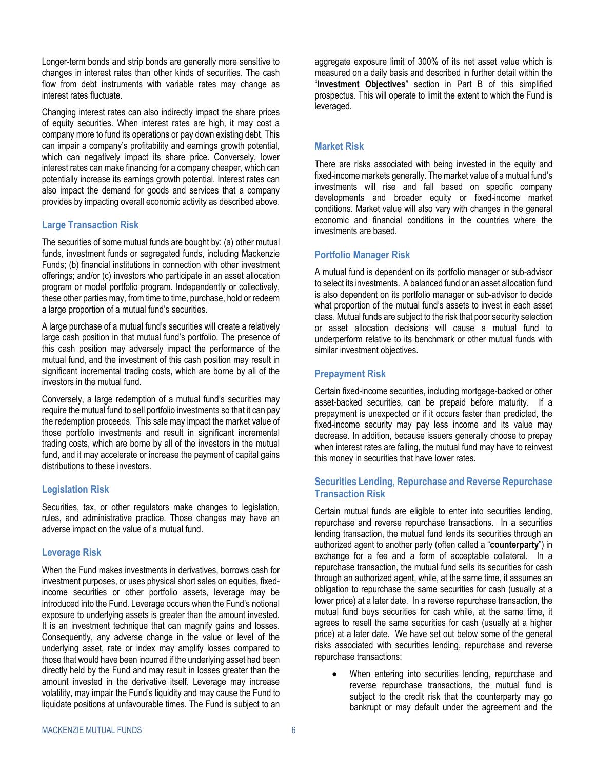Longer-term bonds and strip bonds are generally more sensitive to changes in interest rates than other kinds of securities. The cash flow from debt instruments with variable rates may change as interest rates fluctuate.

Changing interest rates can also indirectly impact the share prices of equity securities. When interest rates are high, it may cost a company more to fund its operations or pay down existing debt. This can impair a company's profitability and earnings growth potential, which can negatively impact its share price. Conversely, lower interest rates can make financing for a company cheaper, which can potentially increase its earnings growth potential. Interest rates can also impact the demand for goods and services that a company provides by impacting overall economic activity as described above.

### Large Transaction Risk

The securities of some mutual funds are bought by: (a) other mutual funds, investment funds or segregated funds, including Mackenzie Funds; (b) financial institutions in connection with other investment offerings; and/or (c) investors who participate in an asset allocation program or model portfolio program. Independently or collectively, these other parties may, from time to time, purchase, hold or redeem a large proportion of a mutual fund's securities.

A large purchase of a mutual fund's securities will create a relatively large cash position in that mutual fund's portfolio. The presence of this cash position may adversely impact the performance of the mutual fund, and the investment of this cash position may result in significant incremental trading costs, which are borne by all of the investors in the mutual fund.

Conversely, a large redemption of a mutual fund's securities may require the mutual fund to sell portfolio investments so that it can pay the redemption proceeds. This sale may impact the market value of those portfolio investments and result in significant incremental trading costs, which are borne by all of the investors in the mutual fund, and it may accelerate or increase the payment of capital gains distributions to these investors.

### Legislation Risk

Securities, tax, or other regulators make changes to legislation, rules, and administrative practice. Those changes may have an adverse impact on the value of a mutual fund.

### Leverage Risk

When the Fund makes investments in derivatives, borrows cash for investment purposes, or uses physical short sales on equities, fixed-income securities or other portfolio assets, leverage may be introduced into the Fund. Leverage occurs when the Fund's notional exposure to underlying assets is greater than the amount invested. It is an investment technique that can magnify gains and losses. Consequently, any adverse change in the value or level of the underlying asset, rate or index may amplify losses compared to those that would have been incurred if the underlying asset had been directly held by the Fund and may result in losses greater than the amount invested in the derivative itself. Leverage may increase volatility, may impair the Fund's liquidity and may cause the Fund to liquidate positions at unfavourable times. The Fund is subject to an aggregate exposure limit of 300% of its net asset value which is measured on a daily basis and described in further detail within the "**Investment Objectives**" section in Part B of this simplified prospectus. This will operate to limit the extent to which the Fund is leveraged.

### Market Risk

There are risks associated with being invested in the equity and fixed-income markets generally. The market value of a mutual fund's investments will rise and fall based on specific company developments and broader equity or fixed-income market conditions. Market value will also vary with changes in the general economic and financial conditions in the countries where the investments are based.

### Portfolio Manager Risk

A mutual fund is dependent on its portfolio manager or sub-advisor to select its investments. A balanced fund or an asset allocation fund is also dependent on its portfolio manager or sub-advisor to decide what proportion of the mutual fund's assets to invest in each asset class. Mutual funds are subject to the risk that poor security selection or asset allocation decisions will cause a mutual fund to underperform relative to its benchmark or other mutual funds with similar investment objectives.

### Prepayment Risk

Certain fixed-income securities, including mortgage-backed or other asset-backed securities, can be prepaid before maturity. If a prepayment is unexpected or if it occurs faster than predicted, the fixed-income security may pay less income and its value may decrease. In addition, because issuers generally choose to prepay when interest rates are falling, the mutual fund may have to reinvest this money in securities that have lower rates.

### Securities Lending, Repurchase and Reverse Repurchase Transaction Risk

Certain mutual funds are eligible to enter into securities lending, repurchase and reverse repurchase transactions. In a securities lending transaction, the mutual fund lends its securities through an authorized agent to another party (often called a "**counterparty**") in exchange for a fee and a form of acceptable collateral. In a repurchase transaction, the mutual fund sells its securities for cash through an authorized agent, while, at the same time, it assumes an obligation to repurchase the same securities for cash (usually at a lower price) at a later date. In a reverse repurchase transaction, the mutual fund buys securities for cash while, at the same time, it agrees to resell the same securities for cash (usually at a higher price) at a later date. We have set out below some of the general risks associated with securities lending, repurchase and reverse repurchase transactions:

- When entering into securities lending, repurchase and reverse repurchase transactions, the mutual fund is subject to the credit risk that the counterparty may go bankrupt or may default under the agreement and the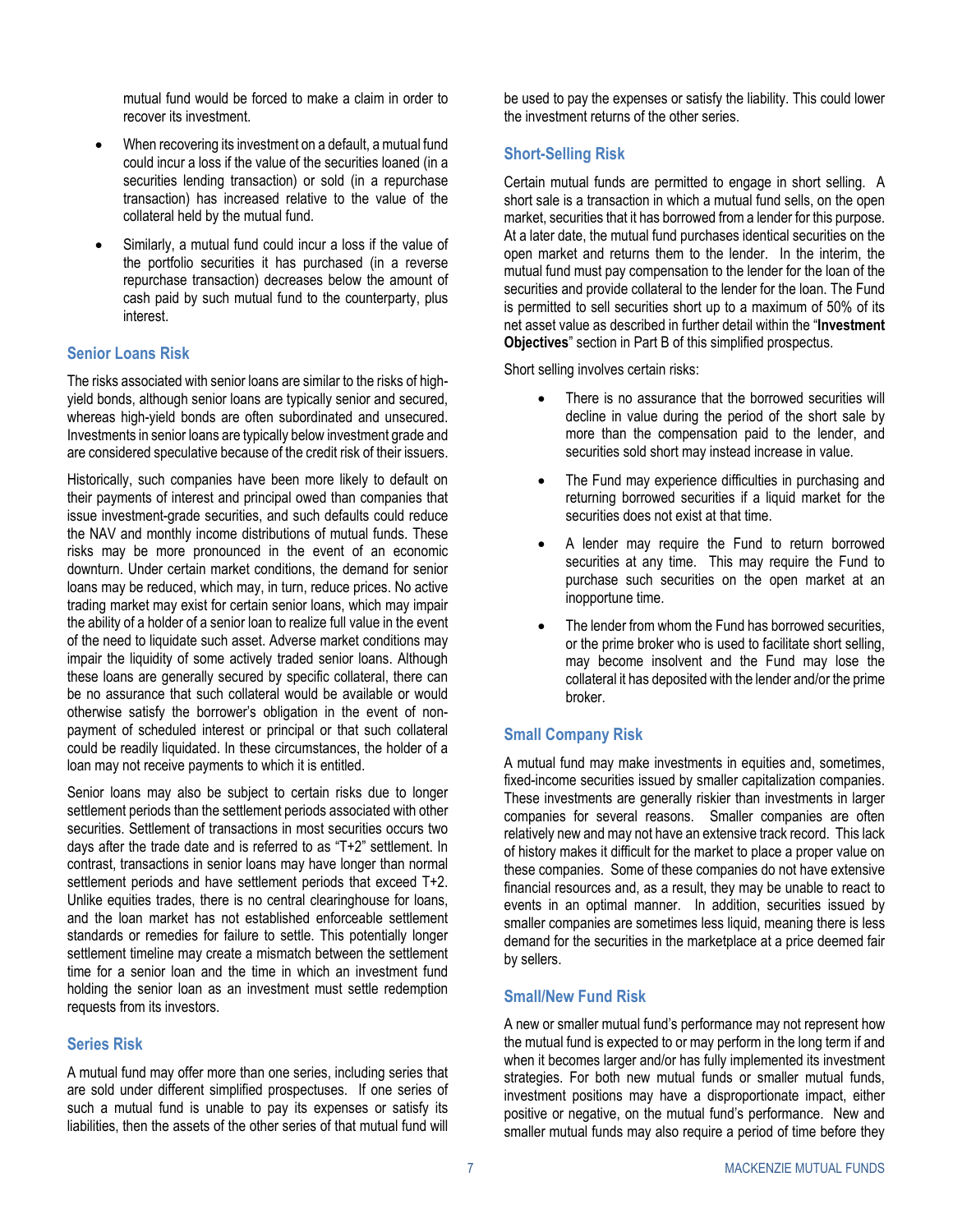mutual fund would be forced to make a claim in order to recover its investment.

- When recovering its investment on a default, a mutual fund could incur a loss if the value of the securities loaned (in a securities lending transaction) or sold (in a repurchase transaction) has increased relative to the value of the collateral held by the mutual fund.
- Similarly, a mutual fund could incur a loss if the value of the portfolio securities it has purchased (in a reverse repurchase transaction) decreases below the amount of cash paid by such mutual fund to the counterparty, plus interest.

### Senior Loans Risk

The risks associated with senior loans are similar to the risks of high-yield bonds, although senior loans are typically senior and secured, whereas high-yield bonds are often subordinated and unsecured. Investments in senior loans are typically below investment grade and are considered speculative because of the credit risk of their issuers.

Historically, such companies have been more likely to default on their payments of interest and principal owed than companies that issue investment-grade securities, and such defaults could reduce the NAV and monthly income distributions of mutual funds. These risks may be more pronounced in the event of an economic downturn. Under certain market conditions, the demand for senior loans may be reduced, which may, in turn, reduce prices. No active trading market may exist for certain senior loans, which may impair the ability of a holder of a senior loan to realize full value in the event of the need to liquidate such asset. Adverse market conditions may impair the liquidity of some actively traded senior loans. Although these loans are generally secured by specific collateral, there can be no assurance that such collateral would be available or would otherwise satisfy the borrower's obligation in the event of non-payment of scheduled interest or principal or that such collateral could be readily liquidated. In these circumstances, the holder of a loan may not receive payments to which it is entitled.

Senior loans may also be subject to certain risks due to longer settlement periods than the settlement periods associated with other securities. Settlement of transactions in most securities occurs two days after the trade date and is referred to as "T+2" settlement. In contrast, transactions in senior loans may have longer than normal settlement periods and have settlement periods that exceed T+2. Unlike equities trades, there is no central clearinghouse for loans, and the loan market has not established enforceable settlement standards or remedies for failure to settle. This potentially longer settlement timeline may create a mismatch between the settlement time for a senior loan and the time in which an investment fund holding the senior loan as an investment must settle redemption requests from its investors.

### Series Risk

A mutual fund may offer more than one series, including series that are sold under different simplified prospectuses. If one series of such a mutual fund is unable to pay its expenses or satisfy its liabilities, then the assets of the other series of that mutual fund will be used to pay the expenses or satisfy the liability. This could lower the investment returns of the other series.

### Short-Selling Risk

Certain mutual funds are permitted to engage in short selling. A short sale is a transaction in which a mutual fund sells, on the open market, securities that it has borrowed from a lender for this purpose. At a later date, the mutual fund purchases identical securities on the open market and returns them to the lender. In the interim, the mutual fund must pay compensation to the lender for the loan of the securities and provide collateral to the lender for the loan. The Fund is permitted to sell securities short up to a maximum of 50% of its net asset value as described in further detail within the "**Investment Objectives**" section in Part B of this simplified prospectus.

Short selling involves certain risks:

- There is no assurance that the borrowed securities will decline in value during the period of the short sale by more than the compensation paid to the lender, and securities sold short may instead increase in value.
- The Fund may experience difficulties in purchasing and returning borrowed securities if a liquid market for the securities does not exist at that time.
- A lender may require the Fund to return borrowed securities at any time. This may require the Fund to purchase such securities on the open market at an inopportune time.
- The lender from whom the Fund has borrowed securities, or the prime broker who is used to facilitate short selling, may become insolvent and the Fund may lose the collateral it has deposited with the lender and/or the prime broker.

### Small Company Risk

A mutual fund may make investments in equities and, sometimes, fixed-income securities issued by smaller capitalization companies. These investments are generally riskier than investments in larger companies for several reasons. Smaller companies are often relatively new and may not have an extensive track record. This lack of history makes it difficult for the market to place a proper value on these companies. Some of these companies do not have extensive financial resources and, as a result, they may be unable to react to events in an optimal manner. In addition, securities issued by smaller companies are sometimes less liquid, meaning there is less demand for the securities in the marketplace at a price deemed fair by sellers.

### Small/New Fund Risk

A new or smaller mutual fund's performance may not represent how the mutual fund is expected to or may perform in the long term if and when it becomes larger and/or has fully implemented its investment strategies. For both new mutual funds or smaller mutual funds, investment positions may have a disproportionate impact, either positive or negative, on the mutual fund's performance. New and smaller mutual funds may also require a period of time before they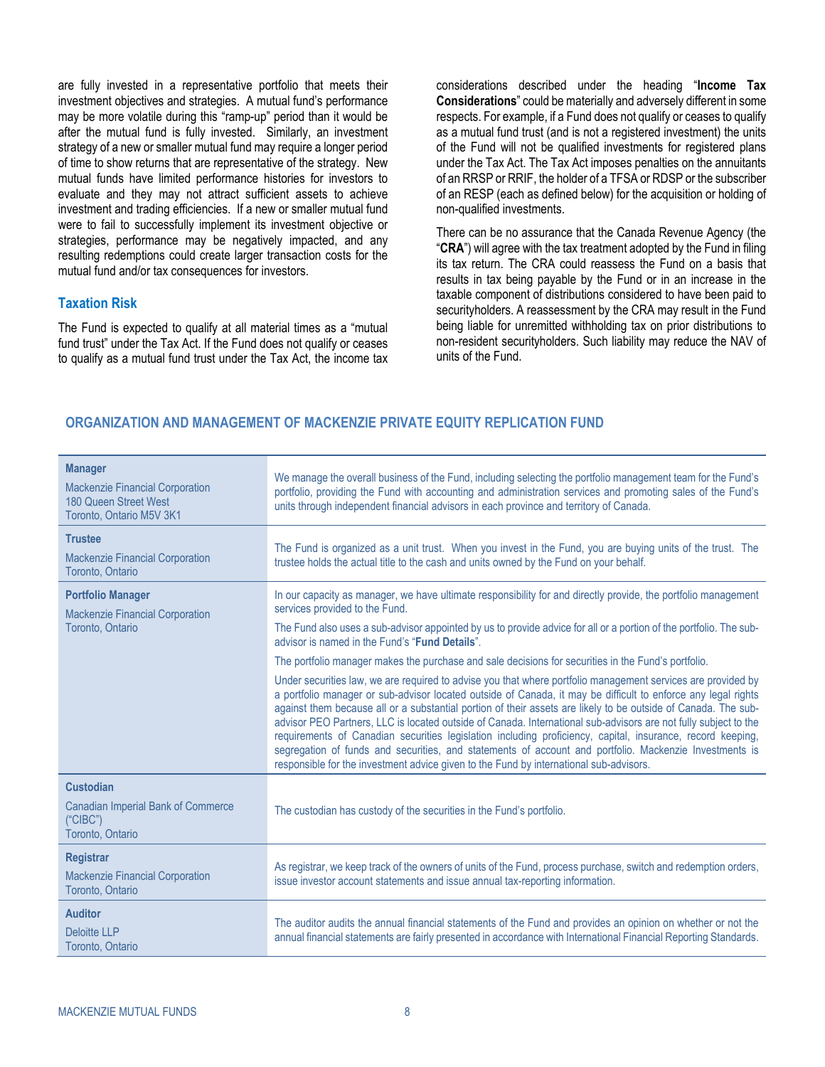are fully invested in a representative portfolio that meets their investment objectives and strategies. A mutual fund's performance may be more volatile during this "ramp-up" period than it would be after the mutual fund is fully invested. Similarly, an investment strategy of a new or smaller mutual fund may require a longer period of time to show returns that are representative of the strategy. New mutual funds have limited performance histories for investors to evaluate and they may not attract sufficient assets to achieve investment and trading efficiencies. If a new or smaller mutual fund were to fail to successfully implement its investment objective or strategies, performance may be negatively impacted, and any resulting redemptions could create larger transaction costs for the mutual fund and/or tax consequences for investors.

### Taxation Risk

The Fund is expected to qualify at all material times as a "mutual fund trust" under the Tax Act. If the Fund does not qualify or ceases to qualify as a mutual fund trust under the Tax Act, the income tax considerations described under the heading "**Income Tax Considerations**" could be materially and adversely different in some respects. For example, if a Fund does not qualify or ceases to qualify as a mutual fund trust (and is not a registered investment) the units of the Fund will not be qualified investments for registered plans under the Tax Act. The Tax Act imposes penalties on the annuitants of an RRSP or RRIF, the holder of a TFSA or RDSP or the subscriber of an RESP (each as defined below) for the acquisition or holding of non-qualified investments.

There can be no assurance that the Canada Revenue Agency (the "**CRA**") will agree with the tax treatment adopted by the Fund in filing its tax return. The CRA could reassess the Fund on a basis that results in tax being payable by the Fund or in an increase in the taxable component of distributions considered to have been paid to securityholders. A reassessment by the CRA may result in the Fund being liable for unremitted withholding tax on prior distributions to non-resident securityholders. Such liability may reduce the NAV of units of the Fund.

## ORGANIZATION AND MANAGEMENT OF MACKENZIE PRIVATE EQUITY REPLICATION FUND

| | |
|---|---|
| **Manager**<br>Mackenzie Financial Corporation<br>180 Queen Street West<br>Toronto, Ontario M5V 3K1 | We manage the overall business of the Fund, including selecting the portfolio management team for the Fund's portfolio, providing the Fund with accounting and administration services and promoting sales of the Fund's units through independent financial advisors in each province and territory of Canada. |
| **Trustee**<br>Mackenzie Financial Corporation<br>Toronto, Ontario | The Fund is organized as a unit trust. When you invest in the Fund, you are buying units of the trust. The trustee holds the actual title to the cash and units owned by the Fund on your behalf. |
| **Portfolio Manager**<br>Mackenzie Financial Corporation<br>Toronto, Ontario | In our capacity as manager, we have ultimate responsibility for and directly provide, the portfolio management services provided to the Fund.<br><br>The Fund also uses a sub-advisor appointed by us to provide advice for all or a portion of the portfolio. The sub-advisor is named in the Fund's "**Fund Details**".<br><br>The portfolio manager makes the purchase and sale decisions for securities in the Fund's portfolio.<br><br>Under securities law, we are required to advise you that where portfolio management services are provided by a portfolio manager or sub-advisor located outside of Canada, it may be difficult to enforce any legal rights against them because all or a substantial portion of their assets are likely to be outside of Canada. The sub-advisor PEO Partners, LLC is located outside of Canada. International sub-advisors are not fully subject to the requirements of Canadian securities legislation including proficiency, capital, insurance, record keeping, segregation of funds and securities, and statements of account and portfolio. Mackenzie Investments is responsible for the investment advice given to the Fund by international sub-advisors. |
| **Custodian**<br>Canadian Imperial Bank of Commerce ("CIBC")<br>Toronto, Ontario | The custodian has custody of the securities in the Fund's portfolio. |
| **Registrar**<br>Mackenzie Financial Corporation<br>Toronto, Ontario | As registrar, we keep track of the owners of units of the Fund, process purchase, switch and redemption orders, issue investor account statements and issue annual tax-reporting information. |
| **Auditor**<br>Deloitte LLP<br>Toronto, Ontario | The auditor audits the annual financial statements of the Fund and provides an opinion on whether or not the annual financial statements are fairly presented in accordance with International Financial Reporting Standards. |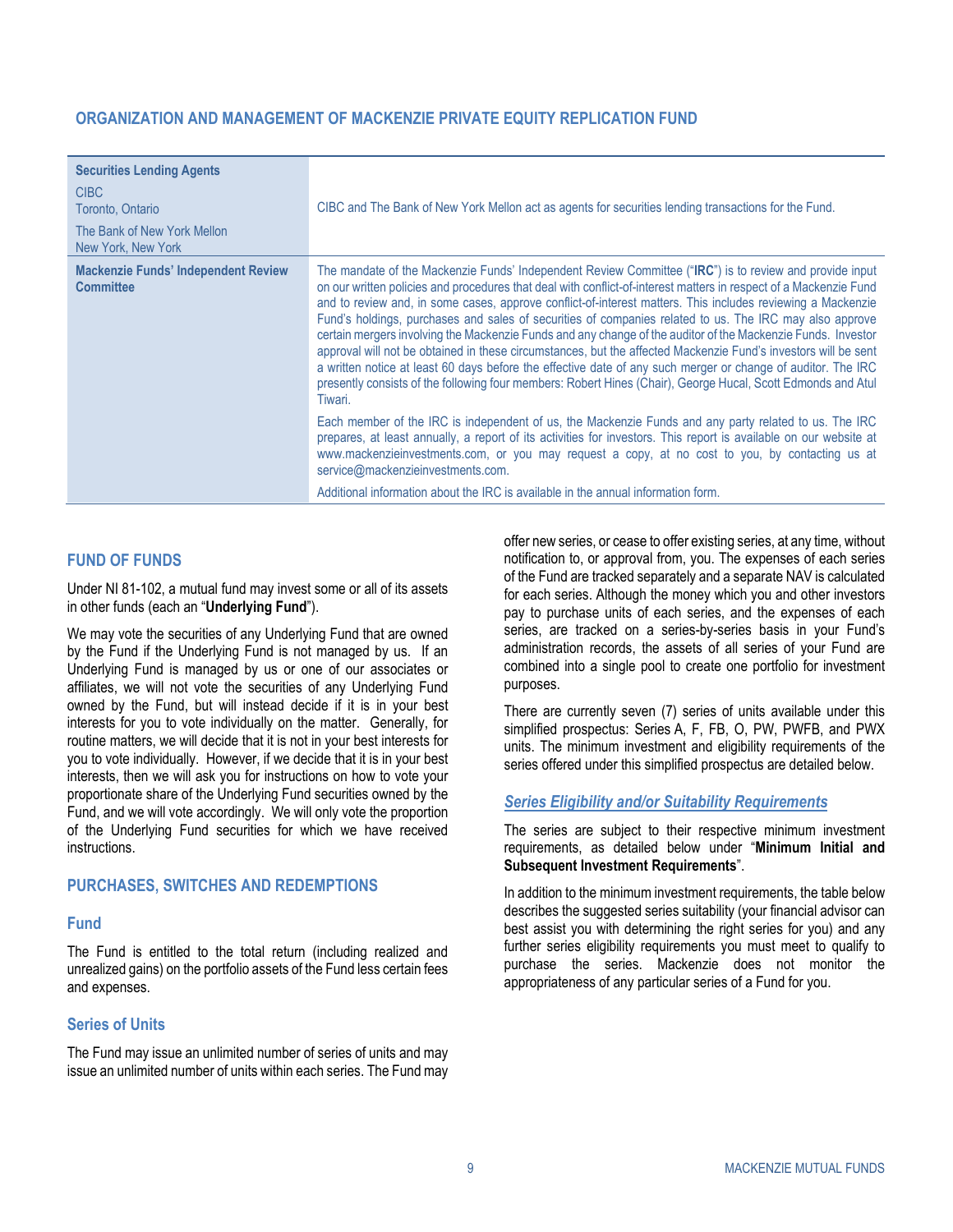## ORGANIZATION AND MANAGEMENT OF MACKENZIE PRIVATE EQUITY REPLICATION FUND

| | |
|---|---|
| **Securities Lending Agents**<br>CIBC<br>Toronto, Ontario<br>The Bank of New York Mellon<br>New York, New York | CIBC and The Bank of New York Mellon act as agents for securities lending transactions for the Fund. |
| **Mackenzie Funds' Independent Review Committee** | The mandate of the Mackenzie Funds' Independent Review Committee ("**IRC**") is to review and provide input on our written policies and procedures that deal with conflict-of-interest matters in respect of a Mackenzie Fund and to review and, in some cases, approve conflict-of-interest matters. This includes reviewing a Mackenzie Fund's holdings, purchases and sales of securities of companies related to us. The IRC may also approve certain mergers involving the Mackenzie Funds and any change of the auditor of the Mackenzie Funds. Investor approval will not be obtained in these circumstances, but the affected Mackenzie Fund's investors will be sent a written notice at least 60 days before the effective date of any such merger or change of auditor. The IRC presently consists of the following four members: Robert Hines (Chair), George Hucal, Scott Edmonds and Atul Tiwari.<br>Each member of the IRC is independent of us, the Mackenzie Funds and any party related to us. The IRC prepares, at least annually, a report of its activities for investors. This report is available on our website at www.mackenzieinvestments.com, or you may request a copy, at no cost to you, by contacting us at service@mackenzieinvestments.com.<br>Additional information about the IRC is available in the annual information form. |

## FUND OF FUNDS

Under NI 81-102, a mutual fund may invest some or all of its assets in other funds (each an "**Underlying Fund**").

We may vote the securities of any Underlying Fund that are owned by the Fund if the Underlying Fund is not managed by us. If an Underlying Fund is managed by us or one of our associates or affiliates, we will not vote the securities of any Underlying Fund owned by the Fund, but will instead decide if it is in your best interests for you to vote individually on the matter. Generally, for routine matters, we will decide that it is not in your best interests for you to vote individually. However, if we decide that it is in your best interests, then we will ask you for instructions on how to vote your proportionate share of the Underlying Fund securities owned by the Fund, and we will vote accordingly. We will only vote the proportion of the Underlying Fund securities for which we have received instructions.

## PURCHASES, SWITCHES AND REDEMPTIONS

### Fund

The Fund is entitled to the total return (including realized and unrealized gains) on the portfolio assets of the Fund less certain fees and expenses.

### Series of Units

The Fund may issue an unlimited number of series of units and may issue an unlimited number of units within each series. The Fund may offer new series, or cease to offer existing series, at any time, without notification to, or approval from, you. The expenses of each series of the Fund are tracked separately and a separate NAV is calculated for each series. Although the money which you and other investors pay to purchase units of each series, and the expenses of each series, are tracked on a series-by-series basis in your Fund's administration records, the assets of all series of your Fund are combined into a single pool to create one portfolio for investment purposes.

There are currently seven (7) series of units available under this simplified prospectus: Series A, F, FB, O, PW, PWFB, and PWX units. The minimum investment and eligibility requirements of the series offered under this simplified prospectus are detailed below.

#### *Series Eligibility and/or Suitability Requirements*

The series are subject to their respective minimum investment requirements, as detailed below under "**Minimum Initial and Subsequent Investment Requirements**".

In addition to the minimum investment requirements, the table below describes the suggested series suitability (your financial advisor can best assist you with determining the right series for you) and any further series eligibility requirements you must meet to qualify to purchase the series. Mackenzie does not monitor the appropriateness of any particular series of a Fund for you.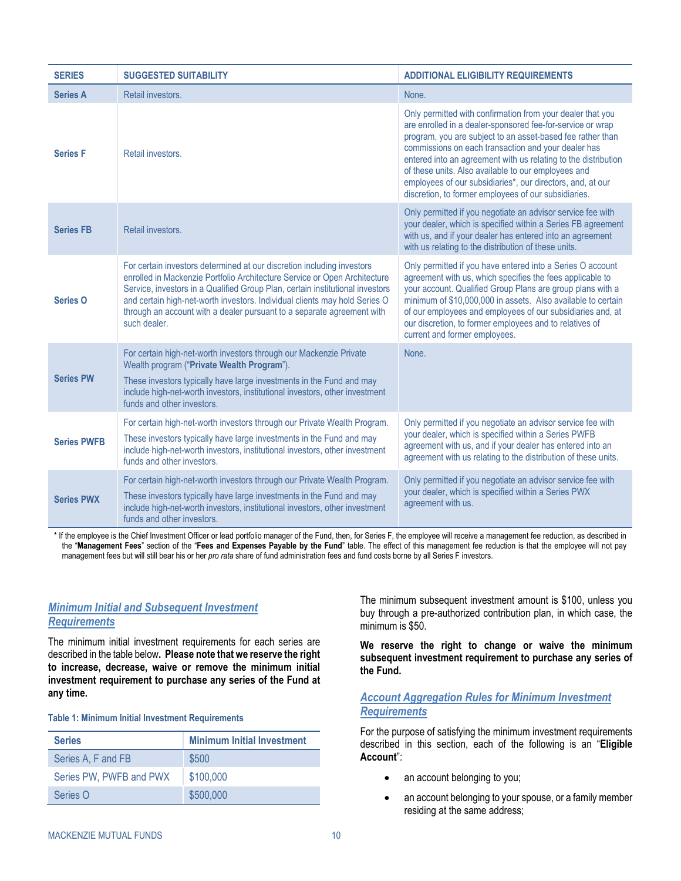| SERIES | SUGGESTED SUITABILITY | ADDITIONAL ELIGIBILITY REQUIREMENTS |
|---|---|---|
| **Series A** | Retail investors. | None. |
| **Series F** | Retail investors. | Only permitted with confirmation from your dealer that you are enrolled in a dealer-sponsored fee-for-service or wrap program, you are subject to an asset-based fee rather than commissions on each transaction and your dealer has entered into an agreement with us relating to the distribution of these units. Also available to our employees and employees of our subsidiaries*, our directors, and, at our discretion, to former employees of our subsidiaries. |
| **Series FB** | Retail investors. | Only permitted if you negotiate an advisor service fee with your dealer, which is specified within a Series FB agreement with us, and if your dealer has entered into an agreement with us relating to the distribution of these units. |
| **Series O** | For certain investors determined at our discretion including investors enrolled in Mackenzie Portfolio Architecture Service or Open Architecture Service, investors in a Qualified Group Plan, certain institutional investors and certain high-net-worth investors. Individual clients may hold Series O through an account with a dealer pursuant to a separate agreement with such dealer. | Only permitted if you have entered into a Series O account agreement with us, which specifies the fees applicable to your account. Qualified Group Plans are group plans with a minimum of $10,000,000 in assets. Also available to certain of our employees and employees of our subsidiaries and, at our discretion, to former employees and to relatives of current and former employees. |
| **Series PW** | For certain high-net-worth investors through our Mackenzie Private Wealth program ("**Private Wealth Program**"). These investors typically have large investments in the Fund and may include high-net-worth investors, institutional investors, other investment funds and other investors. | None. |
| **Series PWFB** | For certain high-net-worth investors through our Private Wealth Program. These investors typically have large investments in the Fund and may include high-net-worth investors, institutional investors, other investment funds and other investors. | Only permitted if you negotiate an advisor service fee with your dealer, which is specified within a Series PWFB agreement with us, and if your dealer has entered into an agreement with us relating to the distribution of these units. |
| **Series PWX** | For certain high-net-worth investors through our Private Wealth Program. These investors typically have large investments in the Fund and may include high-net-worth investors, institutional investors, other investment funds and other investors. | Only permitted if you negotiate an advisor service fee with your dealer, which is specified within a Series PWX agreement with us. |

\* If the employee is the Chief Investment Officer or lead portfolio manager of the Fund, then, for Series F, the employee will receive a management fee reduction, as described in the "**Management Fees**" section of the "**Fees and Expenses Payable by the Fund**" table. The effect of this management fee reduction is that the employee will not pay management fees but will still bear his or her *pro rata* share of fund administration fees and fund costs borne by all Series F investors.

### *Minimum Initial and Subsequent Investment Requirements*

The minimum initial investment requirements for each series are described in the table below. **Please note that we reserve the right to increase, decrease, waive or remove the minimum initial investment requirement to purchase any series of the Fund at any time.**

**Table 1: Minimum Initial Investment Requirements**

| Series | Minimum Initial Investment |
|---|---|
| Series A, F and FB | $500 |
| Series PW, PWFB and PWX | $100,000 |
| Series O | $500,000 |

The minimum subsequent investment amount is $100, unless you buy through a pre-authorized contribution plan, in which case, the minimum is $50.

**We reserve the right to change or waive the minimum subsequent investment requirement to purchase any series of the Fund.**

### *Account Aggregation Rules for Minimum Investment Requirements*

For the purpose of satisfying the minimum investment requirements described in this section, each of the following is an "**Eligible Account**":

- an account belonging to you;
- an account belonging to your spouse, or a family member residing at the same address;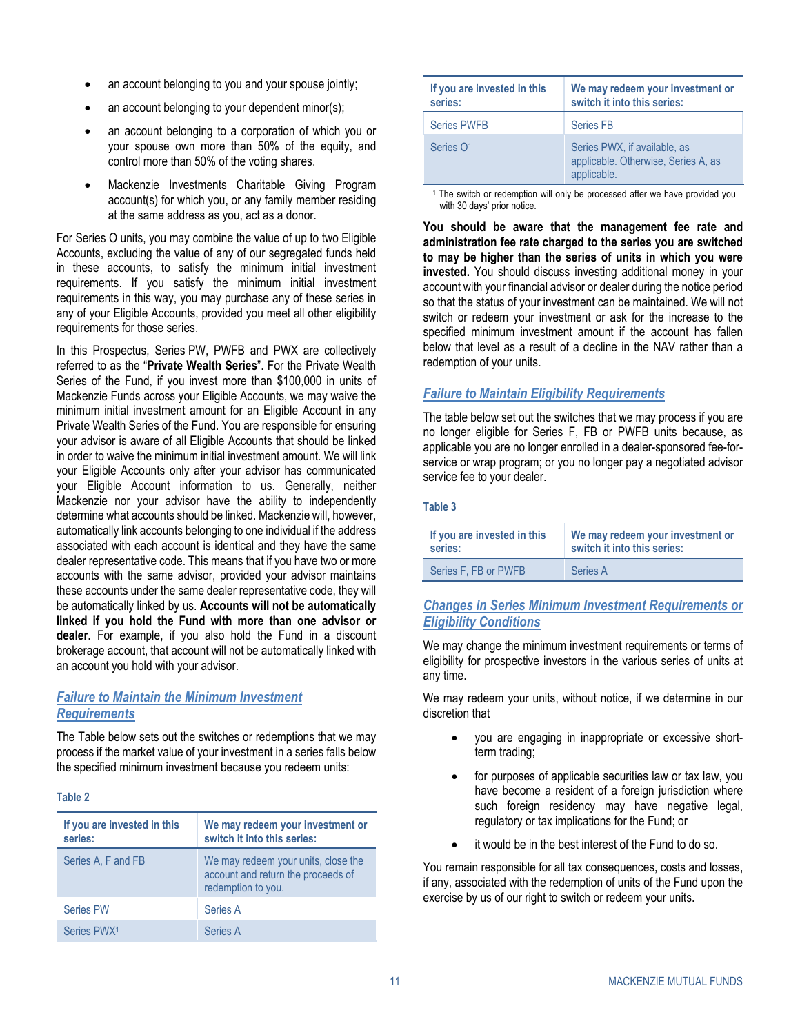- an account belonging to you and your spouse jointly;
- an account belonging to your dependent minor(s);
- an account belonging to a corporation of which you or your spouse own more than 50% of the equity, and control more than 50% of the voting shares.
- Mackenzie Investments Charitable Giving Program account(s) for which you, or any family member residing at the same address as you, act as a donor.

For Series O units, you may combine the value of up to two Eligible Accounts, excluding the value of any of our segregated funds held in these accounts, to satisfy the minimum initial investment requirements. If you satisfy the minimum initial investment requirements in this way, you may purchase any of these series in any of your Eligible Accounts, provided you meet all other eligibility requirements for those series.

In this Prospectus, Series PW, PWFB and PWX are collectively referred to as the "**Private Wealth Series**". For the Private Wealth Series of the Fund, if you invest more than $100,000 in units of Mackenzie Funds across your Eligible Accounts, we may waive the minimum initial investment amount for an Eligible Account in any Private Wealth Series of the Fund. You are responsible for ensuring your advisor is aware of all Eligible Accounts that should be linked in order to waive the minimum initial investment amount. We will link your Eligible Accounts only after your advisor has communicated your Eligible Account information to us. Generally, neither Mackenzie nor your advisor have the ability to independently determine what accounts should be linked. Mackenzie will, however, automatically link accounts belonging to one individual if the address associated with each account is identical and they have the same dealer representative code. This means that if you have two or more accounts with the same advisor, provided your advisor maintains these accounts under the same dealer representative code, they will be automatically linked by us. **Accounts will not be automatically linked if you hold the Fund with more than one advisor or dealer.** For example, if you also hold the Fund in a discount brokerage account, that account will not be automatically linked with an account you hold with your advisor.

## Failure to Maintain the Minimum Investment Requirements

The Table below sets out the switches or redemptions that we may process if the market value of your investment in a series falls below the specified minimum investment because you redeem units:

**Table 2**

| If you are invested in this series: | We may redeem your investment or switch it into this series: |
|---|---|
| Series A, F and FB | We may redeem your units, close the account and return the proceeds of redemption to you. |
| Series PW | Series A |
| Series PWX[1] | Series A |
| Series PWFB | Series FB |
| Series O[1] | Series PWX, if available, as applicable. Otherwise, Series A, as applicable. |

[1] The switch or redemption will only be processed after we have provided you with 30 days' prior notice.

**You should be aware that the management fee rate and administration fee rate charged to the series you are switched to may be higher than the series of units in which you were invested.** You should discuss investing additional money in your account with your financial advisor or dealer during the notice period so that the status of your investment can be maintained. We will not switch or redeem your investment or ask for the increase to the specified minimum investment amount if the account has fallen below that level as a result of a decline in the NAV rather than a redemption of your units.

## Failure to Maintain Eligibility Requirements

The table below set out the switches that we may process if you are no longer eligible for Series F, FB or PWFB units because, as applicable you are no longer enrolled in a dealer-sponsored fee-for-service or wrap program; or you no longer pay a negotiated advisor service fee to your dealer.

**Table 3**

| If you are invested in this series: | We may redeem your investment or switch it into this series: |
|---|---|
| Series F, FB or PWFB | Series A |

## Changes in Series Minimum Investment Requirements or Eligibility Conditions

We may change the minimum investment requirements or terms of eligibility for prospective investors in the various series of units at any time.

We may redeem your units, without notice, if we determine in our discretion that

- you are engaging in inappropriate or excessive short-term trading;
- for purposes of applicable securities law or tax law, you have become a resident of a foreign jurisdiction where such foreign residency may have negative legal, regulatory or tax implications for the Fund; or
- it would be in the best interest of the Fund to do so.

You remain responsible for all tax consequences, costs and losses, if any, associated with the redemption of units of the Fund upon the exercise by us of our right to switch or redeem your units.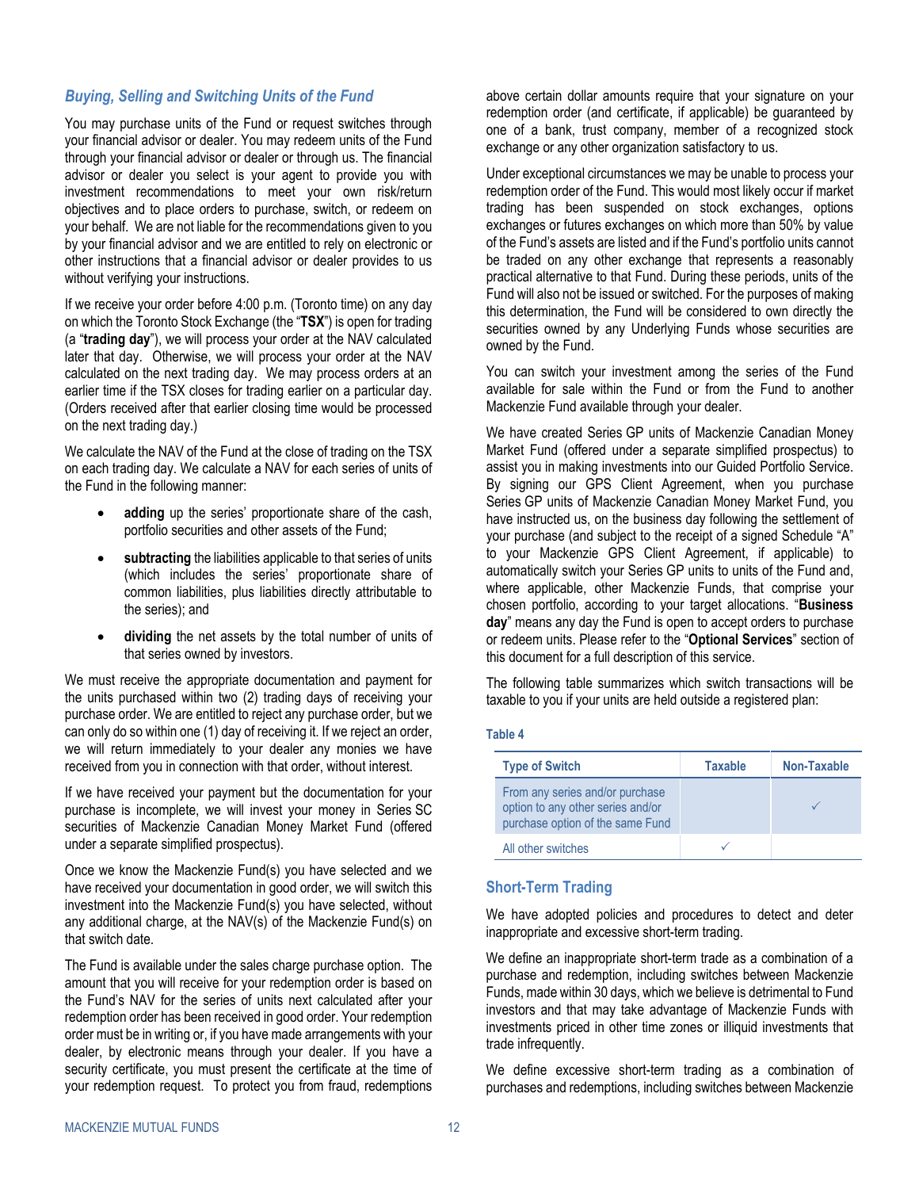### *Buying, Selling and Switching Units of the Fund*

You may purchase units of the Fund or request switches through your financial advisor or dealer. You may redeem units of the Fund through your financial advisor or dealer or through us. The financial advisor or dealer you select is your agent to provide you with investment recommendations to meet your own risk/return objectives and to place orders to purchase, switch, or redeem on your behalf. We are not liable for the recommendations given to you by your financial advisor and we are entitled to rely on electronic or other instructions that a financial advisor or dealer provides to us without verifying your instructions.

If we receive your order before 4:00 p.m. (Toronto time) on any day on which the Toronto Stock Exchange (the "**TSX**") is open for trading (a "**trading day**"), we will process your order at the NAV calculated later that day. Otherwise, we will process your order at the NAV calculated on the next trading day. We may process orders at an earlier time if the TSX closes for trading earlier on a particular day. (Orders received after that earlier closing time would be processed on the next trading day.)

We calculate the NAV of the Fund at the close of trading on the TSX on each trading day. We calculate a NAV for each series of units of the Fund in the following manner:

- **adding** up the series' proportionate share of the cash, portfolio securities and other assets of the Fund;
- **subtracting** the liabilities applicable to that series of units (which includes the series' proportionate share of common liabilities, plus liabilities directly attributable to the series); and
- **dividing** the net assets by the total number of units of that series owned by investors.

We must receive the appropriate documentation and payment for the units purchased within two (2) trading days of receiving your purchase order. We are entitled to reject any purchase order, but we can only do so within one (1) day of receiving it. If we reject an order, we will return immediately to your dealer any monies we have received from you in connection with that order, without interest.

If we have received your payment but the documentation for your purchase is incomplete, we will invest your money in Series SC securities of Mackenzie Canadian Money Market Fund (offered under a separate simplified prospectus).

Once we know the Mackenzie Fund(s) you have selected and we have received your documentation in good order, we will switch this investment into the Mackenzie Fund(s) you have selected, without any additional charge, at the NAV(s) of the Mackenzie Fund(s) on that switch date.

The Fund is available under the sales charge purchase option. The amount that you will receive for your redemption order is based on the Fund's NAV for the series of units next calculated after your redemption order has been received in good order. Your redemption order must be in writing or, if you have made arrangements with your dealer, by electronic means through your dealer. If you have a security certificate, you must present the certificate at the time of your redemption request. To protect you from fraud, redemptions above certain dollar amounts require that your signature on your redemption order (and certificate, if applicable) be guaranteed by one of a bank, trust company, member of a recognized stock exchange or any other organization satisfactory to us.

Under exceptional circumstances we may be unable to process your redemption order of the Fund. This would most likely occur if market trading has been suspended on stock exchanges, options exchanges or futures exchanges on which more than 50% by value of the Fund's assets are listed and if the Fund's portfolio units cannot be traded on any other exchange that represents a reasonably practical alternative to that Fund. During these periods, units of the Fund will also not be issued or switched. For the purposes of making this determination, the Fund will be considered to own directly the securities owned by any Underlying Funds whose securities are owned by the Fund.

You can switch your investment among the series of the Fund available for sale within the Fund or from the Fund to another Mackenzie Fund available through your dealer.

We have created Series GP units of Mackenzie Canadian Money Market Fund (offered under a separate simplified prospectus) to assist you in making investments into our Guided Portfolio Service. By signing our GPS Client Agreement, when you purchase Series GP units of Mackenzie Canadian Money Market Fund, you have instructed us, on the business day following the settlement of your purchase (and subject to the receipt of a signed Schedule "A" to your Mackenzie GPS Client Agreement, if applicable) to automatically switch your Series GP units to units of the Fund and, where applicable, other Mackenzie Funds, that comprise your chosen portfolio, according to your target allocations. "**Business day**" means any day the Fund is open to accept orders to purchase or redeem units. Please refer to the "**Optional Services**" section of this document for a full description of this service.

The following table summarizes which switch transactions will be taxable to you if your units are held outside a registered plan:

**Table 4**

| Type of Switch | Taxable | Non-Taxable |
|---|---|---|
| From any series and/or purchase option to any other series and/or purchase option of the same Fund | | ✓ |
| All other switches | ✓ | |

## Short-Term Trading

We have adopted policies and procedures to detect and deter inappropriate and excessive short-term trading.

We define an inappropriate short-term trade as a combination of a purchase and redemption, including switches between Mackenzie Funds, made within 30 days, which we believe is detrimental to Fund investors and that may take advantage of Mackenzie Funds with investments priced in other time zones or illiquid investments that trade infrequently.

We define excessive short-term trading as a combination of purchases and redemptions, including switches between Mackenzie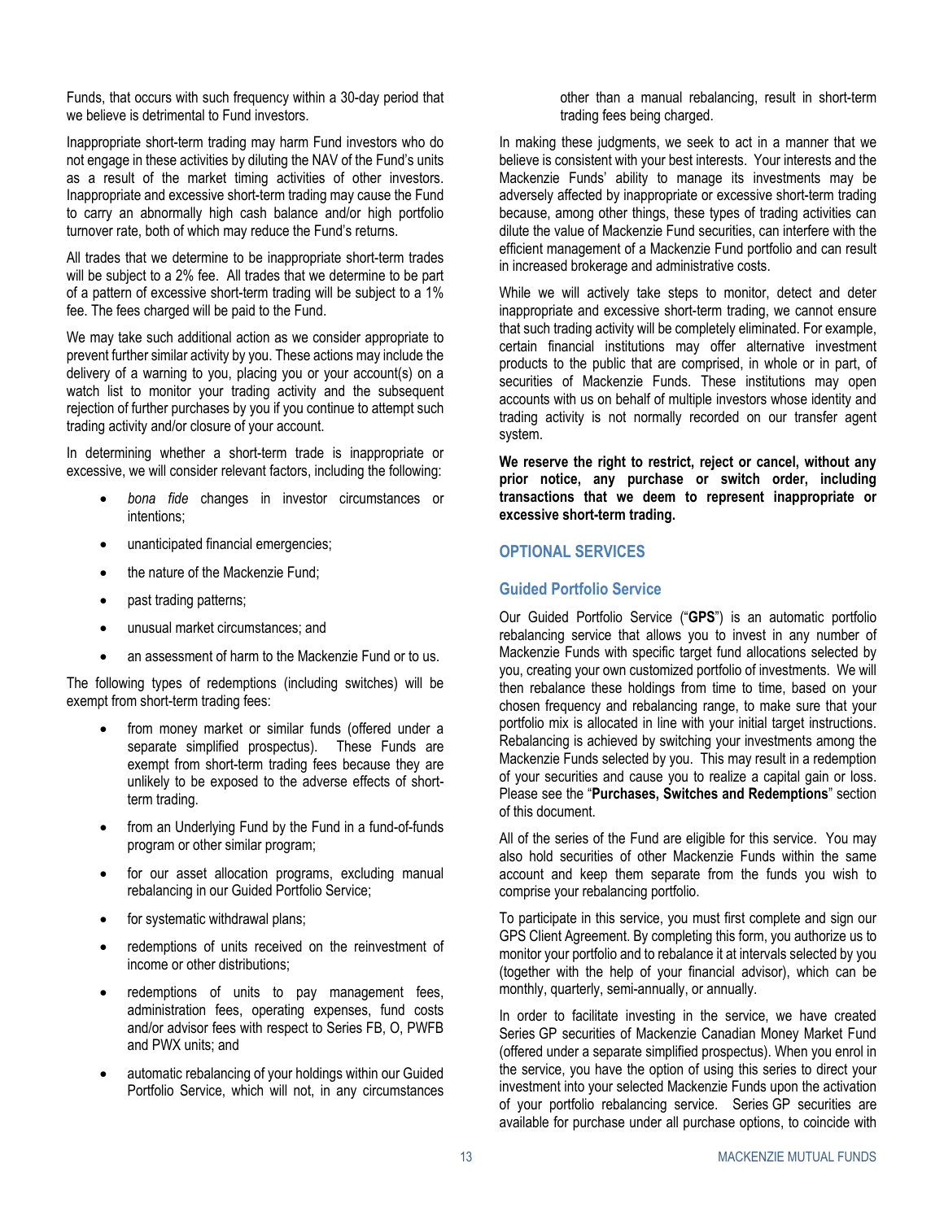Funds, that occurs with such frequency within a 30-day period that we believe is detrimental to Fund investors.

Inappropriate short-term trading may harm Fund investors who do not engage in these activities by diluting the NAV of the Fund's units as a result of the market timing activities of other investors. Inappropriate and excessive short-term trading may cause the Fund to carry an abnormally high cash balance and/or high portfolio turnover rate, both of which may reduce the Fund's returns.

All trades that we determine to be inappropriate short-term trades will be subject to a 2% fee. All trades that we determine to be part of a pattern of excessive short-term trading will be subject to a 1% fee. The fees charged will be paid to the Fund.

We may take such additional action as we consider appropriate to prevent further similar activity by you. These actions may include the delivery of a warning to you, placing you or your account(s) on a watch list to monitor your trading activity and the subsequent rejection of further purchases by you if you continue to attempt such trading activity and/or closure of your account.

In determining whether a short-term trade is inappropriate or excessive, we will consider relevant factors, including the following:

- *bona fide* changes in investor circumstances or intentions;
- unanticipated financial emergencies;
- the nature of the Mackenzie Fund;
- past trading patterns;
- unusual market circumstances; and
- an assessment of harm to the Mackenzie Fund or to us.

The following types of redemptions (including switches) will be exempt from short-term trading fees:

- from money market or similar funds (offered under a separate simplified prospectus). These Funds are exempt from short-term trading fees because they are unlikely to be exposed to the adverse effects of short-term trading.
- from an Underlying Fund by the Fund in a fund-of-funds program or other similar program;
- for our asset allocation programs, excluding manual rebalancing in our Guided Portfolio Service;
- for systematic withdrawal plans;
- redemptions of units received on the reinvestment of income or other distributions;
- redemptions of units to pay management fees, administration fees, operating expenses, fund costs and/or advisor fees with respect to Series FB, O, PWFB and PWX units; and
- automatic rebalancing of your holdings within our Guided Portfolio Service, which will not, in any circumstances other than a manual rebalancing, result in short-term trading fees being charged.

In making these judgments, we seek to act in a manner that we believe is consistent with your best interests. Your interests and the Mackenzie Funds' ability to manage its investments may be adversely affected by inappropriate or excessive short-term trading because, among other things, these types of trading activities can dilute the value of Mackenzie Fund securities, can interfere with the efficient management of a Mackenzie Fund portfolio and can result in increased brokerage and administrative costs.

While we will actively take steps to monitor, detect and deter inappropriate and excessive short-term trading, we cannot ensure that such trading activity will be completely eliminated. For example, certain financial institutions may offer alternative investment products to the public that are comprised, in whole or in part, of securities of Mackenzie Funds. These institutions may open accounts with us on behalf of multiple investors whose identity and trading activity is not normally recorded on our transfer agent system.

**We reserve the right to restrict, reject or cancel, without any prior notice, any purchase or switch order, including transactions that we deem to represent inappropriate or excessive short-term trading.**

## OPTIONAL SERVICES

### Guided Portfolio Service

Our Guided Portfolio Service ("**GPS**") is an automatic portfolio rebalancing service that allows you to invest in any number of Mackenzie Funds with specific target fund allocations selected by you, creating your own customized portfolio of investments. We will then rebalance these holdings from time to time, based on your chosen frequency and rebalancing range, to make sure that your portfolio mix is allocated in line with your initial target instructions. Rebalancing is achieved by switching your investments among the Mackenzie Funds selected by you. This may result in a redemption of your securities and cause you to realize a capital gain or loss. Please see the "**Purchases, Switches and Redemptions**" section of this document.

All of the series of the Fund are eligible for this service. You may also hold securities of other Mackenzie Funds within the same account and keep them separate from the funds you wish to comprise your rebalancing portfolio.

To participate in this service, you must first complete and sign our GPS Client Agreement. By completing this form, you authorize us to monitor your portfolio and to rebalance it at intervals selected by you (together with the help of your financial advisor), which can be monthly, quarterly, semi-annually, or annually.

In order to facilitate investing in the service, we have created Series GP securities of Mackenzie Canadian Money Market Fund (offered under a separate simplified prospectus). When you enrol in the service, you have the option of using this series to direct your investment into your selected Mackenzie Funds upon the activation of your portfolio rebalancing service. Series GP securities are available for purchase under all purchase options, to coincide with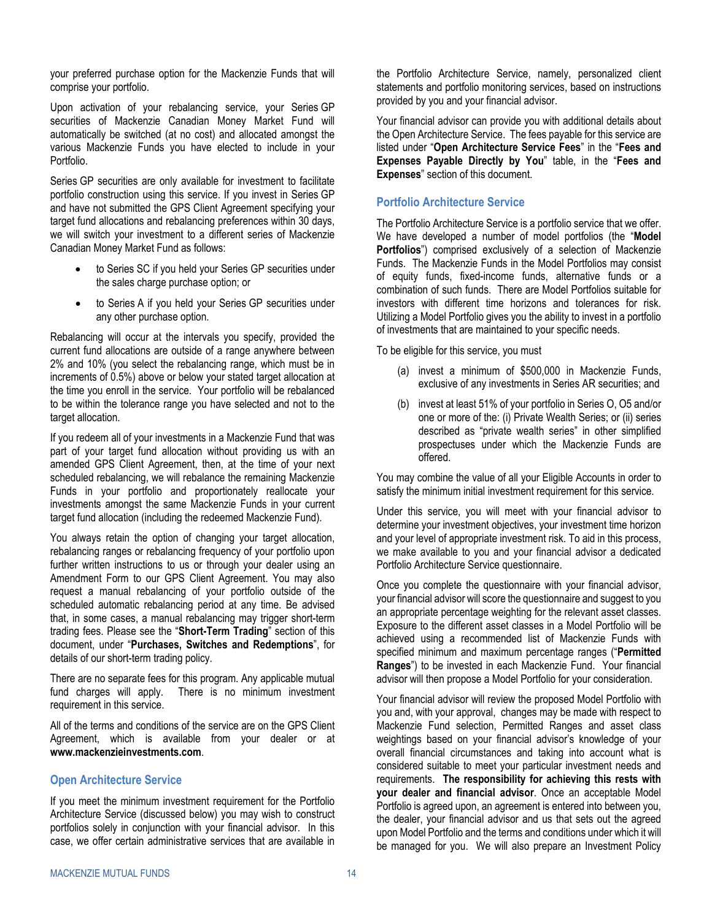your preferred purchase option for the Mackenzie Funds that will comprise your portfolio.

Upon activation of your rebalancing service, your Series GP securities of Mackenzie Canadian Money Market Fund will automatically be switched (at no cost) and allocated amongst the various Mackenzie Funds you have elected to include in your Portfolio.

Series GP securities are only available for investment to facilitate portfolio construction using this service. If you invest in Series GP and have not submitted the GPS Client Agreement specifying your target fund allocations and rebalancing preferences within 30 days, we will switch your investment to a different series of Mackenzie Canadian Money Market Fund as follows:

- to Series SC if you held your Series GP securities under the sales charge purchase option; or
- to Series A if you held your Series GP securities under any other purchase option.

Rebalancing will occur at the intervals you specify, provided the current fund allocations are outside of a range anywhere between 2% and 10% (you select the rebalancing range, which must be in increments of 0.5%) above or below your stated target allocation at the time you enroll in the service. Your portfolio will be rebalanced to be within the tolerance range you have selected and not to the target allocation.

If you redeem all of your investments in a Mackenzie Fund that was part of your target fund allocation without providing us with an amended GPS Client Agreement, then, at the time of your next scheduled rebalancing, we will rebalance the remaining Mackenzie Funds in your portfolio and proportionately reallocate your investments amongst the same Mackenzie Funds in your current target fund allocation (including the redeemed Mackenzie Fund).

You always retain the option of changing your target allocation, rebalancing ranges or rebalancing frequency of your portfolio upon further written instructions to us or through your dealer using an Amendment Form to our GPS Client Agreement. You may also request a manual rebalancing of your portfolio outside of the scheduled automatic rebalancing period at any time. Be advised that, in some cases, a manual rebalancing may trigger short-term trading fees. Please see the "**Short-Term Trading**" section of this document, under "**Purchases, Switches and Redemptions**", for details of our short-term trading policy.

There are no separate fees for this program. Any applicable mutual fund charges will apply. There is no minimum investment requirement in this service.

All of the terms and conditions of the service are on the GPS Client Agreement, which is available from your dealer or at **www.mackenzieinvestments.com**.

## Open Architecture Service

If you meet the minimum investment requirement for the Portfolio Architecture Service (discussed below) you may wish to construct portfolios solely in conjunction with your financial advisor. In this case, we offer certain administrative services that are available in the Portfolio Architecture Service, namely, personalized client statements and portfolio monitoring services, based on instructions provided by you and your financial advisor.

Your financial advisor can provide you with additional details about the Open Architecture Service. The fees payable for this service are listed under "**Open Architecture Service Fees**" in the "**Fees and Expenses Payable Directly by You**" table, in the "**Fees and Expenses**" section of this document.

## Portfolio Architecture Service

The Portfolio Architecture Service is a portfolio service that we offer. We have developed a number of model portfolios (the "**Model Portfolios**") comprised exclusively of a selection of Mackenzie Funds. The Mackenzie Funds in the Model Portfolios may consist of equity funds, fixed-income funds, alternative funds or a combination of such funds. There are Model Portfolios suitable for investors with different time horizons and tolerances for risk. Utilizing a Model Portfolio gives you the ability to invest in a portfolio of investments that are maintained to your specific needs.

To be eligible for this service, you must

(a) invest a minimum of $500,000 in Mackenzie Funds, exclusive of any investments in Series AR securities; and

(b) invest at least 51% of your portfolio in Series O, O5 and/or one or more of the: (i) Private Wealth Series; or (ii) series described as "private wealth series" in other simplified prospectuses under which the Mackenzie Funds are offered.

You may combine the value of all your Eligible Accounts in order to satisfy the minimum initial investment requirement for this service.

Under this service, you will meet with your financial advisor to determine your investment objectives, your investment time horizon and your level of appropriate investment risk. To aid in this process, we make available to you and your financial advisor a dedicated Portfolio Architecture Service questionnaire.

Once you complete the questionnaire with your financial advisor, your financial advisor will score the questionnaire and suggest to you an appropriate percentage weighting for the relevant asset classes. Exposure to the different asset classes in a Model Portfolio will be achieved using a recommended list of Mackenzie Funds with specified minimum and maximum percentage ranges ("**Permitted Ranges**") to be invested in each Mackenzie Fund. Your financial advisor will then propose a Model Portfolio for your consideration.

Your financial advisor will review the proposed Model Portfolio with you and, with your approval, changes may be made with respect to Mackenzie Fund selection, Permitted Ranges and asset class weightings based on your financial advisor's knowledge of your overall financial circumstances and taking into account what is considered suitable to meet your particular investment needs and requirements. **The responsibility for achieving this rests with your dealer and financial advisor**. Once an acceptable Model Portfolio is agreed upon, an agreement is entered into between you, the dealer, your financial advisor and us that sets out the agreed upon Model Portfolio and the terms and conditions under which it will be managed for you. We will also prepare an Investment Policy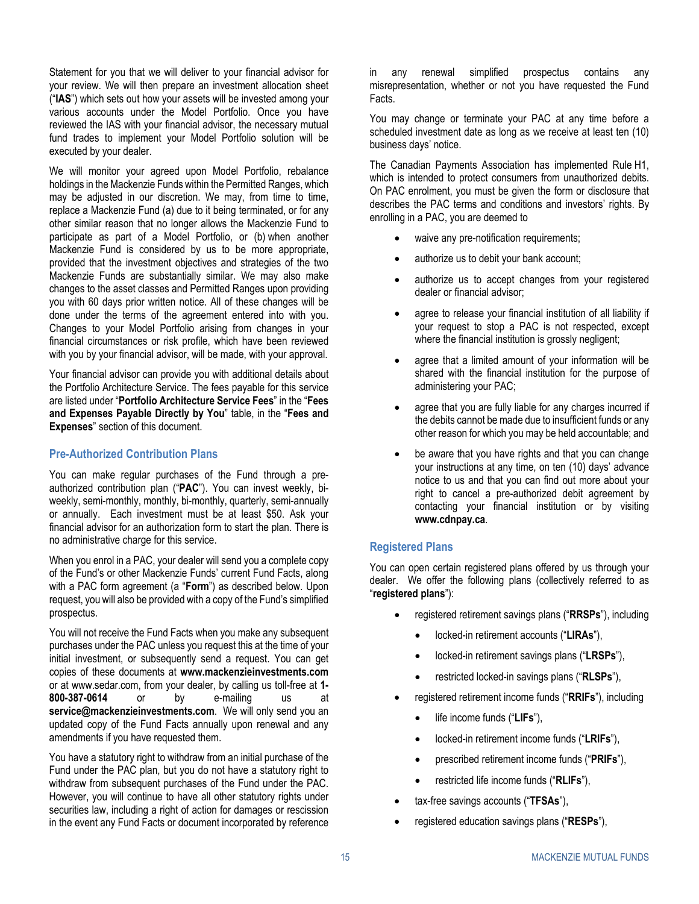Statement for you that we will deliver to your financial advisor for your review. We will then prepare an investment allocation sheet ("**IAS**") which sets out how your assets will be invested among your various accounts under the Model Portfolio. Once you have reviewed the IAS with your financial advisor, the necessary mutual fund trades to implement your Model Portfolio solution will be executed by your dealer.

We will monitor your agreed upon Model Portfolio, rebalance holdings in the Mackenzie Funds within the Permitted Ranges, which may be adjusted in our discretion. We may, from time to time, replace a Mackenzie Fund (a) due to it being terminated, or for any other similar reason that no longer allows the Mackenzie Fund to participate as part of a Model Portfolio, or (b) when another Mackenzie Fund is considered by us to be more appropriate, provided that the investment objectives and strategies of the two Mackenzie Funds are substantially similar. We may also make changes to the asset classes and Permitted Ranges upon providing you with 60 days prior written notice. All of these changes will be done under the terms of the agreement entered into with you. Changes to your Model Portfolio arising from changes in your financial circumstances or risk profile, which have been reviewed with you by your financial advisor, will be made, with your approval.

Your financial advisor can provide you with additional details about the Portfolio Architecture Service. The fees payable for this service are listed under "**Portfolio Architecture Service Fees**" in the "**Fees and Expenses Payable Directly by You**" table, in the "**Fees and Expenses**" section of this document.

## Pre-Authorized Contribution Plans

You can make regular purchases of the Fund through a pre-authorized contribution plan ("**PAC**"). You can invest weekly, bi-weekly, semi-monthly, monthly, bi-monthly, quarterly, semi-annually or annually. Each investment must be at least $50. Ask your financial advisor for an authorization form to start the plan. There is no administrative charge for this service.

When you enrol in a PAC, your dealer will send you a complete copy of the Fund's or other Mackenzie Funds' current Fund Facts, along with a PAC form agreement (a "**Form**") as described below. Upon request, you will also be provided with a copy of the Fund's simplified prospectus.

You will not receive the Fund Facts when you make any subsequent purchases under the PAC unless you request this at the time of your initial investment, or subsequently send a request. You can get copies of these documents at **www.mackenzieinvestments.com** or at www.sedar.com, from your dealer, by calling us toll-free at **1-800-387-0614** or by e-mailing us at **service@mackenzieinvestments.com**. We will only send you an updated copy of the Fund Facts annually upon renewal and any amendments if you have requested them.

You have a statutory right to withdraw from an initial purchase of the Fund under the PAC plan, but you do not have a statutory right to withdraw from subsequent purchases of the Fund under the PAC. However, you will continue to have all other statutory rights under securities law, including a right of action for damages or rescission in the event any Fund Facts or document incorporated by reference in any renewal simplified prospectus contains any misrepresentation, whether or not you have requested the Fund Facts.

You may change or terminate your PAC at any time before a scheduled investment date as long as we receive at least ten (10) business days' notice.

The Canadian Payments Association has implemented Rule H1, which is intended to protect consumers from unauthorized debits. On PAC enrolment, you must be given the form or disclosure that describes the PAC terms and conditions and investors' rights. By enrolling in a PAC, you are deemed to

- waive any pre-notification requirements;
- authorize us to debit your bank account;
- authorize us to accept changes from your registered dealer or financial advisor;
- agree to release your financial institution of all liability if your request to stop a PAC is not respected, except where the financial institution is grossly negligent;
- agree that a limited amount of your information will be shared with the financial institution for the purpose of administering your PAC;
- agree that you are fully liable for any charges incurred if the debits cannot be made due to insufficient funds or any other reason for which you may be held accountable; and
- be aware that you have rights and that you can change your instructions at any time, on ten (10) days' advance notice to us and that you can find out more about your right to cancel a pre-authorized debit agreement by contacting your financial institution or by visiting **www.cdnpay.ca**.

## Registered Plans

You can open certain registered plans offered by us through your dealer. We offer the following plans (collectively referred to as "**registered plans**"):

- registered retirement savings plans ("**RRSPs**"), including
  - locked-in retirement accounts ("**LIRAs**"),
  - locked-in retirement savings plans ("**LRSPs**"),
  - restricted locked-in savings plans ("**RLSPs**"),
- registered retirement income funds ("**RRIFs**"), including
  - life income funds ("**LIFs**"),
  - locked-in retirement income funds ("**LRIFs**"),
  - prescribed retirement income funds ("**PRIFs**"),
  - restricted life income funds ("**RLIFs**"),
- tax-free savings accounts ("**TFSAs**"),
- registered education savings plans ("**RESPs**"),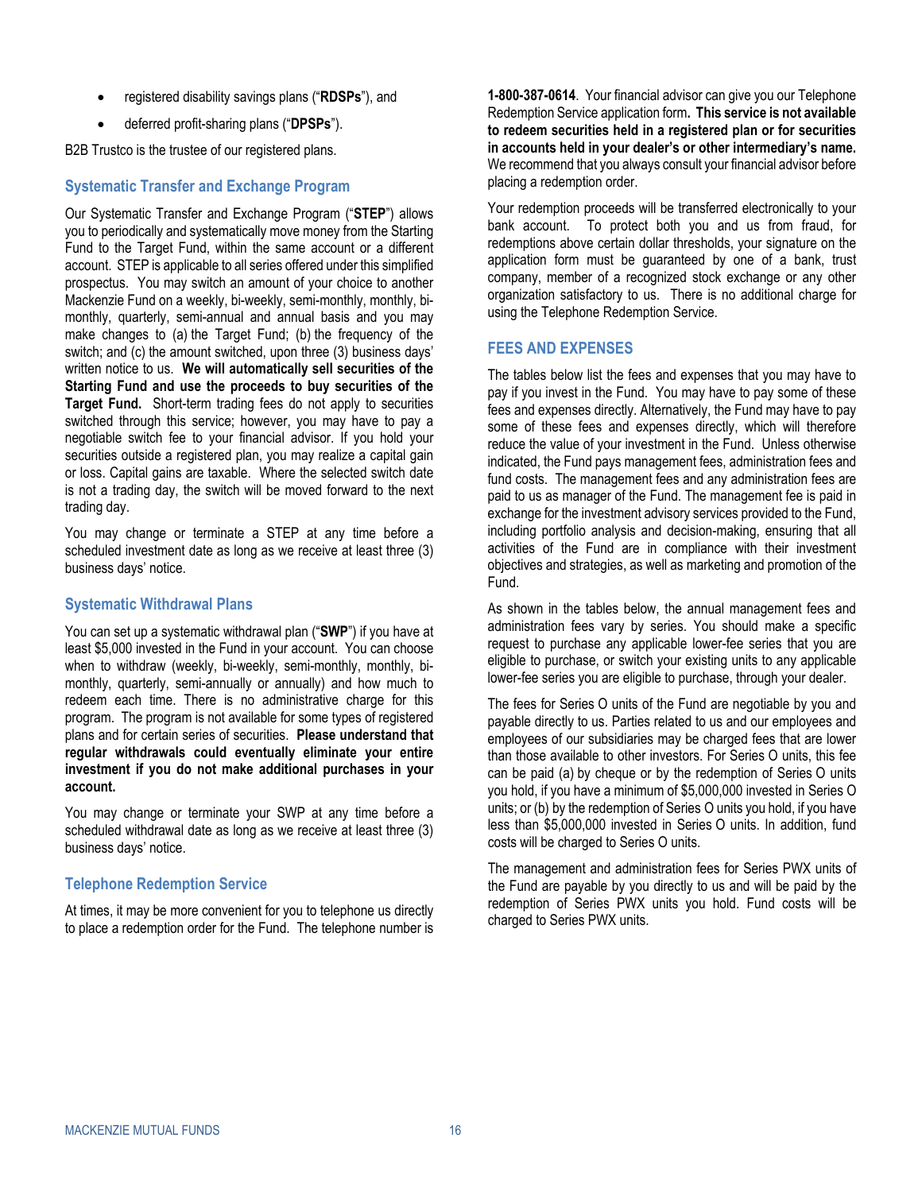- registered disability savings plans ("**RDSPs**"), and
- deferred profit-sharing plans ("**DPSPs**").

B2B Trustco is the trustee of our registered plans.

### Systematic Transfer and Exchange Program

Our Systematic Transfer and Exchange Program ("**STEP**") allows you to periodically and systematically move money from the Starting Fund to the Target Fund, within the same account or a different account. STEP is applicable to all series offered under this simplified prospectus. You may switch an amount of your choice to another Mackenzie Fund on a weekly, bi-weekly, semi-monthly, monthly, bi-monthly, quarterly, semi-annual and annual basis and you may make changes to (a) the Target Fund; (b) the frequency of the switch; and (c) the amount switched, upon three (3) business days' written notice to us. **We will automatically sell securities of the Starting Fund and use the proceeds to buy securities of the Target Fund.** Short-term trading fees do not apply to securities switched through this service; however, you may have to pay a negotiable switch fee to your financial advisor. If you hold your securities outside a registered plan, you may realize a capital gain or loss. Capital gains are taxable. Where the selected switch date is not a trading day, the switch will be moved forward to the next trading day.

You may change or terminate a STEP at any time before a scheduled investment date as long as we receive at least three (3) business days' notice.

### Systematic Withdrawal Plans

You can set up a systematic withdrawal plan ("**SWP**") if you have at least $5,000 invested in the Fund in your account. You can choose when to withdraw (weekly, bi-weekly, semi-monthly, monthly, bi-monthly, quarterly, semi-annually or annually) and how much to redeem each time. There is no administrative charge for this program. The program is not available for some types of registered plans and for certain series of securities. **Please understand that regular withdrawals could eventually eliminate your entire investment if you do not make additional purchases in your account.**

You may change or terminate your SWP at any time before a scheduled withdrawal date as long as we receive at least three (3) business days' notice.

### Telephone Redemption Service

At times, it may be more convenient for you to telephone us directly to place a redemption order for the Fund. The telephone number is **1-800-387-0614**. Your financial advisor can give you our Telephone Redemption Service application form**. This service is not available to redeem securities held in a registered plan or for securities in accounts held in your dealer's or other intermediary's name.** We recommend that you always consult your financial advisor before placing a redemption order.

Your redemption proceeds will be transferred electronically to your bank account. To protect both you and us from fraud, for redemptions above certain dollar thresholds, your signature on the application form must be guaranteed by one of a bank, trust company, member of a recognized stock exchange or any other organization satisfactory to us. There is no additional charge for using the Telephone Redemption Service.

## FEES AND EXPENSES

The tables below list the fees and expenses that you may have to pay if you invest in the Fund. You may have to pay some of these fees and expenses directly. Alternatively, the Fund may have to pay some of these fees and expenses directly, which will therefore reduce the value of your investment in the Fund. Unless otherwise indicated, the Fund pays management fees, administration fees and fund costs. The management fees and any administration fees are paid to us as manager of the Fund. The management fee is paid in exchange for the investment advisory services provided to the Fund, including portfolio analysis and decision-making, ensuring that all activities of the Fund are in compliance with their investment objectives and strategies, as well as marketing and promotion of the Fund.

As shown in the tables below, the annual management fees and administration fees vary by series. You should make a specific request to purchase any applicable lower-fee series that you are eligible to purchase, or switch your existing units to any applicable lower-fee series you are eligible to purchase, through your dealer.

The fees for Series O units of the Fund are negotiable by you and payable directly to us. Parties related to us and our employees and employees of our subsidiaries may be charged fees that are lower than those available to other investors. For Series O units, this fee can be paid (a) by cheque or by the redemption of Series O units you hold, if you have a minimum of $5,000,000 invested in Series O units; or (b) by the redemption of Series O units you hold, if you have less than $5,000,000 invested in Series O units. In addition, fund costs will be charged to Series O units.

The management and administration fees for Series PWX units of the Fund are payable by you directly to us and will be paid by the redemption of Series PWX units you hold. Fund costs will be charged to Series PWX units.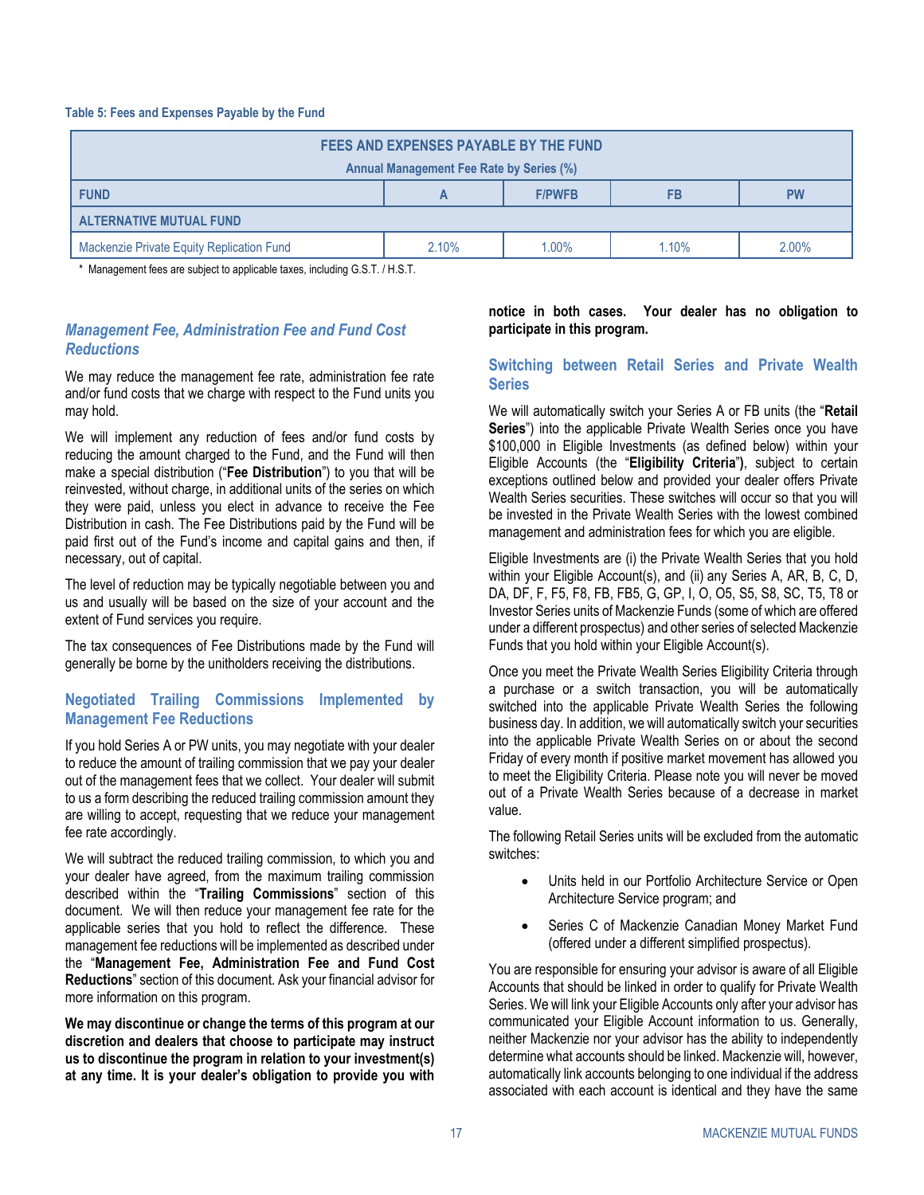**Table 5: Fees and Expenses Payable by the Fund**

| FEES AND EXPENSES PAYABLE BY THE FUND<br>Annual Management Fee Rate by Series (%) | | | | |
|---|---|---|---|---|
| FUND | A | F/PWFB | FB | PW |
| ALTERNATIVE MUTUAL FUND | | | | |
| Mackenzie Private Equity Replication Fund | 2.10% | 1.00% | 1.10% | 2.00% |

\* Management fees are subject to applicable taxes, including G.S.T. / H.S.T.

### *Management Fee, Administration Fee and Fund Cost Reductions*

We may reduce the management fee rate, administration fee rate and/or fund costs that we charge with respect to the Fund units you may hold.

We will implement any reduction of fees and/or fund costs by reducing the amount charged to the Fund, and the Fund will then make a special distribution ("**Fee Distribution**") to you that will be reinvested, without charge, in additional units of the series on which they were paid, unless you elect in advance to receive the Fee Distribution in cash. The Fee Distributions paid by the Fund will be paid first out of the Fund's income and capital gains and then, if necessary, out of capital.

The level of reduction may be typically negotiable between you and us and usually will be based on the size of your account and the extent of Fund services you require.

The tax consequences of Fee Distributions made by the Fund will generally be borne by the unitholders receiving the distributions.

### Negotiated Trailing Commissions Implemented by Management Fee Reductions

If you hold Series A or PW units, you may negotiate with your dealer to reduce the amount of trailing commission that we pay your dealer out of the management fees that we collect. Your dealer will submit to us a form describing the reduced trailing commission amount they are willing to accept, requesting that we reduce your management fee rate accordingly.

We will subtract the reduced trailing commission, to which you and your dealer have agreed, from the maximum trailing commission described within the "**Trailing Commissions**" section of this document. We will then reduce your management fee rate for the applicable series that you hold to reflect the difference. These management fee reductions will be implemented as described under the "**Management Fee, Administration Fee and Fund Cost Reductions**" section of this document. Ask your financial advisor for more information on this program.

**We may discontinue or change the terms of this program at our discretion and dealers that choose to participate may instruct us to discontinue the program in relation to your investment(s) at any time. It is your dealer's obligation to provide you with notice in both cases. Your dealer has no obligation to participate in this program.**

### Switching between Retail Series and Private Wealth Series

We will automatically switch your Series A or FB units (the "**Retail Series**") into the applicable Private Wealth Series once you have $100,000 in Eligible Investments (as defined below) within your Eligible Accounts (the "**Eligibility Criteria**"), subject to certain exceptions outlined below and provided your dealer offers Private Wealth Series securities. These switches will occur so that you will be invested in the Private Wealth Series with the lowest combined management and administration fees for which you are eligible.

Eligible Investments are (i) the Private Wealth Series that you hold within your Eligible Account(s), and (ii) any Series A, AR, B, C, D, DA, DF, F, F5, F8, FB, FB5, G, GP, I, O, O5, S5, S8, SC, T5, T8 or Investor Series units of Mackenzie Funds (some of which are offered under a different prospectus) and other series of selected Mackenzie Funds that you hold within your Eligible Account(s).

Once you meet the Private Wealth Series Eligibility Criteria through a purchase or a switch transaction, you will be automatically switched into the applicable Private Wealth Series the following business day. In addition, we will automatically switch your securities into the applicable Private Wealth Series on or about the second Friday of every month if positive market movement has allowed you to meet the Eligibility Criteria. Please note you will never be moved out of a Private Wealth Series because of a decrease in market value.

The following Retail Series units will be excluded from the automatic switches:

- Units held in our Portfolio Architecture Service or Open Architecture Service program; and
- Series C of Mackenzie Canadian Money Market Fund (offered under a different simplified prospectus).

You are responsible for ensuring your advisor is aware of all Eligible Accounts that should be linked in order to qualify for Private Wealth Series. We will link your Eligible Accounts only after your advisor has communicated your Eligible Account information to us. Generally, neither Mackenzie nor your advisor has the ability to independently determine what accounts should be linked. Mackenzie will, however, automatically link accounts belonging to one individual if the address associated with each account is identical and they have the same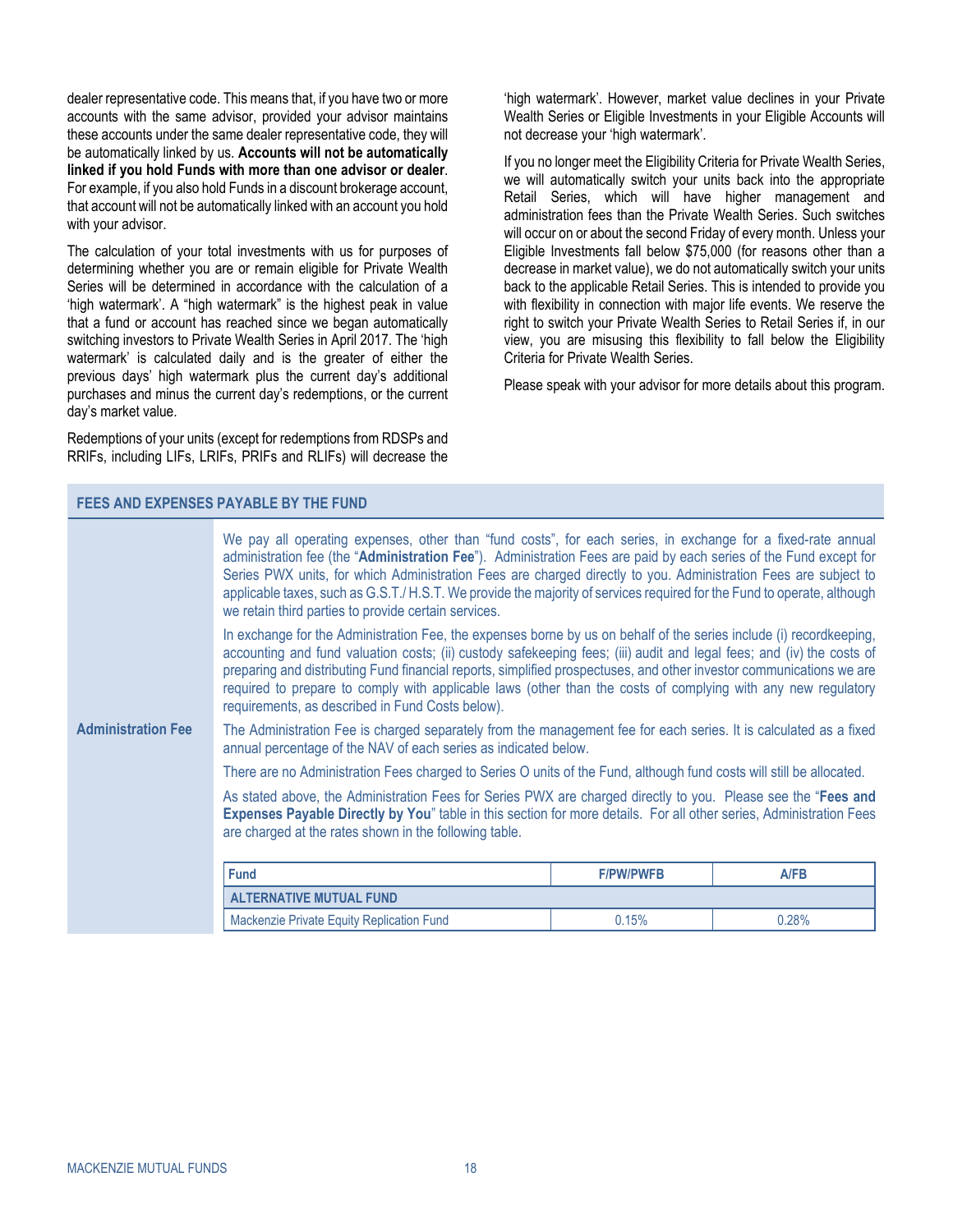dealer representative code. This means that, if you have two or more accounts with the same advisor, provided your advisor maintains these accounts under the same dealer representative code, they will be automatically linked by us. **Accounts will not be automatically linked if you hold Funds with more than one advisor or dealer**. For example, if you also hold Funds in a discount brokerage account, that account will not be automatically linked with an account you hold with your advisor.

The calculation of your total investments with us for purposes of determining whether you are or remain eligible for Private Wealth Series will be determined in accordance with the calculation of a 'high watermark'. A "high watermark" is the highest peak in value that a fund or account has reached since we began automatically switching investors to Private Wealth Series in April 2017. The 'high watermark' is calculated daily and is the greater of either the previous days' high watermark plus the current day's additional purchases and minus the current day's redemptions, or the current day's market value.

Redemptions of your units (except for redemptions from RDSPs and RRIFs, including LIFs, LRIFs, PRIFs and RLIFs) will decrease the 'high watermark'. However, market value declines in your Private Wealth Series or Eligible Investments in your Eligible Accounts will not decrease your 'high watermark'.

If you no longer meet the Eligibility Criteria for Private Wealth Series, we will automatically switch your units back into the appropriate Retail Series, which will have higher management and administration fees than the Private Wealth Series. Such switches will occur on or about the second Friday of every month. Unless your Eligible Investments fall below $75,000 (for reasons other than a decrease in market value), we do not automatically switch your units back to the applicable Retail Series. This is intended to provide you with flexibility in connection with major life events. We reserve the right to switch your Private Wealth Series to Retail Series if, in our view, you are misusing this flexibility to fall below the Eligibility Criteria for Private Wealth Series.

Please speak with your advisor for more details about this program.

## FEES AND EXPENSES PAYABLE BY THE FUND

**Administration Fee**

We pay all operating expenses, other than "fund costs", for each series, in exchange for a fixed-rate annual administration fee (the "**Administration Fee**"). Administration Fees are paid by each series of the Fund except for Series PWX units, for which Administration Fees are charged directly to you. Administration Fees are subject to applicable taxes, such as G.S.T./ H.S.T. We provide the majority of services required for the Fund to operate, although we retain third parties to provide certain services.

In exchange for the Administration Fee, the expenses borne by us on behalf of the series include (i) recordkeeping, accounting and fund valuation costs; (ii) custody safekeeping fees; (iii) audit and legal fees; and (iv) the costs of preparing and distributing Fund financial reports, simplified prospectuses, and other investor communications we are required to prepare to comply with applicable laws (other than the costs of complying with any new regulatory requirements, as described in Fund Costs below).

The Administration Fee is charged separately from the management fee for each series. It is calculated as a fixed annual percentage of the NAV of each series as indicated below.

There are no Administration Fees charged to Series O units of the Fund, although fund costs will still be allocated.

As stated above, the Administration Fees for Series PWX are charged directly to you. Please see the "**Fees and Expenses Payable Directly by You**" table in this section for more details. For all other series, Administration Fees are charged at the rates shown in the following table.

| Fund | F/PW/PWFB | A/FB |
|---|---|---|
| **ALTERNATIVE MUTUAL FUND** | | |
| Mackenzie Private Equity Replication Fund | 0.15% | 0.28% |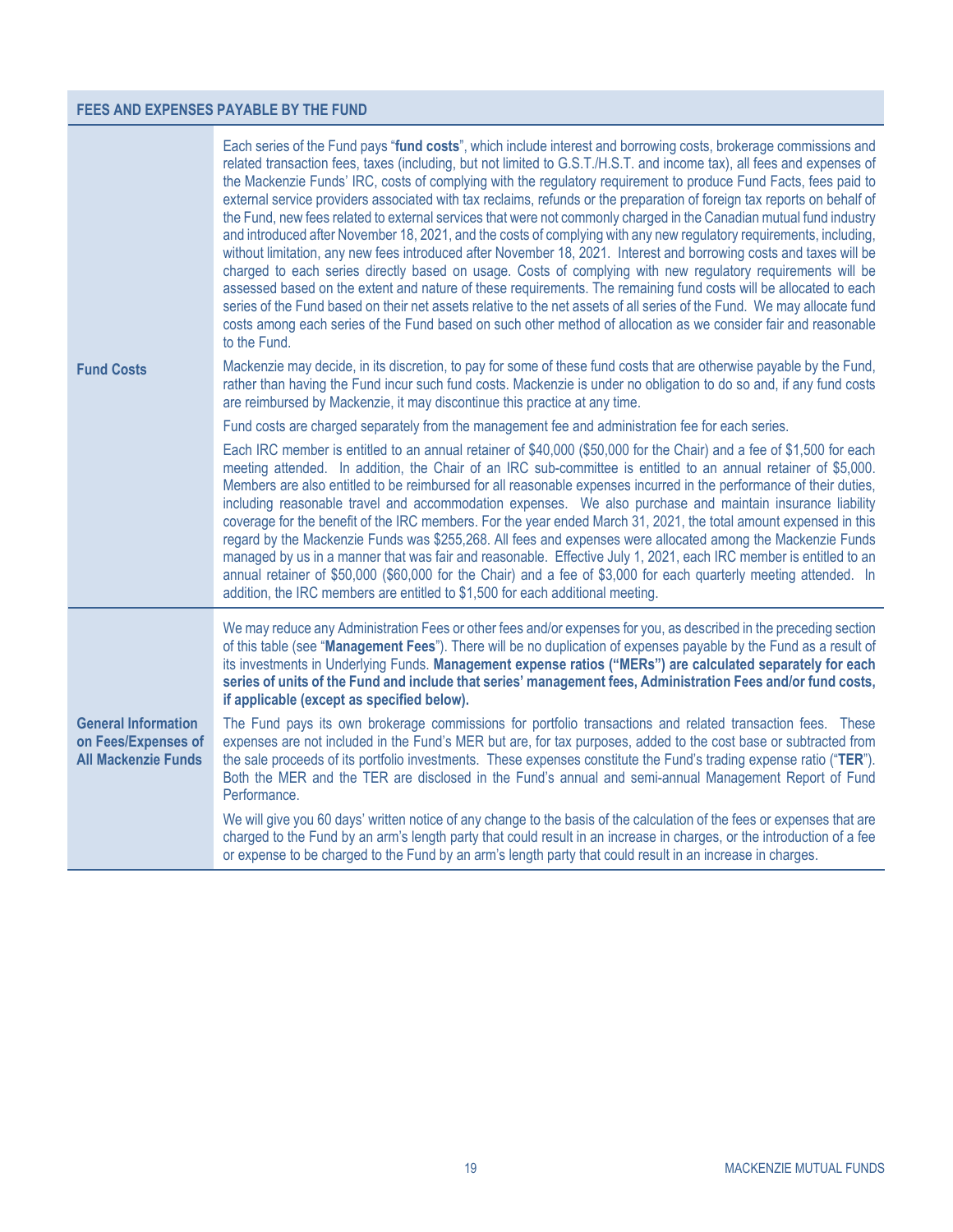| FEES AND EXPENSES PAYABLE BY THE FUND | |
|---|---|
| **Fund Costs** | Each series of the Fund pays "**fund costs**", which include interest and borrowing costs, brokerage commissions and related transaction fees, taxes (including, but not limited to G.S.T./H.S.T. and income tax), all fees and expenses of the Mackenzie Funds' IRC, costs of complying with the regulatory requirement to produce Fund Facts, fees paid to external service providers associated with tax reclaims, refunds or the preparation of foreign tax reports on behalf of the Fund, new fees related to external services that were not commonly charged in the Canadian mutual fund industry and introduced after November 18, 2021, and the costs of complying with any new regulatory requirements, including, without limitation, any new fees introduced after November 18, 2021. Interest and borrowing costs and taxes will be charged to each series directly based on usage. Costs of complying with new regulatory requirements will be assessed based on the extent and nature of these requirements. The remaining fund costs will be allocated to each series of the Fund based on their net assets relative to the net assets of all series of the Fund. We may allocate fund costs among each series of the Fund based on such other method of allocation as we consider fair and reasonable to the Fund.<br><br>Mackenzie may decide, in its discretion, to pay for some of these fund costs that are otherwise payable by the Fund, rather than having the Fund incur such fund costs. Mackenzie is under no obligation to do so and, if any fund costs are reimbursed by Mackenzie, it may discontinue this practice at any time.<br><br>Fund costs are charged separately from the management fee and administration fee for each series.<br><br>Each IRC member is entitled to an annual retainer of $40,000 ($50,000 for the Chair) and a fee of $1,500 for each meeting attended. In addition, the Chair of an IRC sub-committee is entitled to an annual retainer of $5,000. Members are also entitled to be reimbursed for all reasonable expenses incurred in the performance of their duties, including reasonable travel and accommodation expenses. We also purchase and maintain insurance liability coverage for the benefit of the IRC members. For the year ended March 31, 2021, the total amount expensed in this regard by the Mackenzie Funds was $255,268. All fees and expenses were allocated among the Mackenzie Funds managed by us in a manner that was fair and reasonable. Effective July 1, 2021, each IRC member is entitled to an annual retainer of $50,000 ($60,000 for the Chair) and a fee of $3,000 for each quarterly meeting attended. In addition, the IRC members are entitled to $1,500 for each additional meeting. |
| **General Information on Fees/Expenses of All Mackenzie Funds** | We may reduce any Administration Fees or other fees and/or expenses for you, as described in the preceding section of this table (see "**Management Fees**"). There will be no duplication of expenses payable by the Fund as a result of its investments in Underlying Funds. **Management expense ratios ("MERs") are calculated separately for each series of units of the Fund and include that series' management fees, Administration Fees and/or fund costs, if applicable (except as specified below).**<br><br>The Fund pays its own brokerage commissions for portfolio transactions and related transaction fees. These expenses are not included in the Fund's MER but are, for tax purposes, added to the cost base or subtracted from the sale proceeds of its portfolio investments. These expenses constitute the Fund's trading expense ratio ("**TER**"). Both the MER and the TER are disclosed in the Fund's annual and semi-annual Management Report of Fund Performance.<br><br>We will give you 60 days' written notice of any change to the basis of the calculation of the fees or expenses that are charged to the Fund by an arm's length party that could result in an increase in charges, or the introduction of a fee or expense to be charged to the Fund by an arm's length party that could result in an increase in charges. |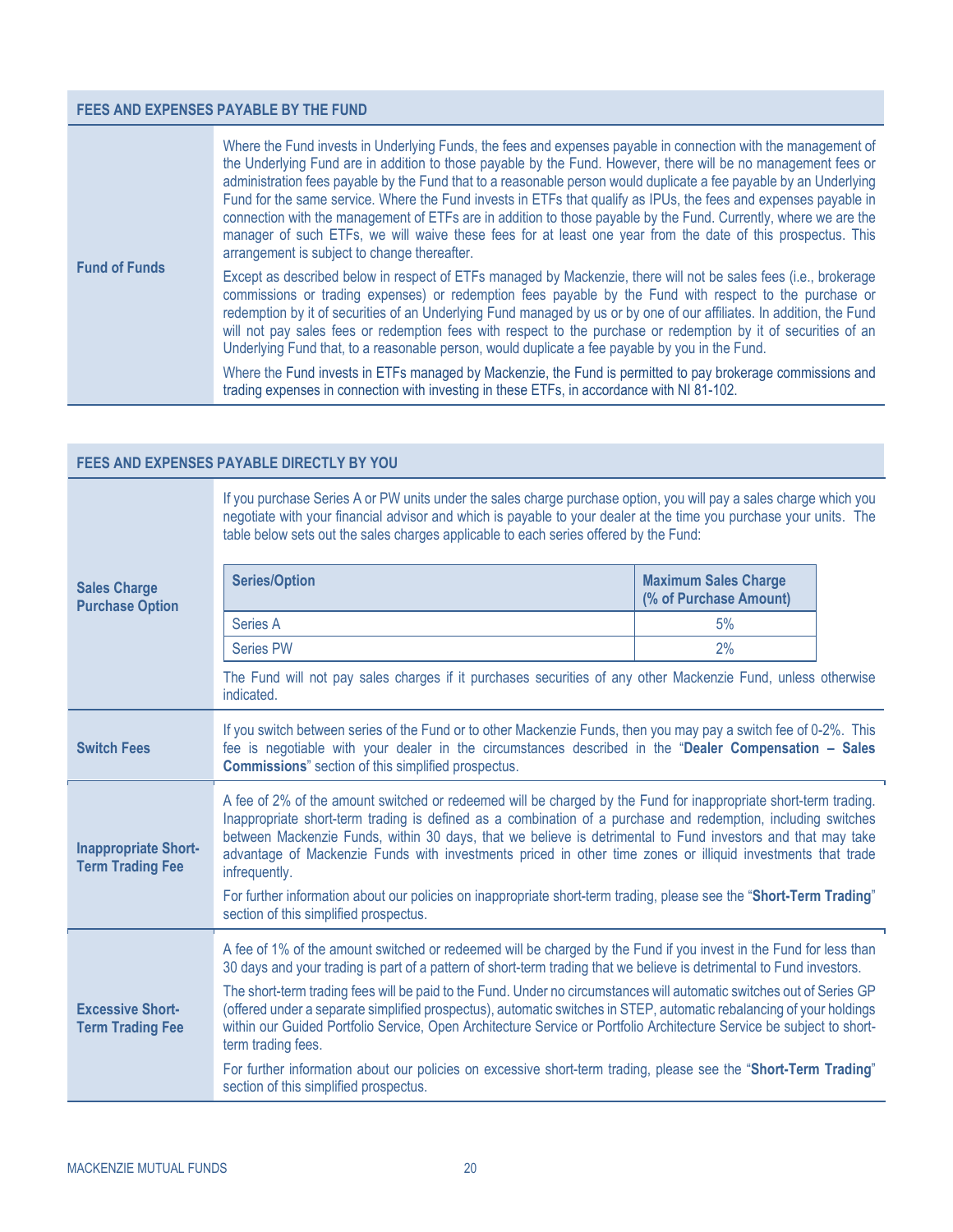## FEES AND EXPENSES PAYABLE BY THE FUND

| | |
|---|---|
| **Fund of Funds** | Where the Fund invests in Underlying Funds, the fees and expenses payable in connection with the management of the Underlying Fund are in addition to those payable by the Fund. However, there will be no management fees or administration fees payable by the Fund that to a reasonable person would duplicate a fee payable by an Underlying Fund for the same service. Where the Fund invests in ETFs that qualify as IPUs, the fees and expenses payable in connection with the management of ETFs are in addition to those payable by the Fund. Currently, where we are the manager of such ETFs, we will waive these fees for at least one year from the date of this prospectus. This arrangement is subject to change thereafter.<br><br>Except as described below in respect of ETFs managed by Mackenzie, there will not be sales fees (i.e., brokerage commissions or trading expenses) or redemption fees payable by the Fund with respect to the purchase or redemption by it of securities of an Underlying Fund managed by us or by one of our affiliates. In addition, the Fund will not pay sales fees or redemption fees with respect to the purchase or redemption by it of securities of an Underlying Fund that, to a reasonable person, would duplicate a fee payable by you in the Fund.<br><br>Where the Fund invests in ETFs managed by Mackenzie, the Fund is permitted to pay brokerage commissions and trading expenses in connection with investing in these ETFs, in accordance with NI 81-102. |

## FEES AND EXPENSES PAYABLE DIRECTLY BY YOU

**Sales Charge Purchase Option**

If you purchase Series A or PW units under the sales charge purchase option, you will pay a sales charge which you negotiate with your financial advisor and which is payable to your dealer at the time you purchase your units. The table below sets out the sales charges applicable to each series offered by the Fund:

| Series/Option | Maximum Sales Charge (% of Purchase Amount) |
|---|---|
| Series A | 5% |
| Series PW | 2% |

The Fund will not pay sales charges if it purchases securities of any other Mackenzie Fund, unless otherwise indicated.

**Switch Fees**

If you switch between series of the Fund or to other Mackenzie Funds, then you may pay a switch fee of 0-2%. This fee is negotiable with your dealer in the circumstances described in the "**Dealer Compensation – Sales Commissions**" section of this simplified prospectus.

**Inappropriate Short-Term Trading Fee**

A fee of 2% of the amount switched or redeemed will be charged by the Fund for inappropriate short-term trading. Inappropriate short-term trading is defined as a combination of a purchase and redemption, including switches between Mackenzie Funds, within 30 days, that we believe is detrimental to Fund investors and that may take advantage of Mackenzie Funds with investments priced in other time zones or illiquid investments that trade infrequently.

For further information about our policies on inappropriate short-term trading, please see the "**Short-Term Trading**" section of this simplified prospectus.

**Excessive Short-Term Trading Fee**

A fee of 1% of the amount switched or redeemed will be charged by the Fund if you invest in the Fund for less than 30 days and your trading is part of a pattern of short-term trading that we believe is detrimental to Fund investors.

The short-term trading fees will be paid to the Fund. Under no circumstances will automatic switches out of Series GP (offered under a separate simplified prospectus), automatic switches in STEP, automatic rebalancing of your holdings within our Guided Portfolio Service, Open Architecture Service or Portfolio Architecture Service be subject to short-term trading fees.

For further information about our policies on excessive short-term trading, please see the "**Short-Term Trading**" section of this simplified prospectus.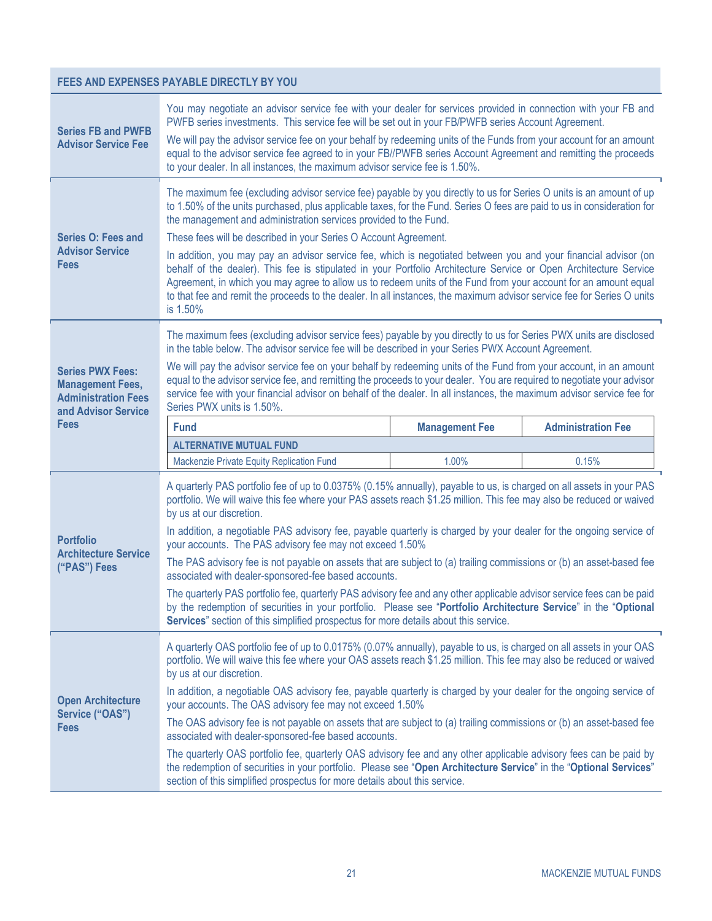## FEES AND EXPENSES PAYABLE DIRECTLY BY YOU

**Series FB and PWFB Advisor Service Fee**

You may negotiate an advisor service fee with your dealer for services provided in connection with your FB and PWFB series investments. This service fee will be set out in your FB/PWFB series Account Agreement.

We will pay the advisor service fee on your behalf by redeeming units of the Funds from your account for an amount equal to the advisor service fee agreed to in your FB//PWFB series Account Agreement and remitting the proceeds to your dealer. In all instances, the maximum advisor service fee is 1.50%.

**Series O: Fees and Advisor Service Fees**

The maximum fee (excluding advisor service fee) payable by you directly to us for Series O units is an amount of up to 1.50% of the units purchased, plus applicable taxes, for the Fund. Series O fees are paid to us in consideration for the management and administration services provided to the Fund.

These fees will be described in your Series O Account Agreement.

In addition, you may pay an advisor service fee, which is negotiated between you and your financial advisor (on behalf of the dealer). This fee is stipulated in your Portfolio Architecture Service or Open Architecture Service Agreement, in which you may agree to allow us to redeem units of the Fund from your account for an amount equal to that fee and remit the proceeds to the dealer. In all instances, the maximum advisor service fee for Series O units is 1.50%

**Series PWX Fees: Management Fees, Administration Fees and Advisor Service Fees**

The maximum fees (excluding advisor service fees) payable by you directly to us for Series PWX units are disclosed in the table below. The advisor service fee will be described in your Series PWX Account Agreement.

We will pay the advisor service fee on your behalf by redeeming units of the Fund from your account, in an amount equal to the advisor service fee, and remitting the proceeds to your dealer. You are required to negotiate your advisor service fee with your financial advisor on behalf of the dealer. In all instances, the maximum advisor service fee for Series PWX units is 1.50%.

| Fund | Management Fee | Administration Fee |
|---|---|---|
| **ALTERNATIVE MUTUAL FUND** | | |
| Mackenzie Private Equity Replication Fund | 1.00% | 0.15% |

**Portfolio Architecture Service ("PAS") Fees**

A quarterly PAS portfolio fee of up to 0.0375% (0.15% annually), payable to us, is charged on all assets in your PAS portfolio. We will waive this fee where your PAS assets reach $1.25 million. This fee may also be reduced or waived by us at our discretion.

In addition, a negotiable PAS advisory fee, payable quarterly is charged by your dealer for the ongoing service of your accounts. The PAS advisory fee may not exceed 1.50%

The PAS advisory fee is not payable on assets that are subject to (a) trailing commissions or (b) an asset-based fee associated with dealer-sponsored-fee based accounts.

The quarterly PAS portfolio fee, quarterly PAS advisory fee and any other applicable advisor service fees can be paid by the redemption of securities in your portfolio. Please see "**Portfolio Architecture Service**" in the "**Optional Services**" section of this simplified prospectus for more details about this service.

**Open Architecture Service ("OAS") Fees**

A quarterly OAS portfolio fee of up to 0.0175% (0.07% annually), payable to us, is charged on all assets in your OAS portfolio. We will waive this fee where your OAS assets reach $1.25 million. This fee may also be reduced or waived by us at our discretion.

In addition, a negotiable OAS advisory fee, payable quarterly is charged by your dealer for the ongoing service of your accounts. The OAS advisory fee may not exceed 1.50%

The OAS advisory fee is not payable on assets that are subject to (a) trailing commissions or (b) an asset-based fee associated with dealer-sponsored-fee based accounts.

The quarterly OAS portfolio fee, quarterly OAS advisory fee and any other applicable advisory fees can be paid by the redemption of securities in your portfolio. Please see "**Open Architecture Service**" in the "**Optional Services**" section of this simplified prospectus for more details about this service.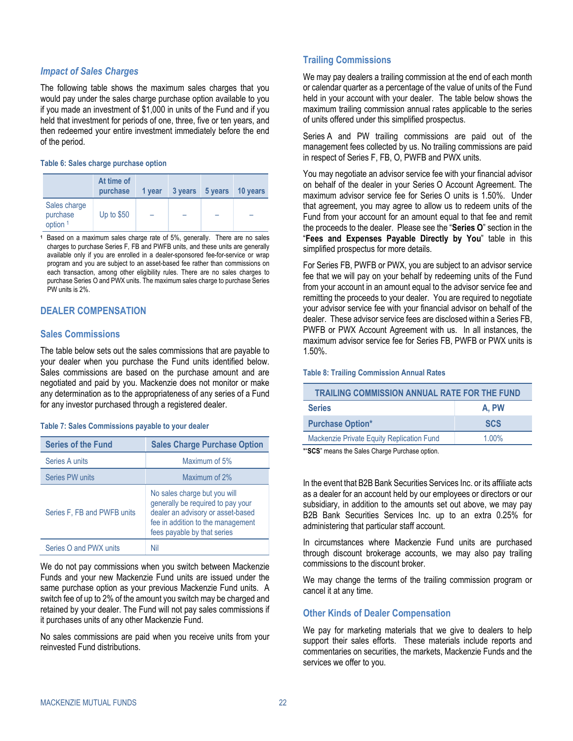### *Impact of Sales Charges*

The following table shows the maximum sales charges that you would pay under the sales charge purchase option available to you if you made an investment of $1,000 in units of the Fund and if you held that investment for periods of one, three, five or ten years, and then redeemed your entire investment immediately before the end of the period.

**Table 6: Sales charge purchase option**

| | At time of purchase | 1 year | 3 years | 5 years | 10 years |
|---|---|---|---|---|---|
| Sales charge purchase option [1] | Up to $50 | – | – | – | – |

[1] Based on a maximum sales charge rate of 5%, generally. There are no sales charges to purchase Series F, FB and PWFB units, and these units are generally available only if you are enrolled in a dealer-sponsored fee-for-service or wrap program and you are subject to an asset-based fee rather than commissions on each transaction, among other eligibility rules. There are no sales charges to purchase Series O and PWX units. The maximum sales charge to purchase Series PW units is 2%.

## DEALER COMPENSATION

### Sales Commissions

The table below sets out the sales commissions that are payable to your dealer when you purchase the Fund units identified below. Sales commissions are based on the purchase amount and are negotiated and paid by you. Mackenzie does not monitor or make any determination as to the appropriateness of any series of a Fund for any investor purchased through a registered dealer.

**Table 7: Sales Commissions payable to your dealer**

| Series of the Fund | Sales Charge Purchase Option |
|---|---|
| Series A units | Maximum of 5% |
| Series PW units | Maximum of 2% |
| Series F, FB and PWFB units | No sales charge but you will generally be required to pay your dealer an advisory or asset-based fee in addition to the management fees payable by that series |
| Series O and PWX units | Nil |

We do not pay commissions when you switch between Mackenzie Funds and your new Mackenzie Fund units are issued under the same purchase option as your previous Mackenzie Fund units. A switch fee of up to 2% of the amount you switch may be charged and retained by your dealer. The Fund will not pay sales commissions if it purchases units of any other Mackenzie Fund.

No sales commissions are paid when you receive units from your reinvested Fund distributions.

### Trailing Commissions

We may pay dealers a trailing commission at the end of each month or calendar quarter as a percentage of the value of units of the Fund held in your account with your dealer. The table below shows the maximum trailing commission annual rates applicable to the series of units offered under this simplified prospectus.

Series A and PW trailing commissions are paid out of the management fees collected by us. No trailing commissions are paid in respect of Series F, FB, O, PWFB and PWX units.

You may negotiate an advisor service fee with your financial advisor on behalf of the dealer in your Series O Account Agreement. The maximum advisor service fee for Series O units is 1.50%. Under that agreement, you may agree to allow us to redeem units of the Fund from your account for an amount equal to that fee and remit the proceeds to the dealer. Please see the "**Series O**" section in the "**Fees and Expenses Payable Directly by You**" table in this simplified prospectus for more details.

For Series FB, PWFB or PWX, you are subject to an advisor service fee that we will pay on your behalf by redeeming units of the Fund from your account in an amount equal to the advisor service fee and remitting the proceeds to your dealer. You are required to negotiate your advisor service fee with your financial advisor on behalf of the dealer. These advisor service fees are disclosed within a Series FB, PWFB or PWX Account Agreement with us. In all instances, the maximum advisor service fee for Series FB, PWFB or PWX units is 1.50%.

**Table 8: Trailing Commission Annual Rates**

| TRAILING COMMISSION ANNUAL RATE FOR THE FUND | |
|---|---|
| **Series** | **A, PW** |
| **Purchase Option*** | **SCS** |
| Mackenzie Private Equity Replication Fund | 1.00% |

*"**SCS**" means the Sales Charge Purchase option.

In the event that B2B Bank Securities Services Inc. or its affiliate acts as a dealer for an account held by our employees or directors or our subsidiary, in addition to the amounts set out above, we may pay B2B Bank Securities Services Inc. up to an extra 0.25% for administering that particular staff account.

In circumstances where Mackenzie Fund units are purchased through discount brokerage accounts, we may also pay trailing commissions to the discount broker.

We may change the terms of the trailing commission program or cancel it at any time.

### Other Kinds of Dealer Compensation

We pay for marketing materials that we give to dealers to help support their sales efforts. These materials include reports and commentaries on securities, the markets, Mackenzie Funds and the services we offer to you.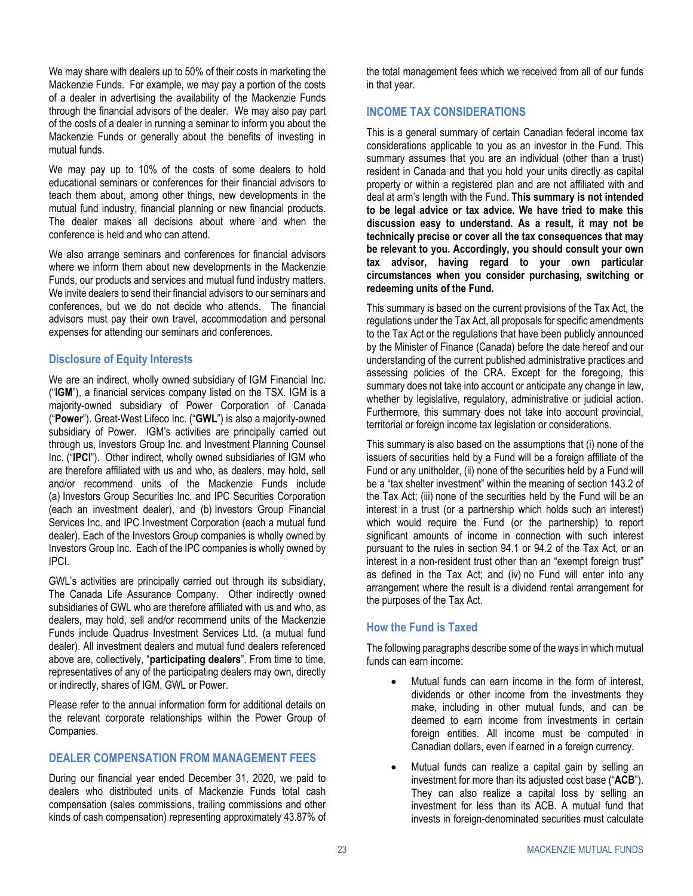We may share with dealers up to 50% of their costs in marketing the Mackenzie Funds. For example, we may pay a portion of the costs of a dealer in advertising the availability of the Mackenzie Funds through the financial advisors of the dealer. We may also pay part of the costs of a dealer in running a seminar to inform you about the Mackenzie Funds or generally about the benefits of investing in mutual funds.

We may pay up to 10% of the costs of some dealers to hold educational seminars or conferences for their financial advisors to teach them about, among other things, new developments in the mutual fund industry, financial planning or new financial products. The dealer makes all decisions about where and when the conference is held and who can attend.

We also arrange seminars and conferences for financial advisors where we inform them about new developments in the Mackenzie Funds, our products and services and mutual fund industry matters. We invite dealers to send their financial advisors to our seminars and conferences, but we do not decide who attends. The financial advisors must pay their own travel, accommodation and personal expenses for attending our seminars and conferences.

### Disclosure of Equity Interests

We are an indirect, wholly owned subsidiary of IGM Financial Inc. ("**IGM**"), a financial services company listed on the TSX. IGM is a majority-owned subsidiary of Power Corporation of Canada ("**Power**"). Great-West Lifeco Inc. ("**GWL**") is also a majority-owned subsidiary of Power. IGM's activities are principally carried out through us, Investors Group Inc. and Investment Planning Counsel Inc. ("**IPCI**"). Other indirect, wholly owned subsidiaries of IGM who are therefore affiliated with us and who, as dealers, may hold, sell and/or recommend units of the Mackenzie Funds include (a) Investors Group Securities Inc. and IPC Securities Corporation (each an investment dealer), and (b) Investors Group Financial Services Inc. and IPC Investment Corporation (each a mutual fund dealer). Each of the Investors Group companies is wholly owned by Investors Group Inc. Each of the IPC companies is wholly owned by IPCI.

GWL's activities are principally carried out through its subsidiary, The Canada Life Assurance Company. Other indirectly owned subsidiaries of GWL who are therefore affiliated with us and who, as dealers, may hold, sell and/or recommend units of the Mackenzie Funds include Quadrus Investment Services Ltd. (a mutual fund dealer). All investment dealers and mutual fund dealers referenced above are, collectively, "**participating dealers**". From time to time, representatives of any of the participating dealers may own, directly or indirectly, shares of IGM, GWL or Power.

Please refer to the annual information form for additional details on the relevant corporate relationships within the Power Group of Companies.

## DEALER COMPENSATION FROM MANAGEMENT FEES

During our financial year ended December 31, 2020, we paid to dealers who distributed units of Mackenzie Funds total cash compensation (sales commissions, trailing commissions and other kinds of cash compensation) representing approximately 43.87% of the total management fees which we received from all of our funds in that year.

## INCOME TAX CONSIDERATIONS

This is a general summary of certain Canadian federal income tax considerations applicable to you as an investor in the Fund. This summary assumes that you are an individual (other than a trust) resident in Canada and that you hold your units directly as capital property or within a registered plan and are not affiliated with and deal at arm's length with the Fund. **This summary is not intended to be legal advice or tax advice. We have tried to make this discussion easy to understand. As a result, it may not be technically precise or cover all the tax consequences that may be relevant to you. Accordingly, you should consult your own tax advisor, having regard to your own particular circumstances when you consider purchasing, switching or redeeming units of the Fund.**

This summary is based on the current provisions of the Tax Act, the regulations under the Tax Act, all proposals for specific amendments to the Tax Act or the regulations that have been publicly announced by the Minister of Finance (Canada) before the date hereof and our understanding of the current published administrative practices and assessing policies of the CRA. Except for the foregoing, this summary does not take into account or anticipate any change in law, whether by legislative, regulatory, administrative or judicial action. Furthermore, this summary does not take into account provincial, territorial or foreign income tax legislation or considerations.

This summary is also based on the assumptions that (i) none of the issuers of securities held by a Fund will be a foreign affiliate of the Fund or any unitholder, (ii) none of the securities held by a Fund will be a "tax shelter investment" within the meaning of section 143.2 of the Tax Act; (iii) none of the securities held by the Fund will be an interest in a trust (or a partnership which holds such an interest) which would require the Fund (or the partnership) to report significant amounts of income in connection with such interest pursuant to the rules in section 94.1 or 94.2 of the Tax Act, or an interest in a non-resident trust other than an "exempt foreign trust" as defined in the Tax Act; and (iv) no Fund will enter into any arrangement where the result is a dividend rental arrangement for the purposes of the Tax Act.

### How the Fund is Taxed

The following paragraphs describe some of the ways in which mutual funds can earn income:

- Mutual funds can earn income in the form of interest, dividends or other income from the investments they make, including in other mutual funds, and can be deemed to earn income from investments in certain foreign entities. All income must be computed in Canadian dollars, even if earned in a foreign currency.
- Mutual funds can realize a capital gain by selling an investment for more than its adjusted cost base ("**ACB**"). They can also realize a capital loss by selling an investment for less than its ACB. A mutual fund that invests in foreign-denominated securities must calculate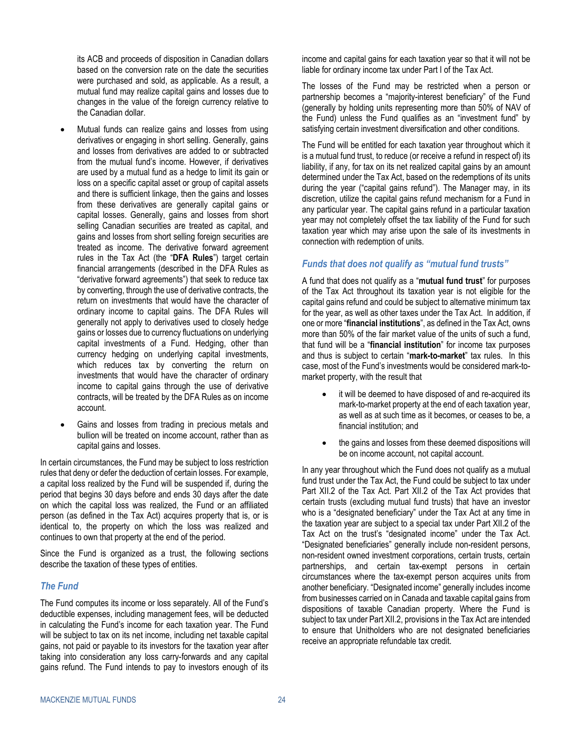its ACB and proceeds of disposition in Canadian dollars based on the conversion rate on the date the securities were purchased and sold, as applicable. As a result, a mutual fund may realize capital gains and losses due to changes in the value of the foreign currency relative to the Canadian dollar.

- Mutual funds can realize gains and losses from using derivatives or engaging in short selling. Generally, gains and losses from derivatives are added to or subtracted from the mutual fund's income. However, if derivatives are used by a mutual fund as a hedge to limit its gain or loss on a specific capital asset or group of capital assets and there is sufficient linkage, then the gains and losses from these derivatives are generally capital gains or capital losses. Generally, gains and losses from short selling Canadian securities are treated as capital, and gains and losses from short selling foreign securities are treated as income. The derivative forward agreement rules in the Tax Act (the "**DFA Rules**") target certain financial arrangements (described in the DFA Rules as "derivative forward agreements") that seek to reduce tax by converting, through the use of derivative contracts, the return on investments that would have the character of ordinary income to capital gains. The DFA Rules will generally not apply to derivatives used to closely hedge gains or losses due to currency fluctuations on underlying capital investments of a Fund. Hedging, other than currency hedging on underlying capital investments, which reduces tax by converting the return on investments that would have the character of ordinary income to capital gains through the use of derivative contracts, will be treated by the DFA Rules as on income account.
- Gains and losses from trading in precious metals and bullion will be treated on income account, rather than as capital gains and losses.

In certain circumstances, the Fund may be subject to loss restriction rules that deny or defer the deduction of certain losses. For example, a capital loss realized by the Fund will be suspended if, during the period that begins 30 days before and ends 30 days after the date on which the capital loss was realized, the Fund or an affiliated person (as defined in the Tax Act) acquires property that is, or is identical to, the property on which the loss was realized and continues to own that property at the end of the period.

Since the Fund is organized as a trust, the following sections describe the taxation of these types of entities.

### *The Fund*

The Fund computes its income or loss separately. All of the Fund's deductible expenses, including management fees, will be deducted in calculating the Fund's income for each taxation year. The Fund will be subject to tax on its net income, including net taxable capital gains, not paid or payable to its investors for the taxation year after taking into consideration any loss carry-forwards and any capital gains refund. The Fund intends to pay to investors enough of its income and capital gains for each taxation year so that it will not be liable for ordinary income tax under Part I of the Tax Act.

The losses of the Fund may be restricted when a person or partnership becomes a "majority-interest beneficiary" of the Fund (generally by holding units representing more than 50% of NAV of the Fund) unless the Fund qualifies as an "investment fund" by satisfying certain investment diversification and other conditions.

The Fund will be entitled for each taxation year throughout which it is a mutual fund trust, to reduce (or receive a refund in respect of) its liability, if any, for tax on its net realized capital gains by an amount determined under the Tax Act, based on the redemptions of its units during the year ("capital gains refund"). The Manager may, in its discretion, utilize the capital gains refund mechanism for a Fund in any particular year. The capital gains refund in a particular taxation year may not completely offset the tax liability of the Fund for such taxation year which may arise upon the sale of its investments in connection with redemption of units.

### *Funds that does not qualify as "mutual fund trusts"*

A fund that does not qualify as a "**mutual fund trust**" for purposes of the Tax Act throughout its taxation year is not eligible for the capital gains refund and could be subject to alternative minimum tax for the year, as well as other taxes under the Tax Act. In addition, if one or more "**financial institutions**", as defined in the Tax Act, owns more than 50% of the fair market value of the units of such a fund, that fund will be a "**financial institution**" for income tax purposes and thus is subject to certain "**mark-to-market**" tax rules. In this case, most of the Fund's investments would be considered mark-to-market property, with the result that

- it will be deemed to have disposed of and re-acquired its mark-to-market property at the end of each taxation year, as well as at such time as it becomes, or ceases to be, a financial institution; and
- the gains and losses from these deemed dispositions will be on income account, not capital account.

In any year throughout which the Fund does not qualify as a mutual fund trust under the Tax Act, the Fund could be subject to tax under Part XII.2 of the Tax Act. Part XII.2 of the Tax Act provides that certain trusts (excluding mutual fund trusts) that have an investor who is a "designated beneficiary" under the Tax Act at any time in the taxation year are subject to a special tax under Part XII.2 of the Tax Act on the trust's "designated income" under the Tax Act. "Designated beneficiaries" generally include non-resident persons, non-resident owned investment corporations, certain trusts, certain partnerships, and certain tax-exempt persons in certain circumstances where the tax-exempt person acquires units from another beneficiary. "Designated income" generally includes income from businesses carried on in Canada and taxable capital gains from dispositions of taxable Canadian property. Where the Fund is subject to tax under Part XII.2, provisions in the Tax Act are intended to ensure that Unitholders who are not designated beneficiaries receive an appropriate refundable tax credit.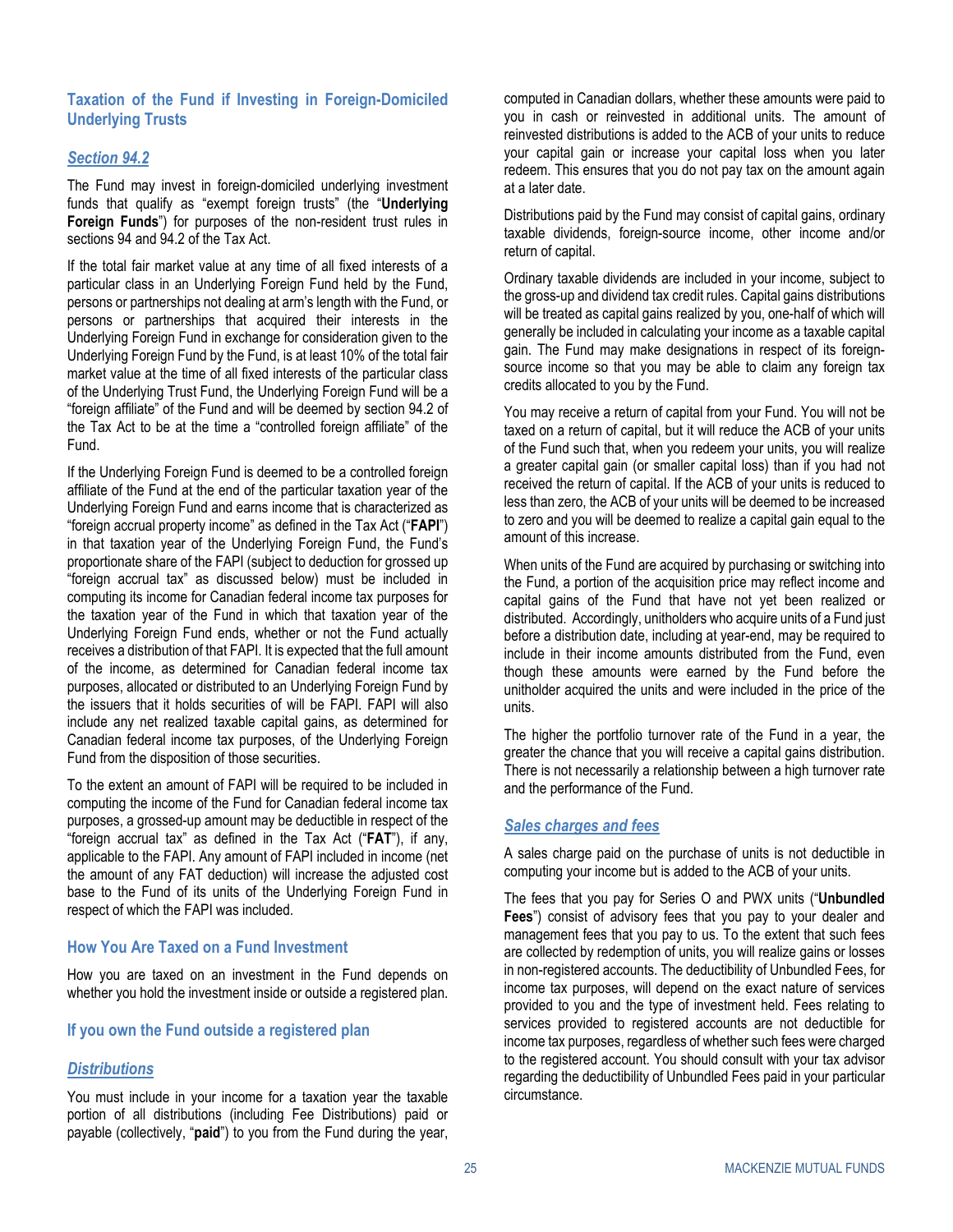## Taxation of the Fund if Investing in Foreign-Domiciled Underlying Trusts

### *Section 94.2*

The Fund may invest in foreign-domiciled underlying investment funds that qualify as "exempt foreign trusts" (the "**Underlying Foreign Funds**") for purposes of the non-resident trust rules in sections 94 and 94.2 of the Tax Act.

If the total fair market value at any time of all fixed interests of a particular class in an Underlying Foreign Fund held by the Fund, persons or partnerships not dealing at arm's length with the Fund, or persons or partnerships that acquired their interests in the Underlying Foreign Fund in exchange for consideration given to the Underlying Foreign Fund by the Fund, is at least 10% of the total fair market value at the time of all fixed interests of the particular class of the Underlying Trust Fund, the Underlying Foreign Fund will be a "foreign affiliate" of the Fund and will be deemed by section 94.2 of the Tax Act to be at the time a "controlled foreign affiliate" of the Fund.

If the Underlying Foreign Fund is deemed to be a controlled foreign affiliate of the Fund at the end of the particular taxation year of the Underlying Foreign Fund and earns income that is characterized as "foreign accrual property income" as defined in the Tax Act ("**FAPI**") in that taxation year of the Underlying Foreign Fund, the Fund's proportionate share of the FAPI (subject to deduction for grossed up "foreign accrual tax" as discussed below) must be included in computing its income for Canadian federal income tax purposes for the taxation year of the Fund in which that taxation year of the Underlying Foreign Fund ends, whether or not the Fund actually receives a distribution of that FAPI. It is expected that the full amount of the income, as determined for Canadian federal income tax purposes, allocated or distributed to an Underlying Foreign Fund by the issuers that it holds securities of will be FAPI. FAPI will also include any net realized taxable capital gains, as determined for Canadian federal income tax purposes, of the Underlying Foreign Fund from the disposition of those securities.

To the extent an amount of FAPI will be required to be included in computing the income of the Fund for Canadian federal income tax purposes, a grossed-up amount may be deductible in respect of the "foreign accrual tax" as defined in the Tax Act ("**FAT**"), if any, applicable to the FAPI. Any amount of FAPI included in income (net the amount of any FAT deduction) will increase the adjusted cost base to the Fund of its units of the Underlying Foreign Fund in respect of which the FAPI was included.

## How You Are Taxed on a Fund Investment

How you are taxed on an investment in the Fund depends on whether you hold the investment inside or outside a registered plan.

## If you own the Fund outside a registered plan

### *Distributions*

You must include in your income for a taxation year the taxable portion of all distributions (including Fee Distributions) paid or payable (collectively, "**paid**") to you from the Fund during the year, computed in Canadian dollars, whether these amounts were paid to you in cash or reinvested in additional units. The amount of reinvested distributions is added to the ACB of your units to reduce your capital gain or increase your capital loss when you later redeem. This ensures that you do not pay tax on the amount again at a later date.

Distributions paid by the Fund may consist of capital gains, ordinary taxable dividends, foreign-source income, other income and/or return of capital.

Ordinary taxable dividends are included in your income, subject to the gross-up and dividend tax credit rules. Capital gains distributions will be treated as capital gains realized by you, one-half of which will generally be included in calculating your income as a taxable capital gain. The Fund may make designations in respect of its foreign-source income so that you may be able to claim any foreign tax credits allocated to you by the Fund.

You may receive a return of capital from your Fund. You will not be taxed on a return of capital, but it will reduce the ACB of your units of the Fund such that, when you redeem your units, you will realize a greater capital gain (or smaller capital loss) than if you had not received the return of capital. If the ACB of your units is reduced to less than zero, the ACB of your units will be deemed to be increased to zero and you will be deemed to realize a capital gain equal to the amount of this increase.

When units of the Fund are acquired by purchasing or switching into the Fund, a portion of the acquisition price may reflect income and capital gains of the Fund that have not yet been realized or distributed. Accordingly, unitholders who acquire units of a Fund just before a distribution date, including at year-end, may be required to include in their income amounts distributed from the Fund, even though these amounts were earned by the Fund before the unitholder acquired the units and were included in the price of the units.

The higher the portfolio turnover rate of the Fund in a year, the greater the chance that you will receive a capital gains distribution. There is not necessarily a relationship between a high turnover rate and the performance of the Fund.

### *Sales charges and fees*

A sales charge paid on the purchase of units is not deductible in computing your income but is added to the ACB of your units.

The fees that you pay for Series O and PWX units ("**Unbundled Fees**") consist of advisory fees that you pay to your dealer and management fees that you pay to us. To the extent that such fees are collected by redemption of units, you will realize gains or losses in non-registered accounts. The deductibility of Unbundled Fees, for income tax purposes, will depend on the exact nature of services provided to you and the type of investment held. Fees relating to services provided to registered accounts are not deductible for income tax purposes, regardless of whether such fees were charged to the registered account. You should consult with your tax advisor regarding the deductibility of Unbundled Fees paid in your particular circumstance.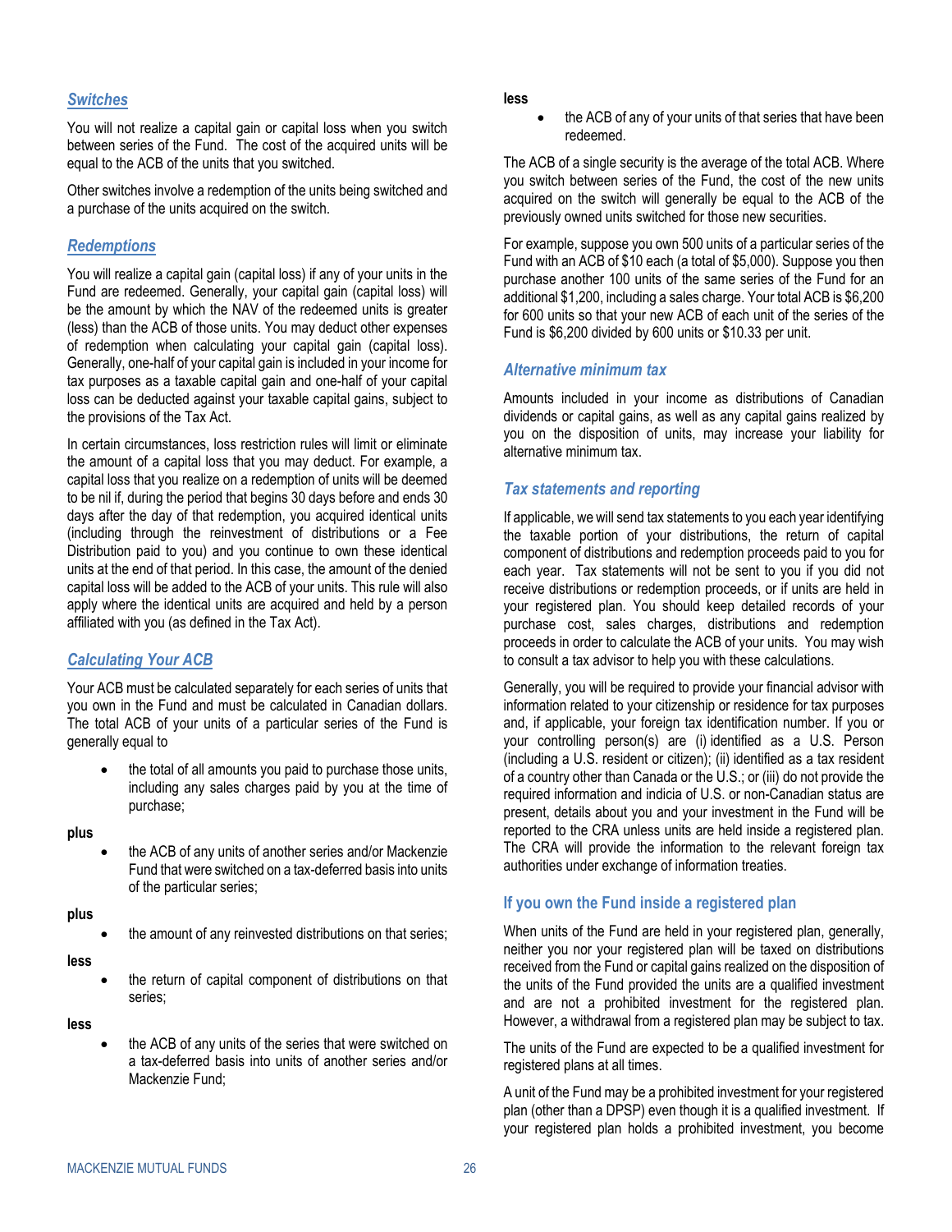### *Switches*

You will not realize a capital gain or capital loss when you switch between series of the Fund. The cost of the acquired units will be equal to the ACB of the units that you switched.

Other switches involve a redemption of the units being switched and a purchase of the units acquired on the switch.

### *Redemptions*

You will realize a capital gain (capital loss) if any of your units in the Fund are redeemed. Generally, your capital gain (capital loss) will be the amount by which the NAV of the redeemed units is greater (less) than the ACB of those units. You may deduct other expenses of redemption when calculating your capital gain (capital loss). Generally, one-half of your capital gain is included in your income for tax purposes as a taxable capital gain and one-half of your capital loss can be deducted against your taxable capital gains, subject to the provisions of the Tax Act.

In certain circumstances, loss restriction rules will limit or eliminate the amount of a capital loss that you may deduct. For example, a capital loss that you realize on a redemption of units will be deemed to be nil if, during the period that begins 30 days before and ends 30 days after the day of that redemption, you acquired identical units (including through the reinvestment of distributions or a Fee Distribution paid to you) and you continue to own these identical units at the end of that period. In this case, the amount of the denied capital loss will be added to the ACB of your units. This rule will also apply where the identical units are acquired and held by a person affiliated with you (as defined in the Tax Act).

### *Calculating Your ACB*

Your ACB must be calculated separately for each series of units that you own in the Fund and must be calculated in Canadian dollars. The total ACB of your units of a particular series of the Fund is generally equal to

- the total of all amounts you paid to purchase those units, including any sales charges paid by you at the time of purchase;

**plus**

- the ACB of any units of another series and/or Mackenzie Fund that were switched on a tax-deferred basis into units of the particular series;

**plus**

- the amount of any reinvested distributions on that series;

**less**

- the return of capital component of distributions on that series;

**less**

- the ACB of any units of the series that were switched on a tax-deferred basis into units of another series and/or Mackenzie Fund;

**less**

- the ACB of any of your units of that series that have been redeemed.

The ACB of a single security is the average of the total ACB. Where you switch between series of the Fund, the cost of the new units acquired on the switch will generally be equal to the ACB of the previously owned units switched for those new securities.

For example, suppose you own 500 units of a particular series of the Fund with an ACB of $10 each (a total of $5,000). Suppose you then purchase another 100 units of the same series of the Fund for an additional $1,200, including a sales charge. Your total ACB is $6,200 for 600 units so that your new ACB of each unit of the series of the Fund is $6,200 divided by 600 units or $10.33 per unit.

### *Alternative minimum tax*

Amounts included in your income as distributions of Canadian dividends or capital gains, as well as any capital gains realized by you on the disposition of units, may increase your liability for alternative minimum tax.

### *Tax statements and reporting*

If applicable, we will send tax statements to you each year identifying the taxable portion of your distributions, the return of capital component of distributions and redemption proceeds paid to you for each year. Tax statements will not be sent to you if you did not receive distributions or redemption proceeds, or if units are held in your registered plan. You should keep detailed records of your purchase cost, sales charges, distributions and redemption proceeds in order to calculate the ACB of your units. You may wish to consult a tax advisor to help you with these calculations.

Generally, you will be required to provide your financial advisor with information related to your citizenship or residence for tax purposes and, if applicable, your foreign tax identification number. If you or your controlling person(s) are (i) identified as a U.S. Person (including a U.S. resident or citizen); (ii) identified as a tax resident of a country other than Canada or the U.S.; or (iii) do not provide the required information and indicia of U.S. or non-Canadian status are present, details about you and your investment in the Fund will be reported to the CRA unless units are held inside a registered plan. The CRA will provide the information to the relevant foreign tax authorities under exchange of information treaties.

## If you own the Fund inside a registered plan

When units of the Fund are held in your registered plan, generally, neither you nor your registered plan will be taxed on distributions received from the Fund or capital gains realized on the disposition of the units of the Fund provided the units are a qualified investment and are not a prohibited investment for the registered plan. However, a withdrawal from a registered plan may be subject to tax.

The units of the Fund are expected to be a qualified investment for registered plans at all times.

A unit of the Fund may be a prohibited investment for your registered plan (other than a DPSP) even though it is a qualified investment. If your registered plan holds a prohibited investment, you become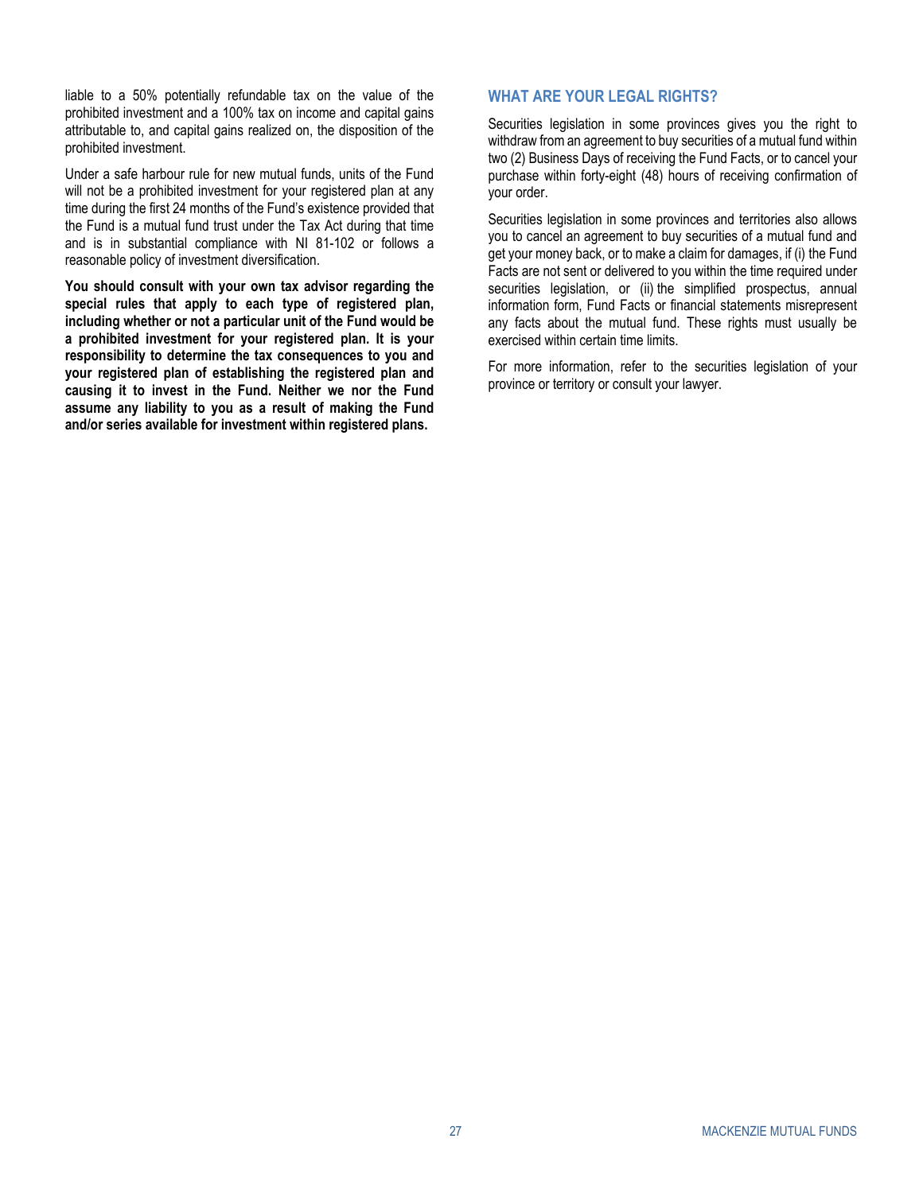liable to a 50% potentially refundable tax on the value of the prohibited investment and a 100% tax on income and capital gains attributable to, and capital gains realized on, the disposition of the prohibited investment.

Under a safe harbour rule for new mutual funds, units of the Fund will not be a prohibited investment for your registered plan at any time during the first 24 months of the Fund's existence provided that the Fund is a mutual fund trust under the Tax Act during that time and is in substantial compliance with NI 81-102 or follows a reasonable policy of investment diversification.

**You should consult with your own tax advisor regarding the special rules that apply to each type of registered plan, including whether or not a particular unit of the Fund would be a prohibited investment for your registered plan. It is your responsibility to determine the tax consequences to you and your registered plan of establishing the registered plan and causing it to invest in the Fund. Neither we nor the Fund assume any liability to you as a result of making the Fund and/or series available for investment within registered plans.**

## WHAT ARE YOUR LEGAL RIGHTS?

Securities legislation in some provinces gives you the right to withdraw from an agreement to buy securities of a mutual fund within two (2) Business Days of receiving the Fund Facts, or to cancel your purchase within forty-eight (48) hours of receiving confirmation of your order.

Securities legislation in some provinces and territories also allows you to cancel an agreement to buy securities of a mutual fund and get your money back, or to make a claim for damages, if (i) the Fund Facts are not sent or delivered to you within the time required under securities legislation, or (ii) the simplified prospectus, annual information form, Fund Facts or financial statements misrepresent any facts about the mutual fund. These rights must usually be exercised within certain time limits.

For more information, refer to the securities legislation of your province or territory or consult your lawyer.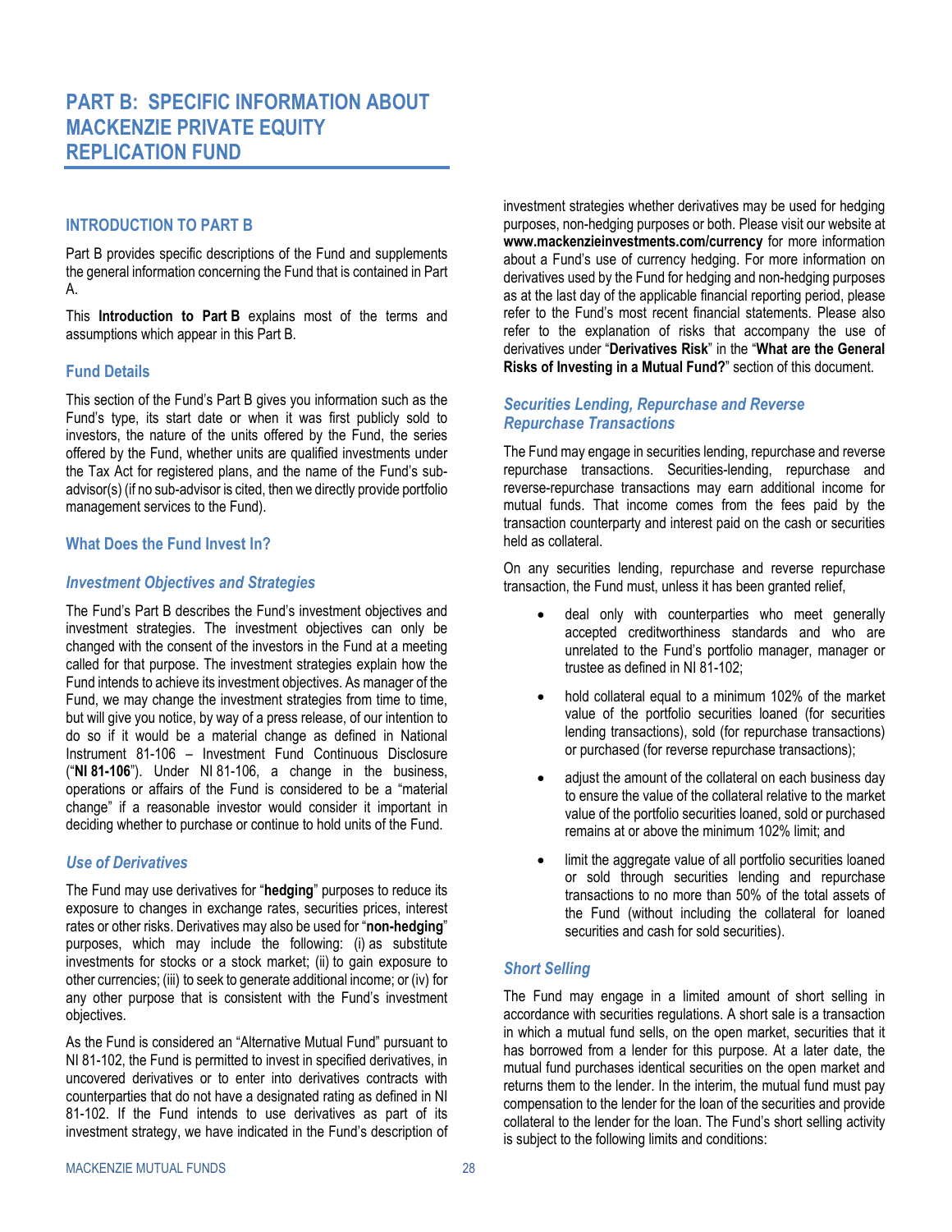# PART B: SPECIFIC INFORMATION ABOUT MACKENZIE PRIVATE EQUITY REPLICATION FUND

## INTRODUCTION TO PART B

Part B provides specific descriptions of the Fund and supplements the general information concerning the Fund that is contained in Part A.

This **Introduction to Part B** explains most of the terms and assumptions which appear in this Part B.

### Fund Details

This section of the Fund's Part B gives you information such as the Fund's type, its start date or when it was first publicly sold to investors, the nature of the units offered by the Fund, the series offered by the Fund, whether units are qualified investments under the Tax Act for registered plans, and the name of the Fund's sub-advisor(s) (if no sub-advisor is cited, then we directly provide portfolio management services to the Fund).

### What Does the Fund Invest In?

#### *Investment Objectives and Strategies*

The Fund's Part B describes the Fund's investment objectives and investment strategies. The investment objectives can only be changed with the consent of the investors in the Fund at a meeting called for that purpose. The investment strategies explain how the Fund intends to achieve its investment objectives. As manager of the Fund, we may change the investment strategies from time to time, but will give you notice, by way of a press release, of our intention to do so if it would be a material change as defined in National Instrument 81-106 – Investment Fund Continuous Disclosure ("**NI 81-106**"). Under NI 81-106, a change in the business, operations or affairs of the Fund is considered to be a "material change" if a reasonable investor would consider it important in deciding whether to purchase or continue to hold units of the Fund.

#### *Use of Derivatives*

The Fund may use derivatives for "**hedging**" purposes to reduce its exposure to changes in exchange rates, securities prices, interest rates or other risks. Derivatives may also be used for "**non-hedging**" purposes, which may include the following: (i) as substitute investments for stocks or a stock market; (ii) to gain exposure to other currencies; (iii) to seek to generate additional income; or (iv) for any other purpose that is consistent with the Fund's investment objectives.

As the Fund is considered an "Alternative Mutual Fund" pursuant to NI 81-102, the Fund is permitted to invest in specified derivatives, in uncovered derivatives or to enter into derivatives contracts with counterparties that do not have a designated rating as defined in NI 81-102. If the Fund intends to use derivatives as part of its investment strategy, we have indicated in the Fund's description of investment strategies whether derivatives may be used for hedging purposes, non-hedging purposes or both. Please visit our website at **www.mackenzieinvestments.com/currency** for more information about a Fund's use of currency hedging. For more information on derivatives used by the Fund for hedging and non-hedging purposes as at the last day of the applicable financial reporting period, please refer to the Fund's most recent financial statements. Please also refer to the explanation of risks that accompany the use of derivatives under "**Derivatives Risk**" in the "**What are the General Risks of Investing in a Mutual Fund?**" section of this document.

#### *Securities Lending, Repurchase and Reverse Repurchase Transactions*

The Fund may engage in securities lending, repurchase and reverse repurchase transactions. Securities-lending, repurchase and reverse-repurchase transactions may earn additional income for mutual funds. That income comes from the fees paid by the transaction counterparty and interest paid on the cash or securities held as collateral.

On any securities lending, repurchase and reverse repurchase transaction, the Fund must, unless it has been granted relief,

- deal only with counterparties who meet generally accepted creditworthiness standards and who are unrelated to the Fund's portfolio manager, manager or trustee as defined in NI 81-102;
- hold collateral equal to a minimum 102% of the market value of the portfolio securities loaned (for securities lending transactions), sold (for repurchase transactions) or purchased (for reverse repurchase transactions);
- adjust the amount of the collateral on each business day to ensure the value of the collateral relative to the market value of the portfolio securities loaned, sold or purchased remains at or above the minimum 102% limit; and
- limit the aggregate value of all portfolio securities loaned or sold through securities lending and repurchase transactions to no more than 50% of the total assets of the Fund (without including the collateral for loaned securities and cash for sold securities).

#### *Short Selling*

The Fund may engage in a limited amount of short selling in accordance with securities regulations. A short sale is a transaction in which a mutual fund sells, on the open market, securities that it has borrowed from a lender for this purpose. At a later date, the mutual fund purchases identical securities on the open market and returns them to the lender. In the interim, the mutual fund must pay compensation to the lender for the loan of the securities and provide collateral to the lender for the loan. The Fund's short selling activity is subject to the following limits and conditions: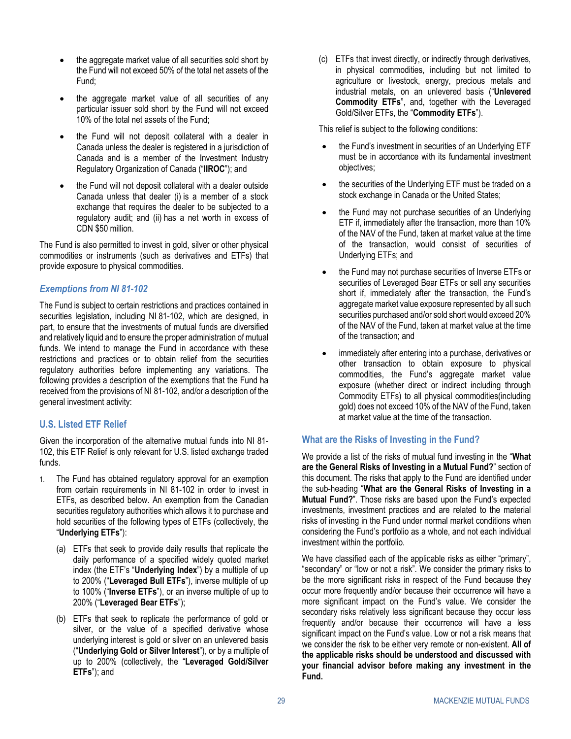- the aggregate market value of all securities sold short by the Fund will not exceed 50% of the total net assets of the Fund;
- the aggregate market value of all securities of any particular issuer sold short by the Fund will not exceed 10% of the total net assets of the Fund;
- the Fund will not deposit collateral with a dealer in Canada unless the dealer is registered in a jurisdiction of Canada and is a member of the Investment Industry Regulatory Organization of Canada ("**IIROC**"); and
- the Fund will not deposit collateral with a dealer outside Canada unless that dealer (i) is a member of a stock exchange that requires the dealer to be subjected to a regulatory audit; and (ii) has a net worth in excess of CDN $50 million.

The Fund is also permitted to invest in gold, silver or other physical commodities or instruments (such as derivatives and ETFs) that provide exposure to physical commodities.

### *Exemptions from NI 81-102*

The Fund is subject to certain restrictions and practices contained in securities legislation, including NI 81-102, which are designed, in part, to ensure that the investments of mutual funds are diversified and relatively liquid and to ensure the proper administration of mutual funds. We intend to manage the Fund in accordance with these restrictions and practices or to obtain relief from the securities regulatory authorities before implementing any variations. The following provides a description of the exemptions that the Fund ha received from the provisions of NI 81-102, and/or a description of the general investment activity:

### U.S. Listed ETF Relief

Given the incorporation of the alternative mutual funds into NI 81-102, this ETF Relief is only relevant for U.S. listed exchange traded funds.

1. The Fund has obtained regulatory approval for an exemption from certain requirements in NI 81-102 in order to invest in ETFs, as described below. An exemption from the Canadian securities regulatory authorities which allows it to purchase and hold securities of the following types of ETFs (collectively, the "**Underlying ETFs**"):

   (a) ETFs that seek to provide daily results that replicate the daily performance of a specified widely quoted market index (the ETF's "**Underlying Index**") by a multiple of up to 200% ("**Leveraged Bull ETFs**"), inverse multiple of up to 100% ("**Inverse ETFs**"), or an inverse multiple of up to 200% ("**Leveraged Bear ETFs**");

   (b) ETFs that seek to replicate the performance of gold or silver, or the value of a specified derivative whose underlying interest is gold or silver on an unlevered basis ("**Underlying Gold or Silver Interest**"), or by a multiple of up to 200% (collectively, the "**Leveraged Gold/Silver ETFs**"); and

   (c) ETFs that invest directly, or indirectly through derivatives, in physical commodities, including but not limited to agriculture or livestock, energy, precious metals and industrial metals, on an unlevered basis ("**Unlevered Commodity ETFs**", and, together with the Leveraged Gold/Silver ETFs, the "**Commodity ETFs**").

This relief is subject to the following conditions:

- the Fund's investment in securities of an Underlying ETF must be in accordance with its fundamental investment objectives;
- the securities of the Underlying ETF must be traded on a stock exchange in Canada or the United States;
- the Fund may not purchase securities of an Underlying ETF if, immediately after the transaction, more than 10% of the NAV of the Fund, taken at market value at the time of the transaction, would consist of securities of Underlying ETFs; and
- the Fund may not purchase securities of Inverse ETFs or securities of Leveraged Bear ETFs or sell any securities short if, immediately after the transaction, the Fund's aggregate market value exposure represented by all such securities purchased and/or sold short would exceed 20% of the NAV of the Fund, taken at market value at the time of the transaction; and
- immediately after entering into a purchase, derivatives or other transaction to obtain exposure to physical commodities, the Fund's aggregate market value exposure (whether direct or indirect including through Commodity ETFs) to all physical commodities(including gold) does not exceed 10% of the NAV of the Fund, taken at market value at the time of the transaction.

## What are the Risks of Investing in the Fund?

We provide a list of the risks of mutual fund investing in the "**What are the General Risks of Investing in a Mutual Fund?**" section of this document. The risks that apply to the Fund are identified under the sub-heading "**What are the General Risks of Investing in a Mutual Fund?**". Those risks are based upon the Fund's expected investments, investment practices and are related to the material risks of investing in the Fund under normal market conditions when considering the Fund's portfolio as a whole, and not each individual investment within the portfolio.

We have classified each of the applicable risks as either "primary", "secondary" or "low or not a risk". We consider the primary risks to be the more significant risks in respect of the Fund because they occur more frequently and/or because their occurrence will have a more significant impact on the Fund's value. We consider the secondary risks relatively less significant because they occur less frequently and/or because their occurrence will have a less significant impact on the Fund's value. Low or not a risk means that we consider the risk to be either very remote or non-existent. **All of the applicable risks should be understood and discussed with your financial advisor before making any investment in the Fund.**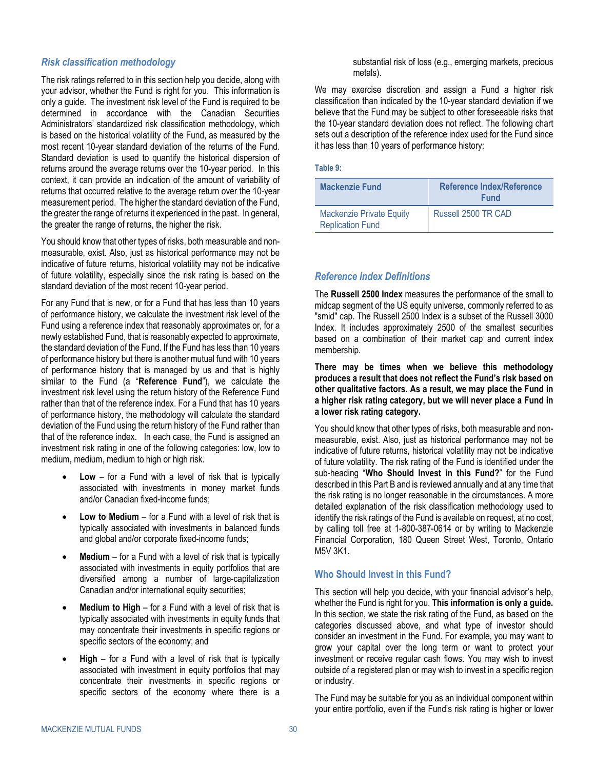### *Risk classification methodology*

The risk ratings referred to in this section help you decide, along with your advisor, whether the Fund is right for you. This information is only a guide. The investment risk level of the Fund is required to be determined in accordance with the Canadian Securities Administrators' standardized risk classification methodology, which is based on the historical volatility of the Fund, as measured by the most recent 10-year standard deviation of the returns of the Fund. Standard deviation is used to quantify the historical dispersion of returns around the average returns over the 10-year period. In this context, it can provide an indication of the amount of variability of returns that occurred relative to the average return over the 10-year measurement period. The higher the standard deviation of the Fund, the greater the range of returns it experienced in the past. In general, the greater the range of returns, the higher the risk.

You should know that other types of risks, both measurable and non-measurable, exist. Also, just as historical performance may not be indicative of future returns, historical volatility may not be indicative of future volatility, especially since the risk rating is based on the standard deviation of the most recent 10-year period.

For any Fund that is new, or for a Fund that has less than 10 years of performance history, we calculate the investment risk level of the Fund using a reference index that reasonably approximates or, for a newly established Fund, that is reasonably expected to approximate, the standard deviation of the Fund. If the Fund has less than 10 years of performance history but there is another mutual fund with 10 years of performance history that is managed by us and that is highly similar to the Fund (a "**Reference Fund**"), we calculate the investment risk level using the return history of the Reference Fund rather than that of the reference index. For a Fund that has 10 years of performance history, the methodology will calculate the standard deviation of the Fund using the return history of the Fund rather than that of the reference index. In each case, the Fund is assigned an investment risk rating in one of the following categories: low, low to medium, medium, medium to high or high risk.

- **Low** – for a Fund with a level of risk that is typically associated with investments in money market funds and/or Canadian fixed-income funds;
- **Low to Medium** – for a Fund with a level of risk that is typically associated with investments in balanced funds and global and/or corporate fixed-income funds;
- **Medium** – for a Fund with a level of risk that is typically associated with investments in equity portfolios that are diversified among a number of large-capitalization Canadian and/or international equity securities;
- **Medium to High** – for a Fund with a level of risk that is typically associated with investments in equity funds that may concentrate their investments in specific regions or specific sectors of the economy; and
- **High** – for a Fund with a level of risk that is typically associated with investment in equity portfolios that may concentrate their investments in specific regions or specific sectors of the economy where there is a substantial risk of loss (e.g., emerging markets, precious metals).

We may exercise discretion and assign a Fund a higher risk classification than indicated by the 10-year standard deviation if we believe that the Fund may be subject to other foreseeable risks that the 10-year standard deviation does not reflect. The following chart sets out a description of the reference index used for the Fund since it has less than 10 years of performance history:

**Table 9:**

| Mackenzie Fund | Reference Index/Reference Fund |
|---|---|
| Mackenzie Private Equity Replication Fund | Russell 2500 TR CAD |

### *Reference Index Definitions*

The **Russell 2500 Index** measures the performance of the small to midcap segment of the US equity universe, commonly referred to as "smid" cap. The Russell 2500 Index is a subset of the Russell 3000 Index. It includes approximately 2500 of the smallest securities based on a combination of their market cap and current index membership.

**There may be times when we believe this methodology produces a result that does not reflect the Fund's risk based on other qualitative factors. As a result, we may place the Fund in a higher risk rating category, but we will never place a Fund in a lower risk rating category.**

You should know that other types of risks, both measurable and non-measurable, exist. Also, just as historical performance may not be indicative of future returns, historical volatility may not be indicative of future volatility. The risk rating of the Fund is identified under the sub-heading "**Who Should Invest in this Fund?**" for the Fund described in this Part B and is reviewed annually and at any time that the risk rating is no longer reasonable in the circumstances. A more detailed explanation of the risk classification methodology used to identify the risk ratings of the Fund is available on request, at no cost, by calling toll free at 1-800-387-0614 or by writing to Mackenzie Financial Corporation, 180 Queen Street West, Toronto, Ontario M5V 3K1.

### Who Should Invest in this Fund?

This section will help you decide, with your financial advisor's help, whether the Fund is right for you. **This information is only a guide.** In this section, we state the risk rating of the Fund, as based on the categories discussed above, and what type of investor should consider an investment in the Fund. For example, you may want to grow your capital over the long term or want to protect your investment or receive regular cash flows. You may wish to invest outside of a registered plan or may wish to invest in a specific region or industry.

The Fund may be suitable for you as an individual component within your entire portfolio, even if the Fund's risk rating is higher or lower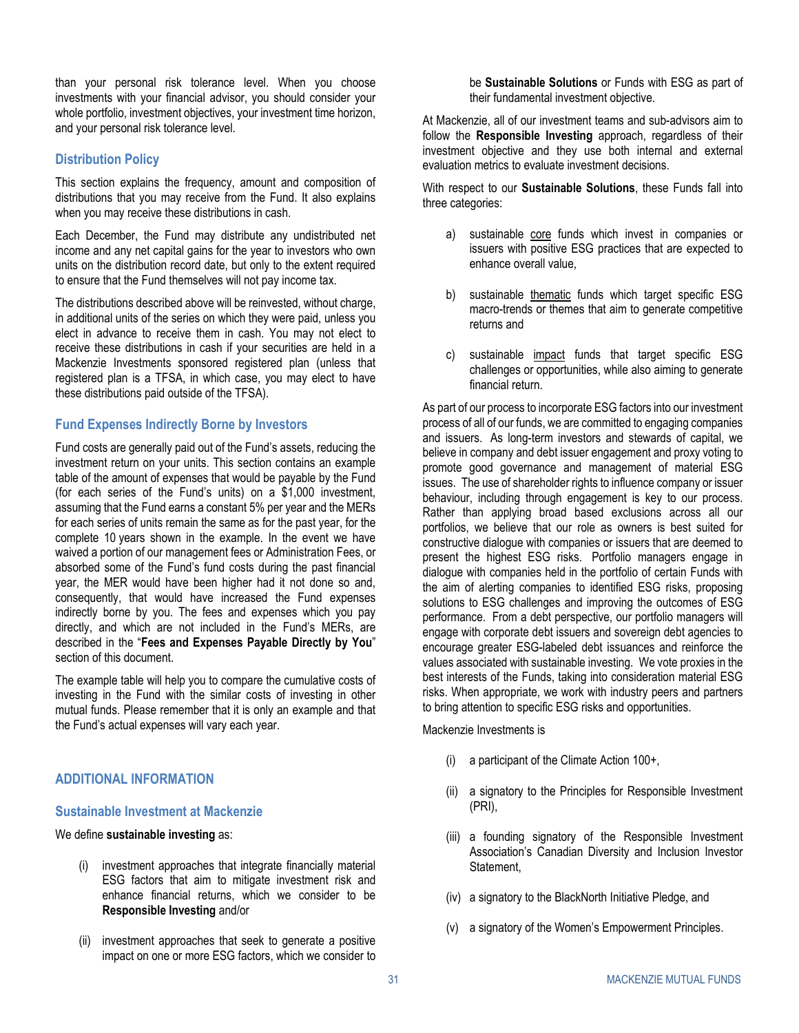than your personal risk tolerance level. When you choose investments with your financial advisor, you should consider your whole portfolio, investment objectives, your investment time horizon, and your personal risk tolerance level.

### Distribution Policy

This section explains the frequency, amount and composition of distributions that you may receive from the Fund. It also explains when you may receive these distributions in cash.

Each December, the Fund may distribute any undistributed net income and any net capital gains for the year to investors who own units on the distribution record date, but only to the extent required to ensure that the Fund themselves will not pay income tax.

The distributions described above will be reinvested, without charge, in additional units of the series on which they were paid, unless you elect in advance to receive them in cash. You may not elect to receive these distributions in cash if your securities are held in a Mackenzie Investments sponsored registered plan (unless that registered plan is a TFSA, in which case, you may elect to have these distributions paid outside of the TFSA).

### Fund Expenses Indirectly Borne by Investors

Fund costs are generally paid out of the Fund's assets, reducing the investment return on your units. This section contains an example table of the amount of expenses that would be payable by the Fund (for each series of the Fund's units) on a $1,000 investment, assuming that the Fund earns a constant 5% per year and the MERs for each series of units remain the same as for the past year, for the complete 10 years shown in the example. In the event we have waived a portion of our management fees or Administration Fees, or absorbed some of the Fund's fund costs during the past financial year, the MER would have been higher had it not done so and, consequently, that would have increased the Fund expenses indirectly borne by you. The fees and expenses which you pay directly, and which are not included in the Fund's MERs, are described in the "**Fees and Expenses Payable Directly by You**" section of this document.

The example table will help you to compare the cumulative costs of investing in the Fund with the similar costs of investing in other mutual funds. Please remember that it is only an example and that the Fund's actual expenses will vary each year.

## ADDITIONAL INFORMATION

### Sustainable Investment at Mackenzie

We define **sustainable investing** as:

(i) investment approaches that integrate financially material ESG factors that aim to mitigate investment risk and enhance financial returns, which we consider to be **Responsible Investing** and/or

(ii) investment approaches that seek to generate a positive impact on one or more ESG factors, which we consider to be **Sustainable Solutions** or Funds with ESG as part of their fundamental investment objective.

At Mackenzie, all of our investment teams and sub-advisors aim to follow the **Responsible Investing** approach, regardless of their investment objective and they use both internal and external evaluation metrics to evaluate investment decisions.

With respect to our **Sustainable Solutions**, these Funds fall into three categories:

a) sustainable core funds which invest in companies or issuers with positive ESG practices that are expected to enhance overall value,

b) sustainable thematic funds which target specific ESG macro-trends or themes that aim to generate competitive returns and

c) sustainable impact funds that target specific ESG challenges or opportunities, while also aiming to generate financial return.

As part of our process to incorporate ESG factors into our investment process of all of our funds, we are committed to engaging companies and issuers. As long-term investors and stewards of capital, we believe in company and debt issuer engagement and proxy voting to promote good governance and management of material ESG issues. The use of shareholder rights to influence company or issuer behaviour, including through engagement is key to our process. Rather than applying broad based exclusions across all our portfolios, we believe that our role as owners is best suited for constructive dialogue with companies or issuers that are deemed to present the highest ESG risks. Portfolio managers engage in dialogue with companies held in the portfolio of certain Funds with the aim of alerting companies to identified ESG risks, proposing solutions to ESG challenges and improving the outcomes of ESG performance. From a debt perspective, our portfolio managers will engage with corporate debt issuers and sovereign debt agencies to encourage greater ESG-labeled debt issuances and reinforce the values associated with sustainable investing. We vote proxies in the best interests of the Funds, taking into consideration material ESG risks. When appropriate, we work with industry peers and partners to bring attention to specific ESG risks and opportunities.

Mackenzie Investments is

(i) a participant of the Climate Action 100+,

(ii) a signatory to the Principles for Responsible Investment (PRI),

(iii) a founding signatory of the Responsible Investment Association's Canadian Diversity and Inclusion Investor Statement,

(iv) a signatory to the BlackNorth Initiative Pledge, and

(v) a signatory of the Women's Empowerment Principles.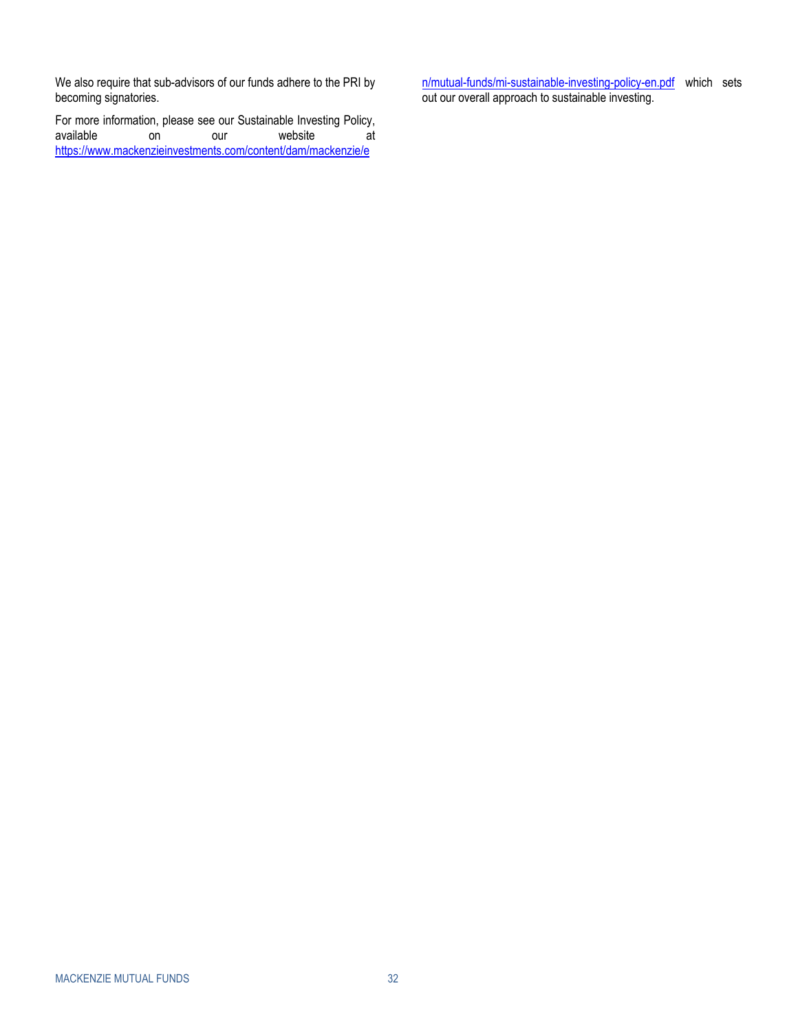We also require that sub-advisors of our funds adhere to the PRI by becoming signatories.

For more information, please see our Sustainable Investing Policy, available on our website at https://www.mackenzieinvestments.com/content/dam/mackenzie/en/mutual-funds/mi-sustainable-investing-policy-en.pdf which sets out our overall approach to sustainable investing.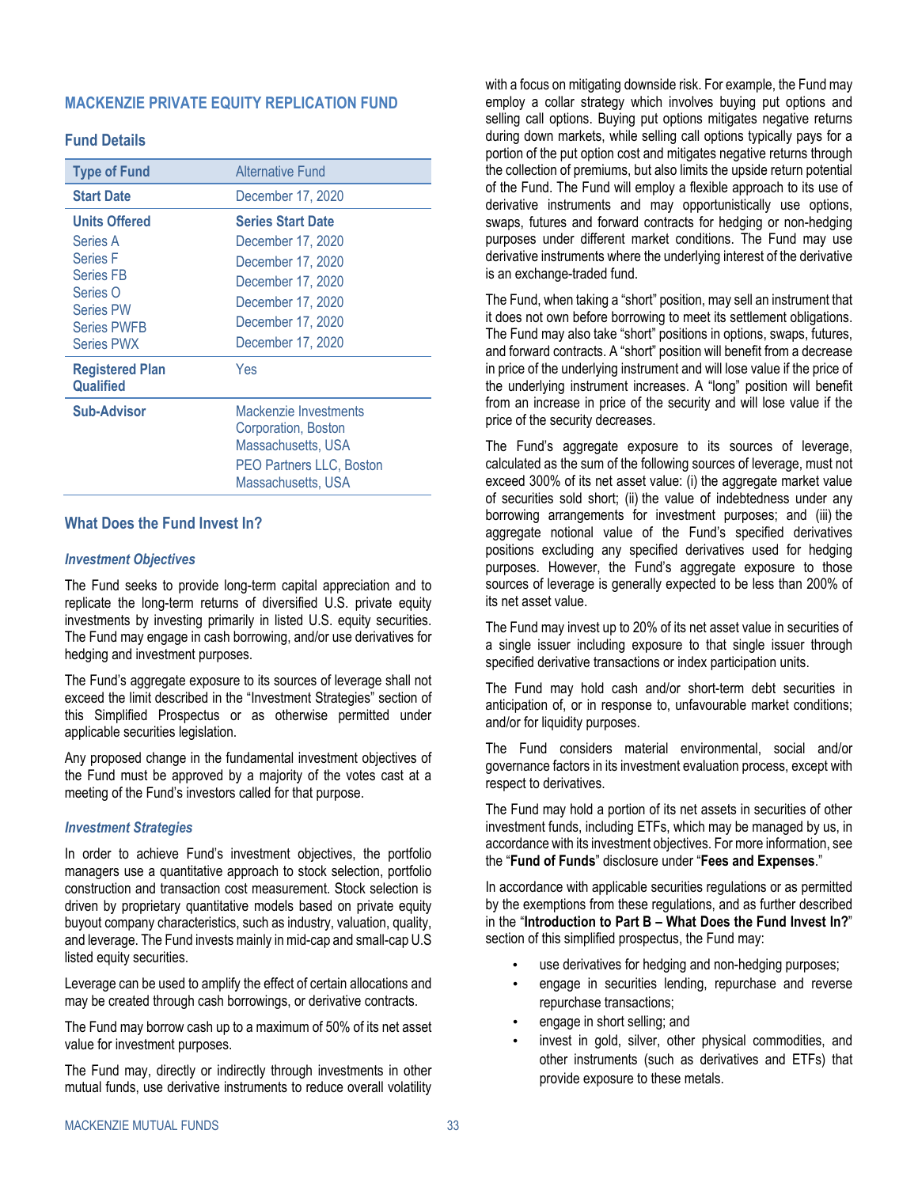## MACKENZIE PRIVATE EQUITY REPLICATION FUND

### Fund Details

| Type of Fund | Alternative Fund |
|---|---|
| **Start Date** | December 17, 2020 |
| **Units Offered** | **Series Start Date** |
| Series A | December 17, 2020 |
| Series F | December 17, 2020 |
| Series FB | December 17, 2020 |
| Series O | December 17, 2020 |
| Series PW | December 17, 2020 |
| Series PWFB | December 17, 2020 |
| Series PWX | December 17, 2020 |
| **Registered Plan Qualified** | Yes |
| **Sub-Advisor** | Mackenzie Investments Corporation, Boston Massachusetts, USA<br>PEO Partners LLC, Boston Massachusetts, USA |

### What Does the Fund Invest In?

#### *Investment Objectives*

The Fund seeks to provide long-term capital appreciation and to replicate the long-term returns of diversified U.S. private equity investments by investing primarily in listed U.S. equity securities. The Fund may engage in cash borrowing, and/or use derivatives for hedging and investment purposes.

The Fund's aggregate exposure to its sources of leverage shall not exceed the limit described in the "Investment Strategies" section of this Simplified Prospectus or as otherwise permitted under applicable securities legislation.

Any proposed change in the fundamental investment objectives of the Fund must be approved by a majority of the votes cast at a meeting of the Fund's investors called for that purpose.

#### *Investment Strategies*

In order to achieve Fund's investment objectives, the portfolio managers use a quantitative approach to stock selection, portfolio construction and transaction cost measurement. Stock selection is driven by proprietary quantitative models based on private equity buyout company characteristics, such as industry, valuation, quality, and leverage. The Fund invests mainly in mid-cap and small-cap U.S listed equity securities.

Leverage can be used to amplify the effect of certain allocations and may be created through cash borrowings, or derivative contracts.

The Fund may borrow cash up to a maximum of 50% of its net asset value for investment purposes.

The Fund may, directly or indirectly through investments in other mutual funds, use derivative instruments to reduce overall volatility with a focus on mitigating downside risk. For example, the Fund may employ a collar strategy which involves buying put options and selling call options. Buying put options mitigates negative returns during down markets, while selling call options typically pays for a portion of the put option cost and mitigates negative returns through the collection of premiums, but also limits the upside return potential of the Fund. The Fund will employ a flexible approach to its use of derivative instruments and may opportunistically use options, swaps, futures and forward contracts for hedging or non-hedging purposes under different market conditions. The Fund may use derivative instruments where the underlying interest of the derivative is an exchange-traded fund.

The Fund, when taking a "short" position, may sell an instrument that it does not own before borrowing it to meet its settlement obligations. The Fund may also take "short" positions in options, swaps, futures, and forward contracts. A "short" position will benefit from a decrease in price of the underlying instrument and will lose value if the price of the underlying instrument increases. A "long" position will benefit from an increase in price of the security and will lose value if the price of the security decreases.

The Fund's aggregate exposure to its sources of leverage, calculated as the sum of the following sources of leverage, must not exceed 300% of its net asset value: (i) the aggregate market value of securities sold short; (ii) the value of indebtedness under any borrowing arrangements for investment purposes; and (iii) the aggregate notional value of the Fund's specified derivatives positions excluding any specified derivatives used for hedging purposes. However, the Fund's aggregate exposure to those sources of leverage is generally expected to be less than 200% of its net asset value.

The Fund may invest up to 20% of its net asset value in securities of a single issuer including exposure to that single issuer through specified derivative transactions or index participation units.

The Fund may hold cash and/or short-term debt securities in anticipation of, or in response to, unfavourable market conditions; and/or for liquidity purposes.

The Fund considers material environmental, social and/or governance factors in its investment evaluation process, except with respect to derivatives.

The Fund may hold a portion of its net assets in securities of other investment funds, including ETFs, which may be managed by us, in accordance with its investment objectives. For more information, see the "**Fund of Funds**" disclosure under "**Fees and Expenses**."

In accordance with applicable securities regulations or as permitted by the exemptions from these regulations, and as further described in the "**Introduction to Part B – What Does the Fund Invest In?**" section of this simplified prospectus, the Fund may:

- use derivatives for hedging and non-hedging purposes;
- engage in securities lending, repurchase and reverse repurchase transactions;
- engage in short selling; and
- invest in gold, silver, other physical commodities, and other instruments (such as derivatives and ETFs) that provide exposure to these metals.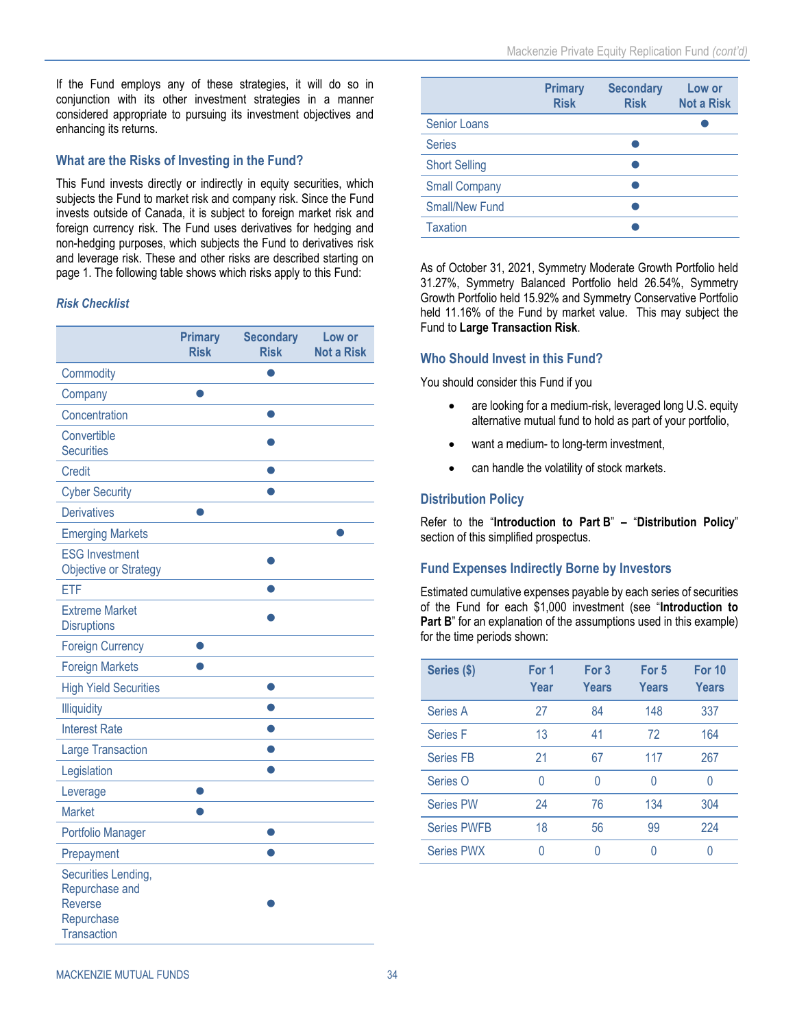If the Fund employs any of these strategies, it will do so in conjunction with its other investment strategies in a manner considered appropriate to pursuing its investment objectives and enhancing its returns.

### What are the Risks of Investing in the Fund?

This Fund invests directly or indirectly in equity securities, which subjects the Fund to market risk and company risk. Since the Fund invests outside of Canada, it is subject to foreign market risk and foreign currency risk. The Fund uses derivatives for hedging and non-hedging purposes, which subjects the Fund to derivatives risk and leverage risk. These and other risks are described starting on page 1. The following table shows which risks apply to this Fund:

***Risk Checklist***

| | Primary Risk | Secondary Risk | Low or Not a Risk |
|---|---|---|---|
| Commodity | | ● | |
| Company | ● | | |
| Concentration | | ● | |
| Convertible Securities | | ● | |
| Credit | | ● | |
| Cyber Security | | ● | |
| Derivatives | ● | | |
| Emerging Markets | | | ● |
| ESG Investment Objective or Strategy | | ● | |
| ETF | | ● | |
| Extreme Market Disruptions | | ● | |
| Foreign Currency | ● | | |
| Foreign Markets | ● | | |
| High Yield Securities | | ● | |
| Illiquidity | | ● | |
| Interest Rate | | ● | |
| Large Transaction | | ● | |
| Legislation | | ● | |
| Leverage | ● | | |
| Market | ● | | |
| Portfolio Manager | | ● | |
| Prepayment | | ● | |
| Securities Lending, Repurchase and Reverse Repurchase Transaction | | ● | |
| Senior Loans | | | ● |
| Series | | ● | |
| Short Selling | | ● | |
| Small Company | | ● | |
| Small/New Fund | | ● | |
| Taxation | | ● | |

As of October 31, 2021, Symmetry Moderate Growth Portfolio held 31.27%, Symmetry Balanced Portfolio held 26.54%, Symmetry Growth Portfolio held 15.92% and Symmetry Conservative Portfolio held 11.16% of the Fund by market value. This may subject the Fund to **Large Transaction Risk**.

### Who Should Invest in this Fund?

You should consider this Fund if you

- are looking for a medium-risk, leveraged long U.S. equity alternative mutual fund to hold as part of your portfolio,
- want a medium- to long-term investment,
- can handle the volatility of stock markets.

### Distribution Policy

Refer to the "**Introduction to Part B**" **–** "**Distribution Policy**" section of this simplified prospectus.

### Fund Expenses Indirectly Borne by Investors

Estimated cumulative expenses payable by each series of securities of the Fund for each $1,000 investment (see "**Introduction to Part B**" for an explanation of the assumptions used in this example) for the time periods shown:

| Series ($) | For 1 Year | For 3 Years | For 5 Years | For 10 Years |
|---|---|---|---|---|
| Series A | 27 | 84 | 148 | 337 |
| Series F | 13 | 41 | 72 | 164 |
| Series FB | 21 | 67 | 117 | 267 |
| Series O | 0 | 0 | 0 | 0 |
| Series PW | 24 | 76 | 134 | 304 |
| Series PWFB | 18 | 56 | 99 | 224 |
| Series PWX | 0 | 0 | 0 | 0 |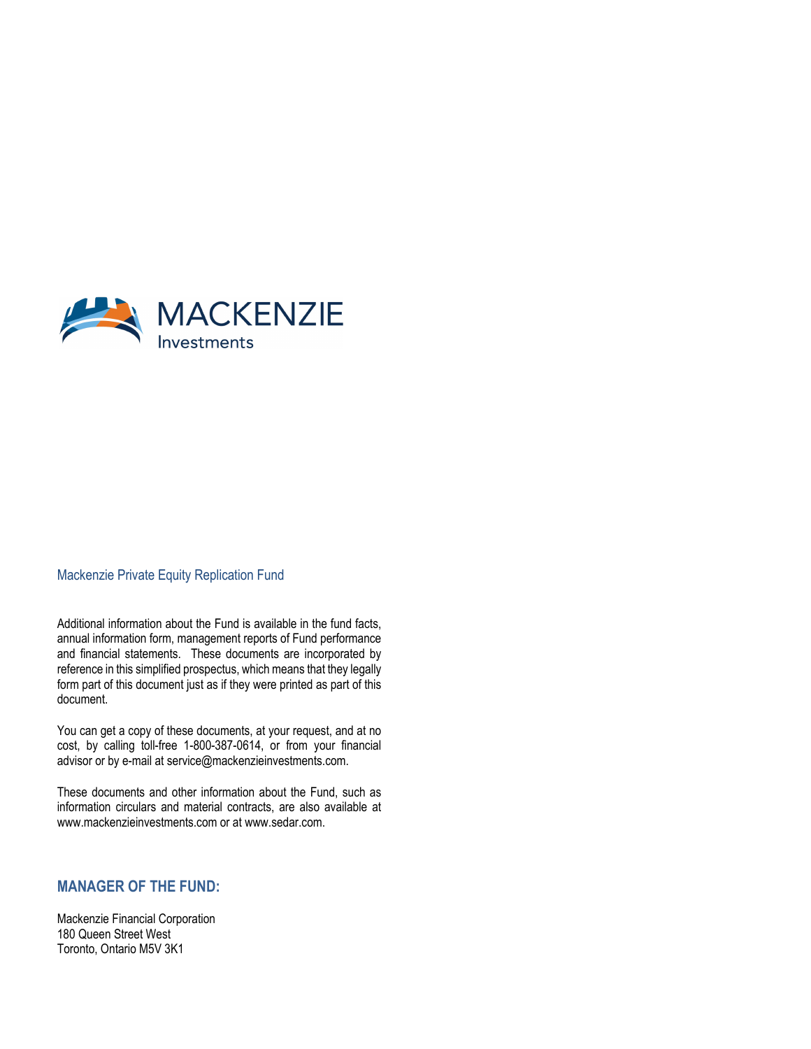MACKENZIE
Investments

Mackenzie Private Equity Replication Fund

Additional information about the Fund is available in the fund facts, annual information form, management reports of Fund performance and financial statements. These documents are incorporated by reference in this simplified prospectus, which means that they legally form part of this document just as if they were printed as part of this document.

You can get a copy of these documents, at your request, and at no cost, by calling toll-free 1-800-387-0614, or from your financial advisor or by e-mail at service@mackenzieinvestments.com.

These documents and other information about the Fund, such as information circulars and material contracts, are also available at www.mackenzieinvestments.com or at www.sedar.com.

## MANAGER OF THE FUND:

Mackenzie Financial Corporation
180 Queen Street West
Toronto, Ontario M5V 3K1